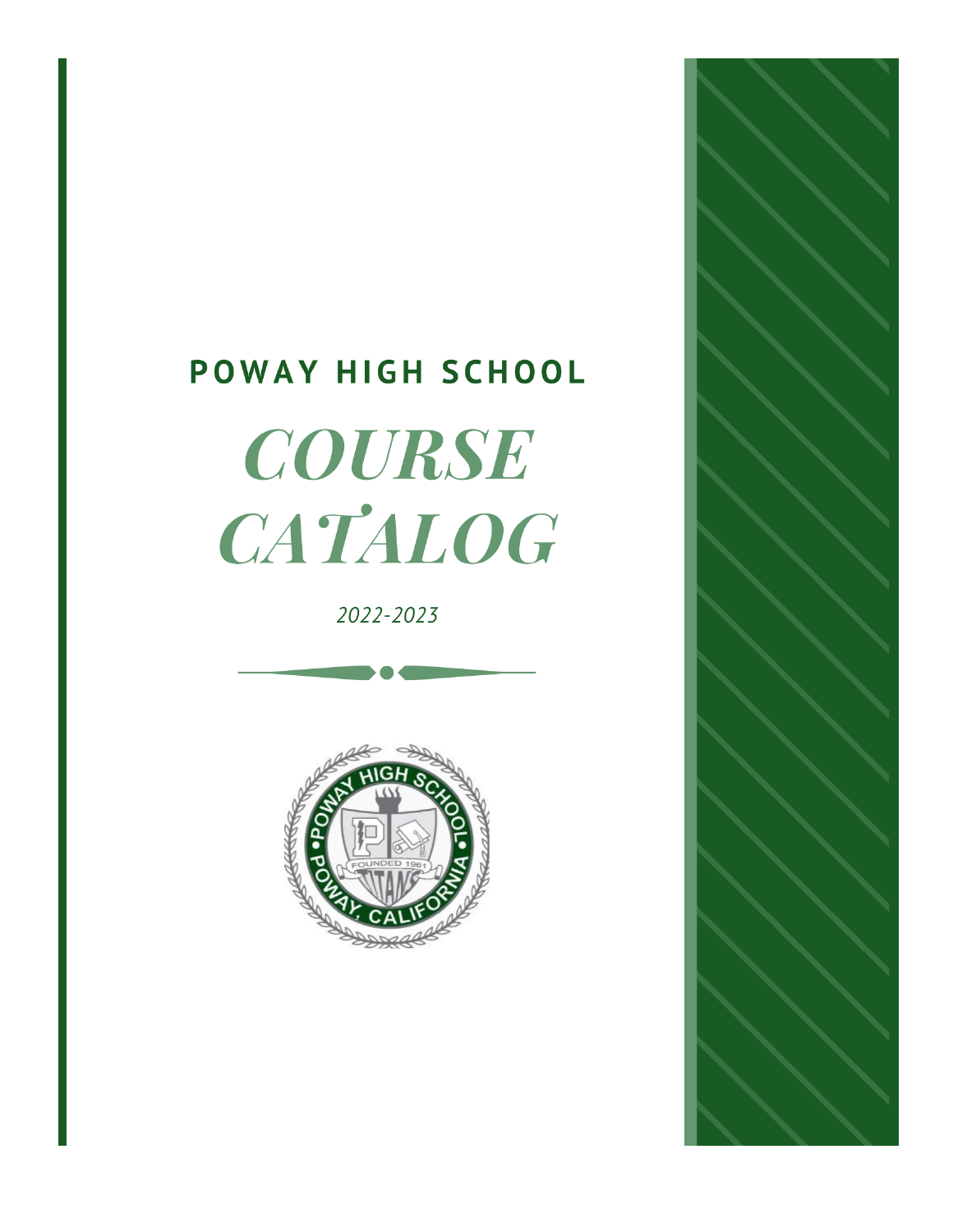# POWAY HIGH SCHOOL

# *COURSE CATALOG*

*2022-2023*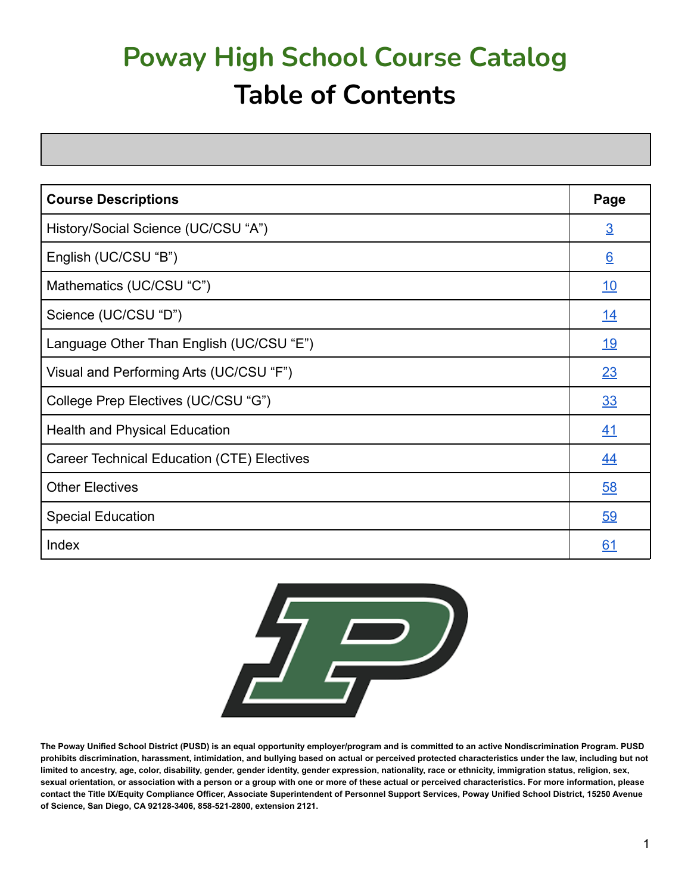# Poway High School Course Catalog

# Table of Contents

| Course Descriptions | Page |
|---|---|
| History/Social Science (UC/CSU "A") | 3 |
| English (UC/CSU "B") | 6 |
| Mathematics (UC/CSU "C") | 10 |
| Science (UC/CSU "D") | 14 |
| Language Other Than English (UC/CSU "E") | 19 |
| Visual and Performing Arts (UC/CSU "F") | 23 |
| College Prep Electives (UC/CSU "G") | 33 |
| Health and Physical Education | 41 |
| Career Technical Education (CTE) Electives | 44 |
| Other Electives | 58 |
| Special Education | 59 |
| Index | 61 |

**The Poway Unified School District (PUSD) is an equal opportunity employer/program and is committed to an active Nondiscrimination Program. PUSD prohibits discrimination, harassment, intimidation, and bullying based on actual or perceived protected characteristics under the law, including but not limited to ancestry, age, color, disability, gender, gender identity, gender expression, nationality, race or ethnicity, immigration status, religion, sex, sexual orientation, or association with a person or a group with one or more of these actual or perceived characteristics. For more information, please contact the Title IX/Equity Compliance Officer, Associate Superintendent of Personnel Support Services, Poway Unified School District, 15250 Avenue of Science, San Diego, CA 92128-3406, 858-521-2800, extension 2121.**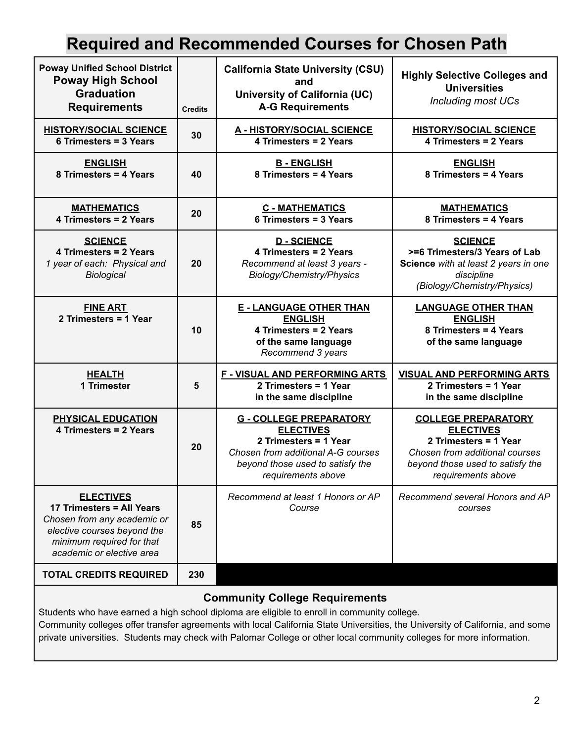# Required and Recommended Courses for Chosen Path

| Poway Unified School District **Poway High School Graduation Requirements** | Credits | **California State University (CSU) and University of California (UC) A-G Requirements** | **Highly Selective Colleges and Universities** *Including most UCs* |
|---|---|---|---|
| **HISTORY/SOCIAL SCIENCE** **6 Trimesters = 3 Years** | 30 | **A - HISTORY/SOCIAL SCIENCE** **4 Trimesters = 2 Years** | **HISTORY/SOCIAL SCIENCE** **4 Trimesters = 2 Years** |
| **ENGLISH** **8 Trimesters = 4 Years** | 40 | **B - ENGLISH** **8 Trimesters = 4 Years** | **ENGLISH** **8 Trimesters = 4 Years** |
| **MATHEMATICS** **4 Trimesters = 2 Years** | 20 | **C - MATHEMATICS** **6 Trimesters = 3 Years** | **MATHEMATICS** **8 Trimesters = 4 Years** |
| **SCIENCE** **4 Trimesters = 2 Years** *1 year of each: Physical and Biological* | 20 | **D - SCIENCE** **4 Trimesters = 2 Years** *Recommend at least 3 years - Biology/Chemistry/Physics* | **SCIENCE** **>=6 Trimesters/3 Years of Lab Science** *with at least 2 years in one discipline (Biology/Chemistry/Physics)* |
| **FINE ART** **2 Trimesters = 1 Year** | 10 | **E - LANGUAGE OTHER THAN ENGLISH** **4 Trimesters = 2 Years of the same language** *Recommend 3 years* | **LANGUAGE OTHER THAN ENGLISH** **8 Trimesters = 4 Years of the same language** |
| **HEALTH** **1 Trimester** | 5 | **F - VISUAL AND PERFORMING ARTS** **2 Trimesters = 1 Year in the same discipline** | **VISUAL AND PERFORMING ARTS** **2 Trimesters = 1 Year in the same discipline** |
| **PHYSICAL EDUCATION** **4 Trimesters = 2 Years** | 20 | **G - COLLEGE PREPARATORY ELECTIVES** **2 Trimesters = 1 Year** *Chosen from additional A-G courses beyond those used to satisfy the requirements above* | **COLLEGE PREPARATORY ELECTIVES** **2 Trimesters = 1 Year** *Chosen from additional courses beyond those used to satisfy the requirements above* |
| **ELECTIVES** **17 Trimesters = All Years** *Chosen from any academic or elective courses beyond the minimum required for that academic or elective area* | 85 | *Recommend at least 1 Honors or AP Course* | *Recommend several Honors and AP courses* |
| **TOTAL CREDITS REQUIRED** | **230** | | |

### Community College Requirements

Students who have earned a high school diploma are eligible to enroll in community college.
Community colleges offer transfer agreements with local California State Universities, the University of California, and some private universities. Students may check with Palomar College or other local community colleges for more information.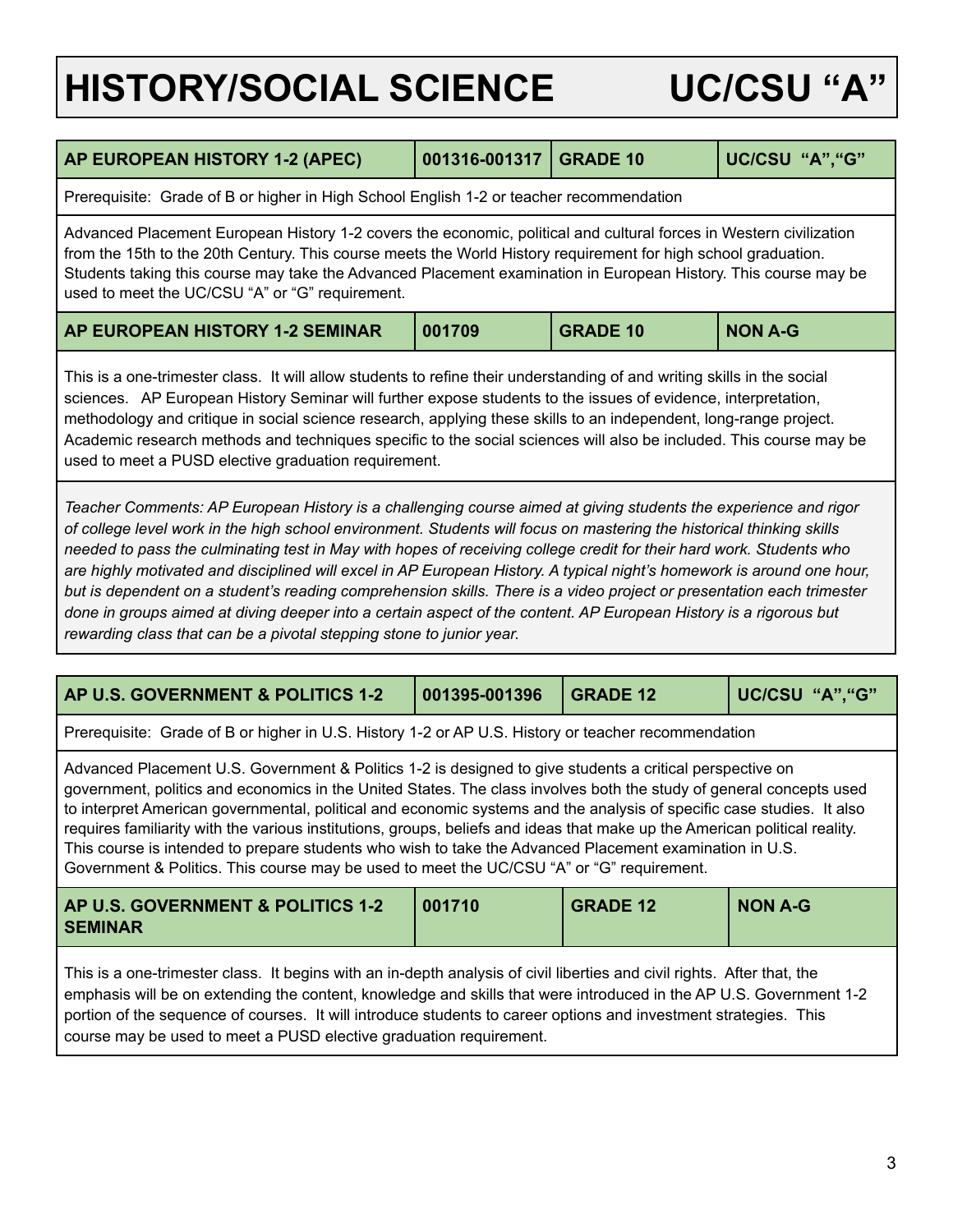# HISTORY/SOCIAL SCIENCE UC/CSU "A"

| AP EUROPEAN HISTORY 1-2 (APEC) | 001316-001317 | GRADE 10 | UC/CSU "A","G" |
|---|---|---|---|

Prerequisite: Grade of B or higher in High School English 1-2 or teacher recommendation

Advanced Placement European History 1-2 covers the economic, political and cultural forces in Western civilization from the 15th to the 20th Century. This course meets the World History requirement for high school graduation. Students taking this course may take the Advanced Placement examination in European History. This course may be used to meet the UC/CSU "A" or "G" requirement.

| AP EUROPEAN HISTORY 1-2 SEMINAR | 001709 | GRADE 10 | NON A-G |
|---|---|---|---|

This is a one-trimester class. It will allow students to refine their understanding of and writing skills in the social sciences. AP European History Seminar will further expose students to the issues of evidence, interpretation, methodology and critique in social science research, applying these skills to an independent, long-range project. Academic research methods and techniques specific to the social sciences will also be included. This course may be used to meet a PUSD elective graduation requirement.

*Teacher Comments: AP European History is a challenging course aimed at giving students the experience and rigor of college level work in the high school environment. Students will focus on mastering the historical thinking skills needed to pass the culminating test in May with hopes of receiving college credit for their hard work. Students who are highly motivated and disciplined will excel in AP European History. A typical night's homework is around one hour, but is dependent on a student's reading comprehension skills. There is a video project or presentation each trimester done in groups aimed at diving deeper into a certain aspect of the content. AP European History is a rigorous but rewarding class that can be a pivotal stepping stone to junior year.*

| AP U.S. GOVERNMENT & POLITICS 1-2 | 001395-001396 | GRADE 12 | UC/CSU "A","G" |
|---|---|---|---|

Prerequisite: Grade of B or higher in U.S. History 1-2 or AP U.S. History or teacher recommendation

Advanced Placement U.S. Government & Politics 1-2 is designed to give students a critical perspective on government, politics and economics in the United States. The class involves both the study of general concepts used to interpret American governmental, political and economic systems and the analysis of specific case studies. It also requires familiarity with the various institutions, groups, beliefs and ideas that make up the American political reality. This course is intended to prepare students who wish to take the Advanced Placement examination in U.S. Government & Politics. This course may be used to meet the UC/CSU "A" or "G" requirement.

| AP U.S. GOVERNMENT & POLITICS 1-2 SEMINAR | 001710 | GRADE 12 | NON A-G |
|---|---|---|---|

This is a one-trimester class. It begins with an in-depth analysis of civil liberties and civil rights. After that, the emphasis will be on extending the content, knowledge and skills that were introduced in the AP U.S. Government 1-2 portion of the sequence of courses. It will introduce students to career options and investment strategies. This course may be used to meet a PUSD elective graduation requirement.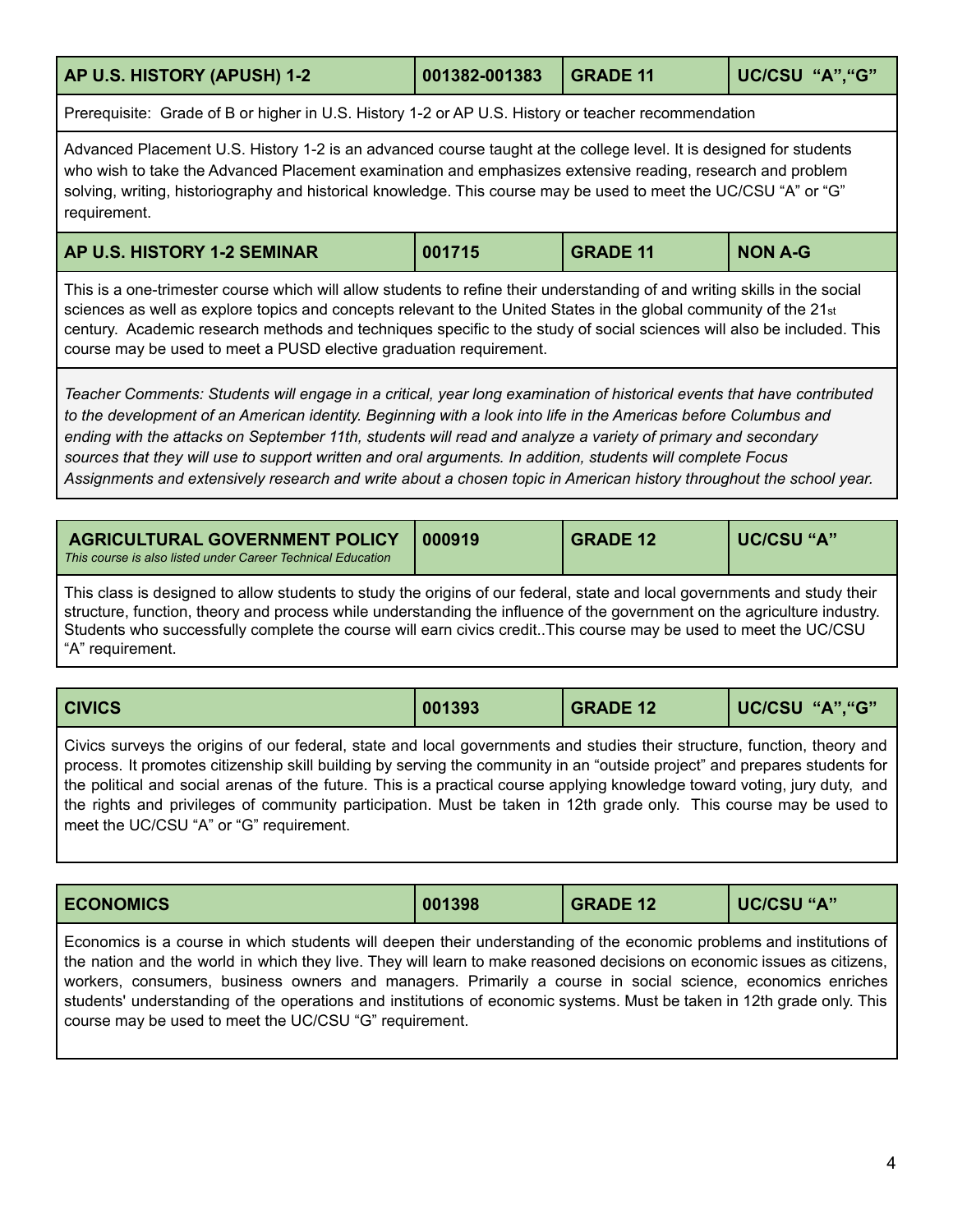| AP U.S. HISTORY (APUSH) 1-2 | 001382-001383 | GRADE 11 | UC/CSU "A","G" |
|---|---|---|---|

Prerequisite: Grade of B or higher in U.S. History 1-2 or AP U.S. History or teacher recommendation

Advanced Placement U.S. History 1-2 is an advanced course taught at the college level. It is designed for students who wish to take the Advanced Placement examination and emphasizes extensive reading, research and problem solving, writing, historiography and historical knowledge. This course may be used to meet the UC/CSU "A" or "G" requirement.

| AP U.S. HISTORY 1-2 SEMINAR | 001715 | GRADE 11 | NON A-G |
|---|---|---|---|

This is a one-trimester course which will allow students to refine their understanding of and writing skills in the social sciences as well as explore topics and concepts relevant to the United States in the global community of the 21st century. Academic research methods and techniques specific to the study of social sciences will also be included. This course may be used to meet a PUSD elective graduation requirement.

*Teacher Comments: Students will engage in a critical, year long examination of historical events that have contributed to the development of an American identity. Beginning with a look into life in the Americas before Columbus and ending with the attacks on September 11th, students will read and analyze a variety of primary and secondary sources that they will use to support written and oral arguments. In addition, students will complete Focus Assignments and extensively research and write about a chosen topic in American history throughout the school year.*

| AGRICULTURAL GOVERNMENT POLICY *This course is also listed under Career Technical Education* | 000919 | GRADE 12 | UC/CSU "A" |
|---|---|---|---|

This class is designed to allow students to study the origins of our federal, state and local governments and study their structure, function, theory and process while understanding the influence of the government on the agriculture industry. Students who successfully complete the course will earn civics credit..This course may be used to meet the UC/CSU "A" requirement.

| CIVICS | 001393 | GRADE 12 | UC/CSU "A","G" |
|---|---|---|---|

Civics surveys the origins of our federal, state and local governments and studies their structure, function, theory and process. It promotes citizenship skill building by serving the community in an "outside project" and prepares students for the political and social arenas of the future. This is a practical course applying knowledge toward voting, jury duty, and the rights and privileges of community participation. Must be taken in 12th grade only. This course may be used to meet the UC/CSU "A" or "G" requirement.

| ECONOMICS | 001398 | GRADE 12 | UC/CSU "A" |
|---|---|---|---|

Economics is a course in which students will deepen their understanding of the economic problems and institutions of the nation and the world in which they live. They will learn to make reasoned decisions on economic issues as citizens, workers, consumers, business owners and managers. Primarily a course in social science, economics enriches students' understanding of the operations and institutions of economic systems. Must be taken in 12th grade only. This course may be used to meet the UC/CSU "G" requirement.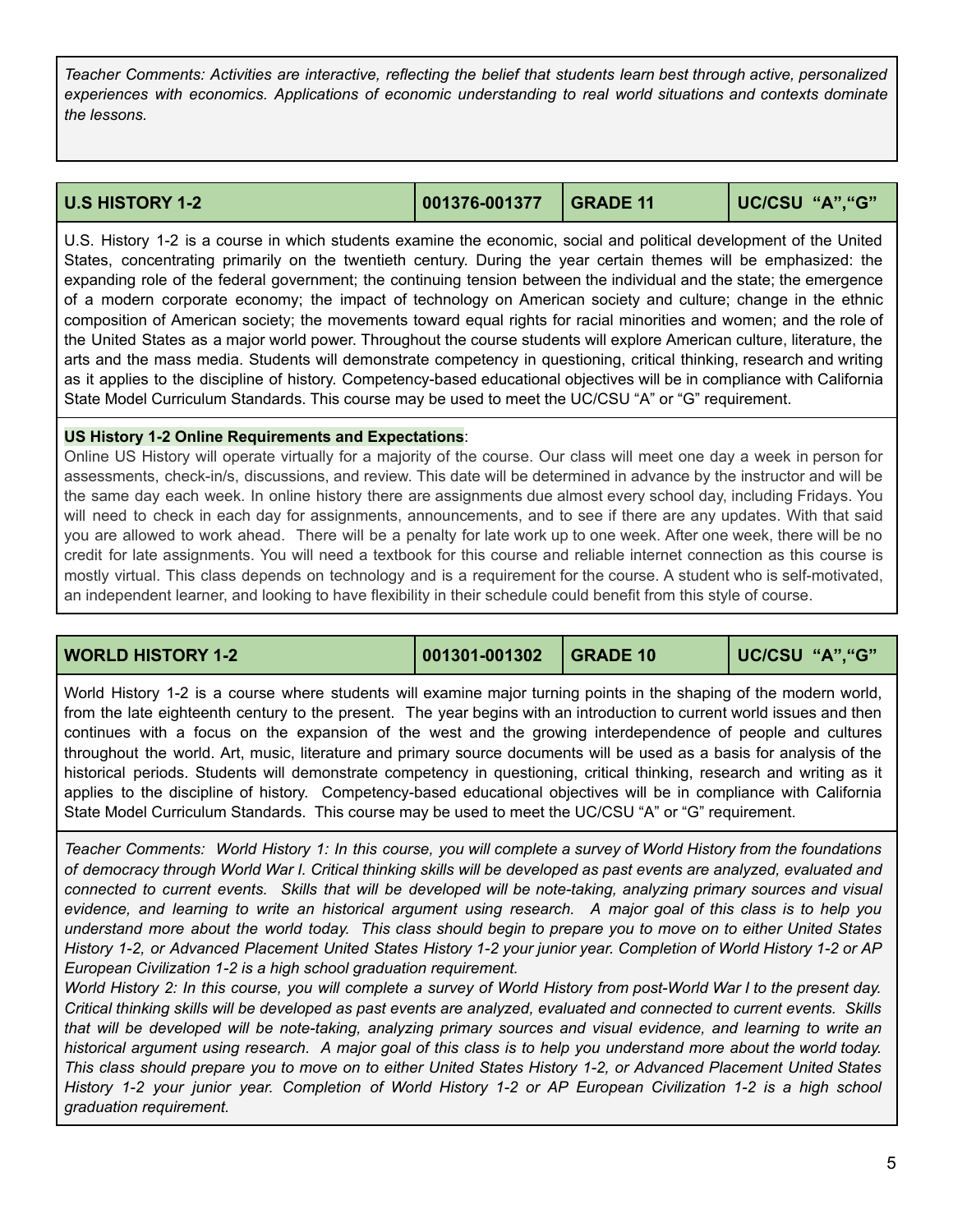*Teacher Comments: Activities are interactive, reflecting the belief that students learn best through active, personalized experiences with economics. Applications of economic understanding to real world situations and contexts dominate the lessons.*

| U.S HISTORY 1-2 | 001376-001377 | GRADE 11 | UC/CSU "A","G" |
|---|---|---|---|

U.S. History 1-2 is a course in which students examine the economic, social and political development of the United States, concentrating primarily on the twentieth century. During the year certain themes will be emphasized: the expanding role of the federal government; the continuing tension between the individual and the state; the emergence of a modern corporate economy; the impact of technology on American society and culture; change in the ethnic composition of American society; the movements toward equal rights for racial minorities and women; and the role of the United States as a major world power. Throughout the course students will explore American culture, literature, the arts and the mass media. Students will demonstrate competency in questioning, critical thinking, research and writing as it applies to the discipline of history. Competency-based educational objectives will be in compliance with California State Model Curriculum Standards. This course may be used to meet the UC/CSU "A" or "G" requirement.

**US History 1-2 Online Requirements and Expectations**:
Online US History will operate virtually for a majority of the course. Our class will meet one day a week in person for assessments, check-in/s, discussions, and review. This date will be determined in advance by the instructor and will be the same day each week. In online history there are assignments due almost every school day, including Fridays. You will need to check in each day for assignments, announcements, and to see if there are any updates. With that said you are allowed to work ahead. There will be a penalty for late work up to one week. After one week, there will be no credit for late assignments. You will need a textbook for this course and reliable internet connection as this course is mostly virtual. This class depends on technology and is a requirement for the course. A student who is self-motivated, an independent learner, and looking to have flexibility in their schedule could benefit from this style of course.

| WORLD HISTORY 1-2 | 001301-001302 | GRADE 10 | UC/CSU "A","G" |
|---|---|---|---|

World History 1-2 is a course where students will examine major turning points in the shaping of the modern world, from the late eighteenth century to the present. The year begins with an introduction to current world issues and then continues with a focus on the expansion of the west and the growing interdependence of people and cultures throughout the world. Art, music, literature and primary source documents will be used as a basis for analysis of the historical periods. Students will demonstrate competency in questioning, critical thinking, research and writing as it applies to the discipline of history. Competency-based educational objectives will be in compliance with California State Model Curriculum Standards. This course may be used to meet the UC/CSU "A" or "G" requirement.

*Teacher Comments: World History 1: In this course, you will complete a survey of World History from the foundations of democracy through World War I. Critical thinking skills will be developed as past events are analyzed, evaluated and connected to current events. Skills that will be developed will be note-taking, analyzing primary sources and visual evidence, and learning to write an historical argument using research. A major goal of this class is to help you understand more about the world today. This class should begin to prepare you to move on to either United States History 1-2, or Advanced Placement United States History 1-2 your junior year. Completion of World History 1-2 or AP European Civilization 1-2 is a high school graduation requirement.*
*World History 2: In this course, you will complete a survey of World History from post-World War I to the present day. Critical thinking skills will be developed as past events are analyzed, evaluated and connected to current events. Skills that will be developed will be note-taking, analyzing primary sources and visual evidence, and learning to write an historical argument using research. A major goal of this class is to help you understand more about the world today. This class should prepare you to move on to either United States History 1-2, or Advanced Placement United States History 1-2 your junior year. Completion of World History 1-2 or AP European Civilization 1-2 is a high school graduation requirement.*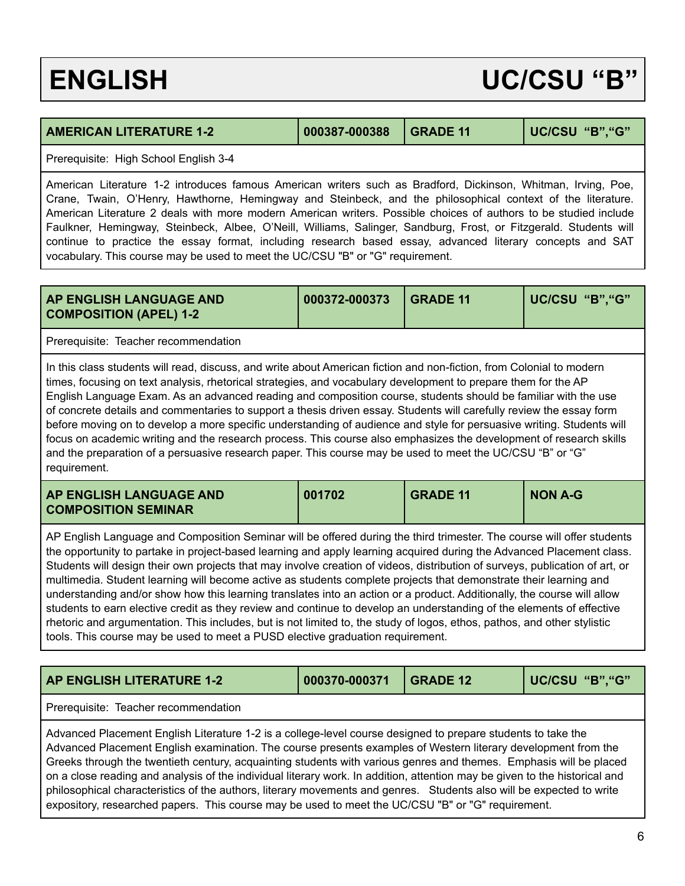# ENGLISH UC/CSU "B"

| AMERICAN LITERATURE 1-2 | 000387-000388 | GRADE 11 | UC/CSU "B","G" |
|---|---|---|---|

Prerequisite: High School English 3-4

American Literature 1-2 introduces famous American writers such as Bradford, Dickinson, Whitman, Irving, Poe, Crane, Twain, O'Henry, Hawthorne, Hemingway and Steinbeck, and the philosophical context of the literature. American Literature 2 deals with more modern American writers. Possible choices of authors to be studied include Faulkner, Hemingway, Steinbeck, Albee, O'Neill, Williams, Salinger, Sandburg, Frost, or Fitzgerald. Students will continue to practice the essay format, including research based essay, advanced literary concepts and SAT vocabulary. This course may be used to meet the UC/CSU "B" or "G" requirement.

| AP ENGLISH LANGUAGE AND COMPOSITION (APEL) 1-2 | 000372-000373 | GRADE 11 | UC/CSU "B","G" |
|---|---|---|---|

Prerequisite: Teacher recommendation

In this class students will read, discuss, and write about American fiction and non-fiction, from Colonial to modern times, focusing on text analysis, rhetorical strategies, and vocabulary development to prepare them for the AP English Language Exam. As an advanced reading and composition course, students should be familiar with the use of concrete details and commentaries to support a thesis driven essay. Students will carefully review the essay form before moving on to develop a more specific understanding of audience and style for persuasive writing. Students will focus on academic writing and the research process. This course also emphasizes the development of research skills and the preparation of a persuasive research paper. This course may be used to meet the UC/CSU "B" or "G" requirement.

| AP ENGLISH LANGUAGE AND COMPOSITION SEMINAR | 001702 | GRADE 11 | NON A-G |
|---|---|---|---|

AP English Language and Composition Seminar will be offered during the third trimester. The course will offer students the opportunity to partake in project-based learning and apply learning acquired during the Advanced Placement class. Students will design their own projects that may involve creation of videos, distribution of surveys, publication of art, or multimedia. Student learning will become active as students complete projects that demonstrate their learning and understanding and/or show how this learning translates into an action or a product. Additionally, the course will allow students to earn elective credit as they review and continue to develop an understanding of the elements of effective rhetoric and argumentation. This includes, but is not limited to, the study of logos, ethos, pathos, and other stylistic tools. This course may be used to meet a PUSD elective graduation requirement.

| AP ENGLISH LITERATURE 1-2 | 000370-000371 | GRADE 12 | UC/CSU "B","G" |
|---|---|---|---|

Prerequisite: Teacher recommendation

Advanced Placement English Literature 1-2 is a college-level course designed to prepare students to take the Advanced Placement English examination. The course presents examples of Western literary development from the Greeks through the twentieth century, acquainting students with various genres and themes. Emphasis will be placed on a close reading and analysis of the individual literary work. In addition, attention may be given to the historical and philosophical characteristics of the authors, literary movements and genres. Students also will be expected to write expository, researched papers. This course may be used to meet the UC/CSU "B" or "G" requirement.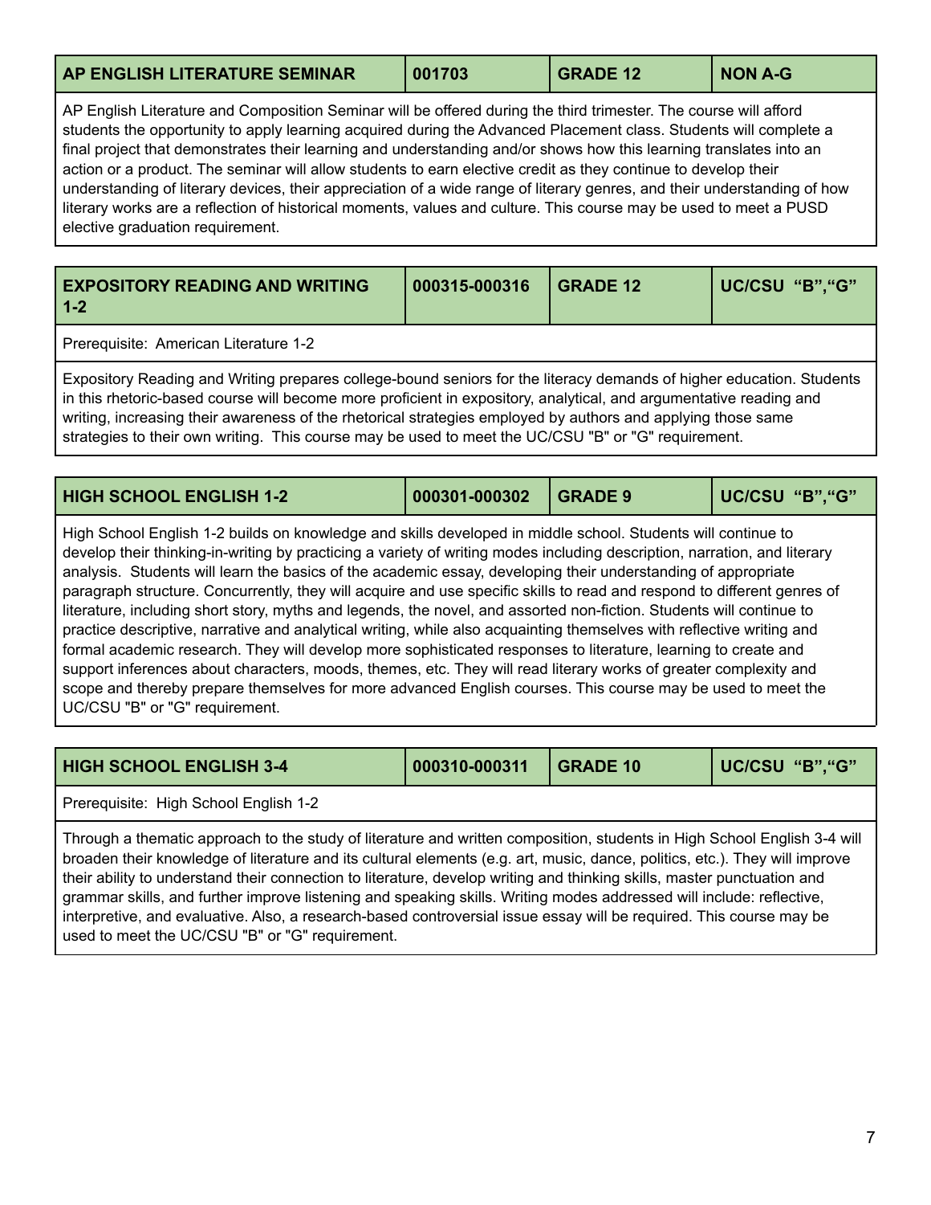| AP ENGLISH LITERATURE SEMINAR | 001703 | GRADE 12 | NON A-G |
|---|---|---|---|

AP English Literature and Composition Seminar will be offered during the third trimester. The course will afford students the opportunity to apply learning acquired during the Advanced Placement class. Students will complete a final project that demonstrates their learning and understanding and/or shows how this learning translates into an action or a product. The seminar will allow students to earn elective credit as they continue to develop their understanding of literary devices, their appreciation of a wide range of literary genres, and their understanding of how literary works are a reflection of historical moments, values and culture. This course may be used to meet a PUSD elective graduation requirement.

| EXPOSITORY READING AND WRITING 1-2 | 000315-000316 | GRADE 12 | UC/CSU "B","G" |
|---|---|---|---|

Prerequisite: American Literature 1-2

Expository Reading and Writing prepares college-bound seniors for the literacy demands of higher education. Students in this rhetoric-based course will become more proficient in expository, analytical, and argumentative reading and writing, increasing their awareness of the rhetorical strategies employed by authors and applying those same strategies to their own writing. This course may be used to meet the UC/CSU "B" or "G" requirement.

| HIGH SCHOOL ENGLISH 1-2 | 000301-000302 | GRADE 9 | UC/CSU "B","G" |
|---|---|---|---|

High School English 1-2 builds on knowledge and skills developed in middle school. Students will continue to develop their thinking-in-writing by practicing a variety of writing modes including description, narration, and literary analysis. Students will learn the basics of the academic essay, developing their understanding of appropriate paragraph structure. Concurrently, they will acquire and use specific skills to read and respond to different genres of literature, including short story, myths and legends, the novel, and assorted non-fiction. Students will continue to practice descriptive, narrative and analytical writing, while also acquainting themselves with reflective writing and formal academic research. They will develop more sophisticated responses to literature, learning to create and support inferences about characters, moods, themes, etc. They will read literary works of greater complexity and scope and thereby prepare themselves for more advanced English courses. This course may be used to meet the UC/CSU "B" or "G" requirement.

| HIGH SCHOOL ENGLISH 3-4 | 000310-000311 | GRADE 10 | UC/CSU "B","G" |
|---|---|---|---|

Prerequisite: High School English 1-2

Through a thematic approach to the study of literature and written composition, students in High School English 3-4 will broaden their knowledge of literature and its cultural elements (e.g. art, music, dance, politics, etc.). They will improve their ability to understand their connection to literature, develop writing and thinking skills, master punctuation and grammar skills, and further improve listening and speaking skills. Writing modes addressed will include: reflective, interpretive, and evaluative. Also, a research-based controversial issue essay will be required. This course may be used to meet the UC/CSU "B" or "G" requirement.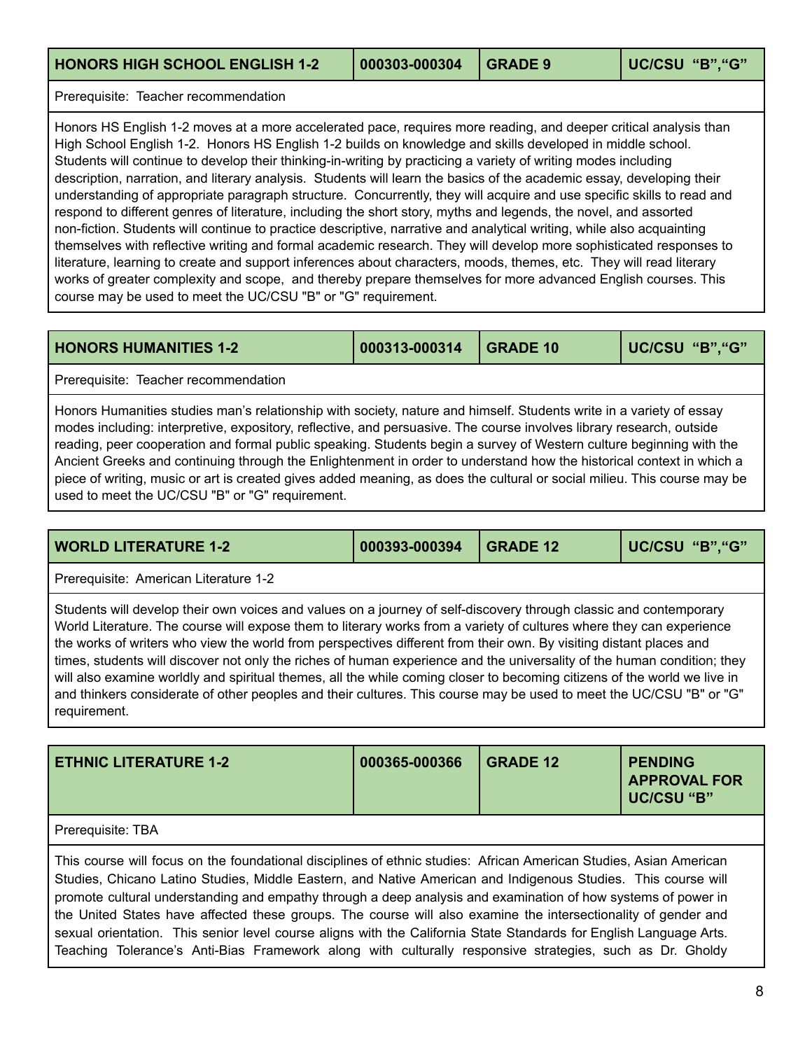| HONORS HIGH SCHOOL ENGLISH 1-2 | 000303-000304 | GRADE 9 | UC/CSU "B","G" |
|---|---|---|---|

Prerequisite: Teacher recommendation

Honors HS English 1-2 moves at a more accelerated pace, requires more reading, and deeper critical analysis than High School English 1-2. Honors HS English 1-2 builds on knowledge and skills developed in middle school. Students will continue to develop their thinking-in-writing by practicing a variety of writing modes including description, narration, and literary analysis. Students will learn the basics of the academic essay, developing their understanding of appropriate paragraph structure. Concurrently, they will acquire and use specific skills to read and respond to different genres of literature, including the short story, myths and legends, the novel, and assorted non-fiction. Students will continue to practice descriptive, narrative and analytical writing, while also acquainting themselves with reflective writing and formal academic research. They will develop more sophisticated responses to literature, learning to create and support inferences about characters, moods, themes, etc. They will read literary works of greater complexity and scope, and thereby prepare themselves for more advanced English courses. This course may be used to meet the UC/CSU "B" or "G" requirement.

| HONORS HUMANITIES 1-2 | 000313-000314 | GRADE 10 | UC/CSU "B","G" |
|---|---|---|---|

Prerequisite: Teacher recommendation

Honors Humanities studies man's relationship with society, nature and himself. Students write in a variety of essay modes including: interpretive, expository, reflective, and persuasive. The course involves library research, outside reading, peer cooperation and formal public speaking. Students begin a survey of Western culture beginning with the Ancient Greeks and continuing through the Enlightenment in order to understand how the historical context in which a piece of writing, music or art is created gives added meaning, as does the cultural or social milieu. This course may be used to meet the UC/CSU "B" or "G" requirement.

| WORLD LITERATURE 1-2 | 000393-000394 | GRADE 12 | UC/CSU "B","G" |
|---|---|---|---|

Prerequisite: American Literature 1-2

Students will develop their own voices and values on a journey of self-discovery through classic and contemporary World Literature. The course will expose them to literary works from a variety of cultures where they can experience the works of writers who view the world from perspectives different from their own. By visiting distant places and times, students will discover not only the riches of human experience and the universality of the human condition; they will also examine worldly and spiritual themes, all the while coming closer to becoming citizens of the world we live in and thinkers considerate of other peoples and their cultures. This course may be used to meet the UC/CSU "B" or "G" requirement.

| ETHNIC LITERATURE 1-2 | 000365-000366 | GRADE 12 | PENDING APPROVAL FOR UC/CSU "B" |
|---|---|---|---|

Prerequisite: TBA

This course will focus on the foundational disciplines of ethnic studies: African American Studies, Asian American Studies, Chicano Latino Studies, Middle Eastern, and Native American and Indigenous Studies. This course will promote cultural understanding and empathy through a deep analysis and examination of how systems of power in the United States have affected these groups. The course will also examine the intersectionality of gender and sexual orientation. This senior level course aligns with the California State Standards for English Language Arts. Teaching Tolerance's Anti-Bias Framework along with culturally responsive strategies, such as Dr. Gholdy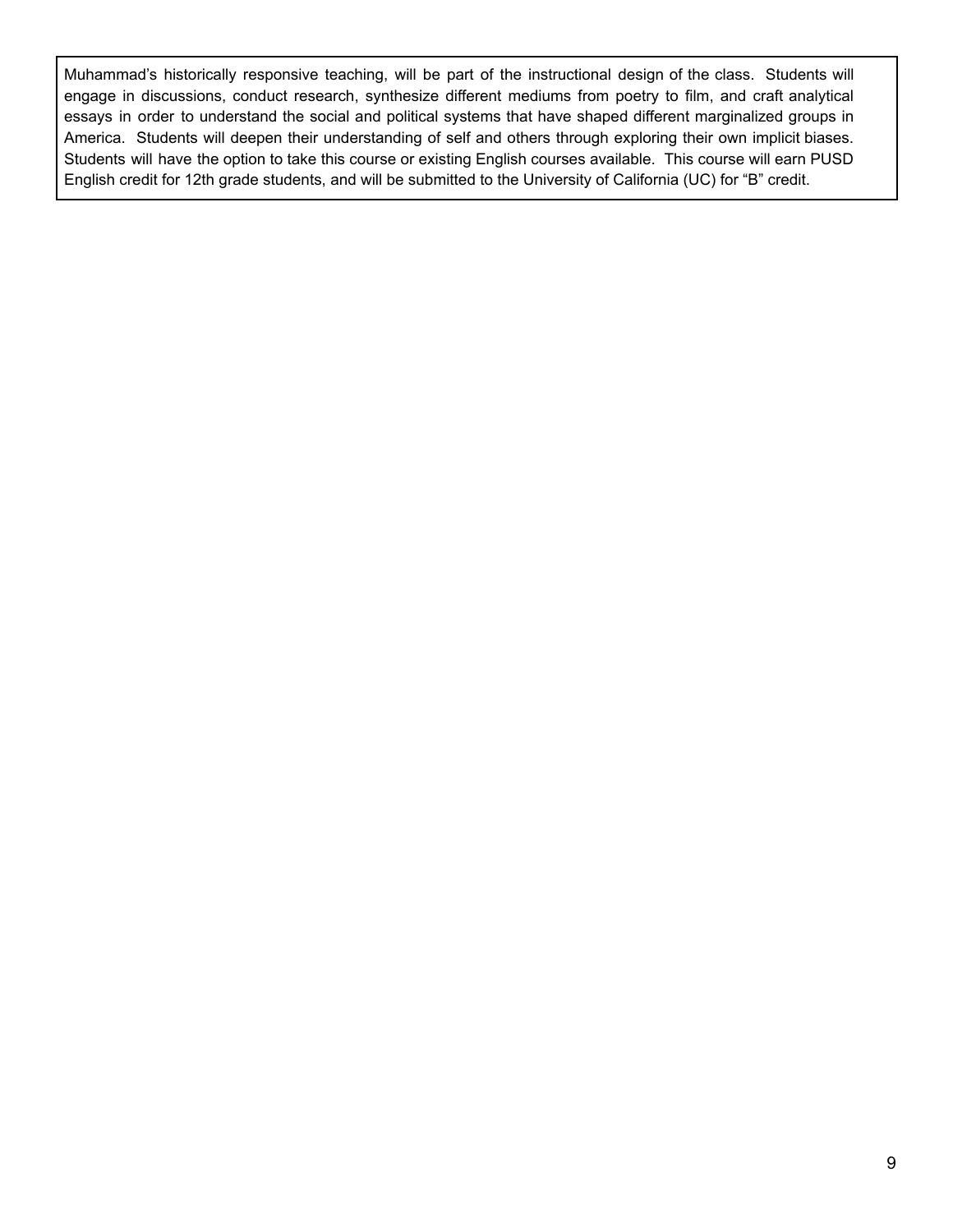Muhammad's historically responsive teaching, will be part of the instructional design of the class. Students will engage in discussions, conduct research, synthesize different mediums from poetry to film, and craft analytical essays in order to understand the social and political systems that have shaped different marginalized groups in America. Students will deepen their understanding of self and others through exploring their own implicit biases. Students will have the option to take this course or existing English courses available. This course will earn PUSD English credit for 12th grade students, and will be submitted to the University of California (UC) for "B" credit.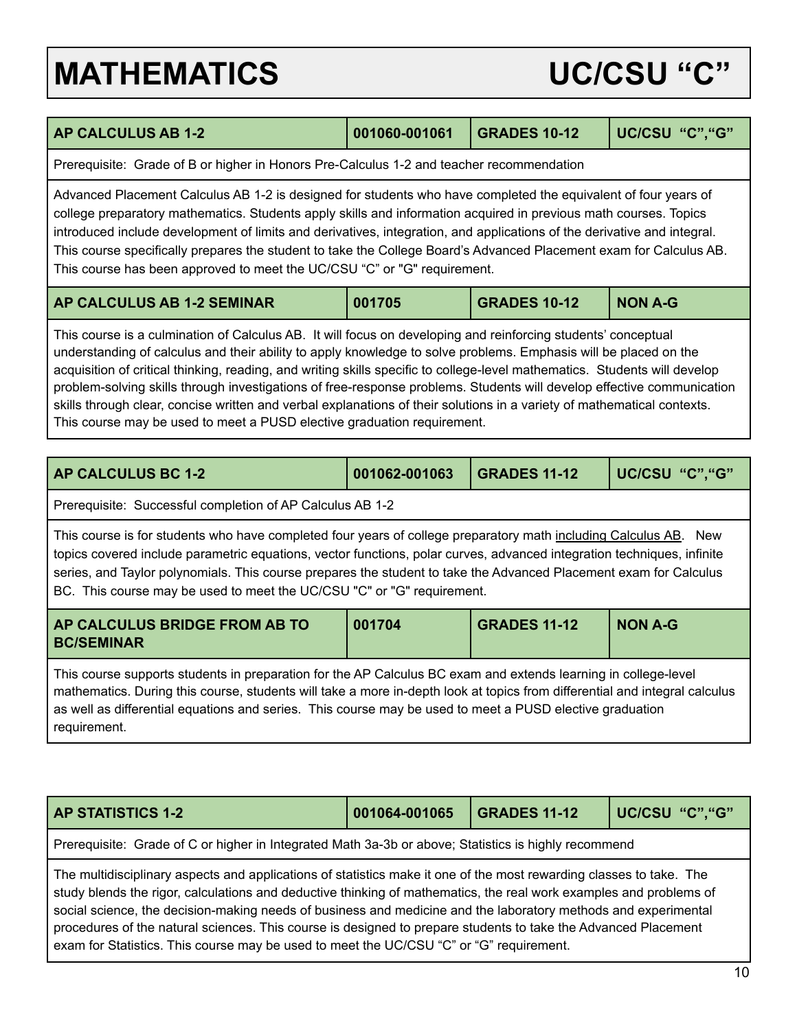# MATHEMATICS UC/CSU "C"

| AP CALCULUS AB 1-2 | 001060-001061 | GRADES 10-12 | UC/CSU "C","G" |
|---|---|---|---|

Prerequisite: Grade of B or higher in Honors Pre-Calculus 1-2 and teacher recommendation

Advanced Placement Calculus AB 1-2 is designed for students who have completed the equivalent of four years of college preparatory mathematics. Students apply skills and information acquired in previous math courses. Topics introduced include development of limits and derivatives, integration, and applications of the derivative and integral. This course specifically prepares the student to take the College Board's Advanced Placement exam for Calculus AB. This course has been approved to meet the UC/CSU "C" or "G" requirement.

| AP CALCULUS AB 1-2 SEMINAR | 001705 | GRADES 10-12 | NON A-G |
|---|---|---|---|

This course is a culmination of Calculus AB. It will focus on developing and reinforcing students' conceptual understanding of calculus and their ability to apply knowledge to solve problems. Emphasis will be placed on the acquisition of critical thinking, reading, and writing skills specific to college-level mathematics. Students will develop problem-solving skills through investigations of free-response problems. Students will develop effective communication skills through clear, concise written and verbal explanations of their solutions in a variety of mathematical contexts. This course may be used to meet a PUSD elective graduation requirement.

| AP CALCULUS BC 1-2 | 001062-001063 | GRADES 11-12 | UC/CSU "C","G" |
|---|---|---|---|

Prerequisite: Successful completion of AP Calculus AB 1-2

This course is for students who have completed four years of college preparatory math including Calculus AB. New topics covered include parametric equations, vector functions, polar curves, advanced integration techniques, infinite series, and Taylor polynomials. This course prepares the student to take the Advanced Placement exam for Calculus BC. This course may be used to meet the UC/CSU "C" or "G" requirement.

| AP CALCULUS BRIDGE FROM AB TO BC/SEMINAR | 001704 | GRADES 11-12 | NON A-G |
|---|---|---|---|

This course supports students in preparation for the AP Calculus BC exam and extends learning in college-level mathematics. During this course, students will take a more in-depth look at topics from differential and integral calculus as well as differential equations and series. This course may be used to meet a PUSD elective graduation requirement.

| AP STATISTICS 1-2 | 001064-001065 | GRADES 11-12 | UC/CSU "C","G" |
|---|---|---|---|

Prerequisite: Grade of C or higher in Integrated Math 3a-3b or above; Statistics is highly recommend

The multidisciplinary aspects and applications of statistics make it one of the most rewarding classes to take. The study blends the rigor, calculations and deductive thinking of mathematics, the real work examples and problems of social science, the decision-making needs of business and medicine and the laboratory methods and experimental procedures of the natural sciences. This course is designed to prepare students to take the Advanced Placement exam for Statistics. This course may be used to meet the UC/CSU "C" or "G" requirement.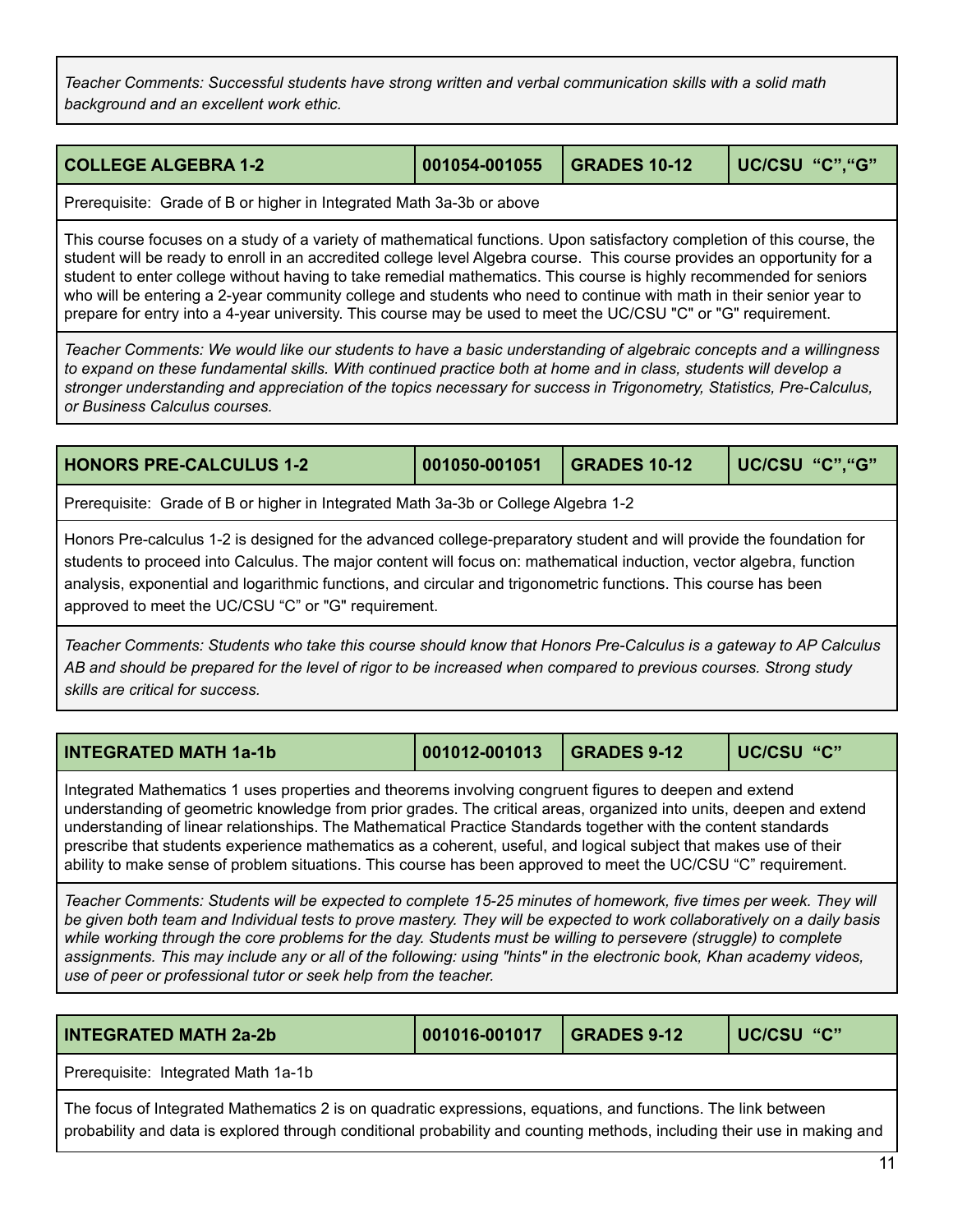*Teacher Comments: Successful students have strong written and verbal communication skills with a solid math background and an excellent work ethic.*

| COLLEGE ALGEBRA 1-2 | 001054-001055 | GRADES 10-12 | UC/CSU "C","G" |
|---|---|---|---|

Prerequisite: Grade of B or higher in Integrated Math 3a-3b or above

This course focuses on a study of a variety of mathematical functions. Upon satisfactory completion of this course, the student will be ready to enroll in an accredited college level Algebra course. This course provides an opportunity for a student to enter college without having to take remedial mathematics. This course is highly recommended for seniors who will be entering a 2-year community college and students who need to continue with math in their senior year to prepare for entry into a 4-year university. This course may be used to meet the UC/CSU "C" or "G" requirement.

*Teacher Comments: We would like our students to have a basic understanding of algebraic concepts and a willingness to expand on these fundamental skills. With continued practice both at home and in class, students will develop a stronger understanding and appreciation of the topics necessary for success in Trigonometry, Statistics, Pre-Calculus, or Business Calculus courses.*

| HONORS PRE-CALCULUS 1-2 | 001050-001051 | GRADES 10-12 | UC/CSU "C","G" |
|---|---|---|---|

Prerequisite: Grade of B or higher in Integrated Math 3a-3b or College Algebra 1-2

Honors Pre-calculus 1-2 is designed for the advanced college-preparatory student and will provide the foundation for students to proceed into Calculus. The major content will focus on: mathematical induction, vector algebra, function analysis, exponential and logarithmic functions, and circular and trigonometric functions. This course has been approved to meet the UC/CSU "C" or "G" requirement.

*Teacher Comments: Students who take this course should know that Honors Pre-Calculus is a gateway to AP Calculus AB and should be prepared for the level of rigor to be increased when compared to previous courses. Strong study skills are critical for success.*

| INTEGRATED MATH 1a-1b | 001012-001013 | GRADES 9-12 | UC/CSU "C" |
|---|---|---|---|

Integrated Mathematics 1 uses properties and theorems involving congruent figures to deepen and extend understanding of geometric knowledge from prior grades. The critical areas, organized into units, deepen and extend understanding of linear relationships. The Mathematical Practice Standards together with the content standards prescribe that students experience mathematics as a coherent, useful, and logical subject that makes use of their ability to make sense of problem situations. This course has been approved to meet the UC/CSU "C" requirement.

*Teacher Comments: Students will be expected to complete 15-25 minutes of homework, five times per week. They will be given both team and Individual tests to prove mastery. They will be expected to work collaboratively on a daily basis while working through the core problems for the day. Students must be willing to persevere (struggle) to complete assignments. This may include any or all of the following: using "hints" in the electronic book, Khan academy videos, use of peer or professional tutor or seek help from the teacher.*

| INTEGRATED MATH 2a-2b | 001016-001017 | GRADES 9-12 | UC/CSU "C" |
|---|---|---|---|

Prerequisite: Integrated Math 1a-1b

The focus of Integrated Mathematics 2 is on quadratic expressions, equations, and functions. The link between probability and data is explored through conditional probability and counting methods, including their use in making and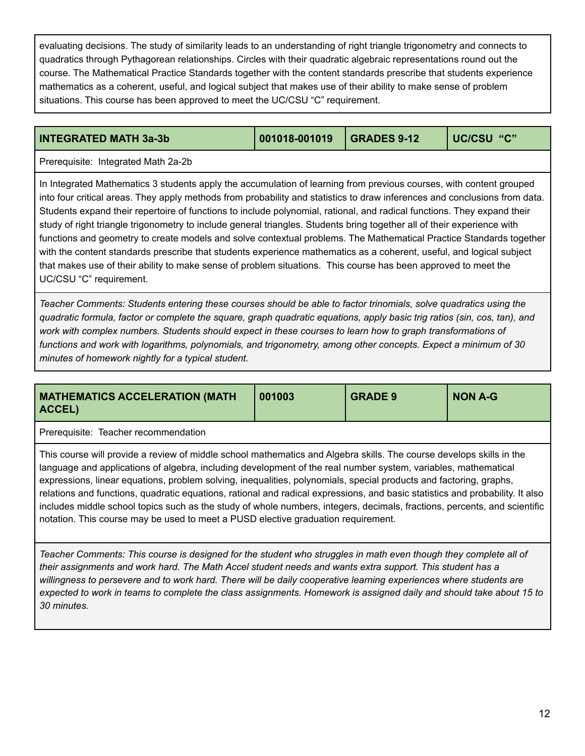evaluating decisions. The study of similarity leads to an understanding of right triangle trigonometry and connects to quadratics through Pythagorean relationships. Circles with their quadratic algebraic representations round out the course. The Mathematical Practice Standards together with the content standards prescribe that students experience mathematics as a coherent, useful, and logical subject that makes use of their ability to make sense of problem situations. This course has been approved to meet the UC/CSU "C" requirement.

| **INTEGRATED MATH 3a-3b** | **001018-001019** | **GRADES 9-12** | **UC/CSU "C"** |
|---|---|---|---|

Prerequisite: Integrated Math 2a-2b

In Integrated Mathematics 3 students apply the accumulation of learning from previous courses, with content grouped into four critical areas. They apply methods from probability and statistics to draw inferences and conclusions from data. Students expand their repertoire of functions to include polynomial, rational, and radical functions. They expand their study of right triangle trigonometry to include general triangles. Students bring together all of their experience with functions and geometry to create models and solve contextual problems. The Mathematical Practice Standards together with the content standards prescribe that students experience mathematics as a coherent, useful, and logical subject that makes use of their ability to make sense of problem situations. This course has been approved to meet the UC/CSU "C" requirement.

*Teacher Comments: Students entering these courses should be able to factor trinomials, solve quadratics using the quadratic formula, factor or complete the square, graph quadratic equations, apply basic trig ratios (sin, cos, tan), and work with complex numbers. Students should expect in these courses to learn how to graph transformations of functions and work with logarithms, polynomials, and trigonometry, among other concepts. Expect a minimum of 30 minutes of homework nightly for a typical student.*

| **MATHEMATICS ACCELERATION (MATH ACCEL)** | **001003** | **GRADE 9** | **NON A-G** |
|---|---|---|---|

Prerequisite: Teacher recommendation

This course will provide a review of middle school mathematics and Algebra skills. The course develops skills in the language and applications of algebra, including development of the real number system, variables, mathematical expressions, linear equations, problem solving, inequalities, polynomials, special products and factoring, graphs, relations and functions, quadratic equations, rational and radical expressions, and basic statistics and probability. It also includes middle school topics such as the study of whole numbers, integers, decimals, fractions, percents, and scientific notation. This course may be used to meet a PUSD elective graduation requirement.

*Teacher Comments: This course is designed for the student who struggles in math even though they complete all of their assignments and work hard. The Math Accel student needs and wants extra support. This student has a willingness to persevere and to work hard. There will be daily cooperative learning experiences where students are expected to work in teams to complete the class assignments. Homework is assigned daily and should take about 15 to 30 minutes.*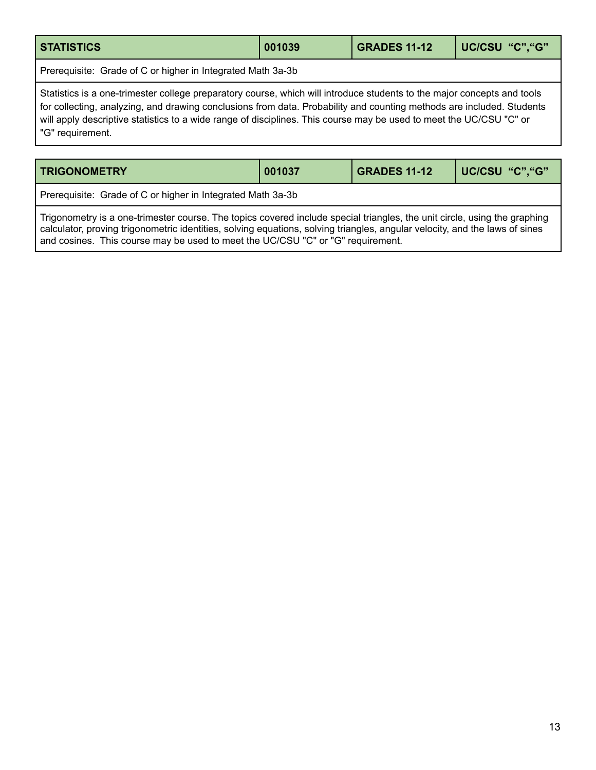| STATISTICS | 001039 | GRADES 11-12 | UC/CSU "C","G" |
|---|---|---|---|
| Prerequisite: Grade of C or higher in Integrated Math 3a-3b | | | |
| Statistics is a one-trimester college preparatory course, which will introduce students to the major concepts and tools for collecting, analyzing, and drawing conclusions from data. Probability and counting methods are included. Students will apply descriptive statistics to a wide range of disciplines. This course may be used to meet the UC/CSU "C" or "G" requirement. | | | |

| TRIGONOMETRY | 001037 | GRADES 11-12 | UC/CSU "C","G" |
|---|---|---|---|
| Prerequisite: Grade of C or higher in Integrated Math 3a-3b | | | |
| Trigonometry is a one-trimester course. The topics covered include special triangles, the unit circle, using the graphing calculator, proving trigonometric identities, solving equations, solving triangles, angular velocity, and the laws of sines and cosines. This course may be used to meet the UC/CSU "C" or "G" requirement. | | | |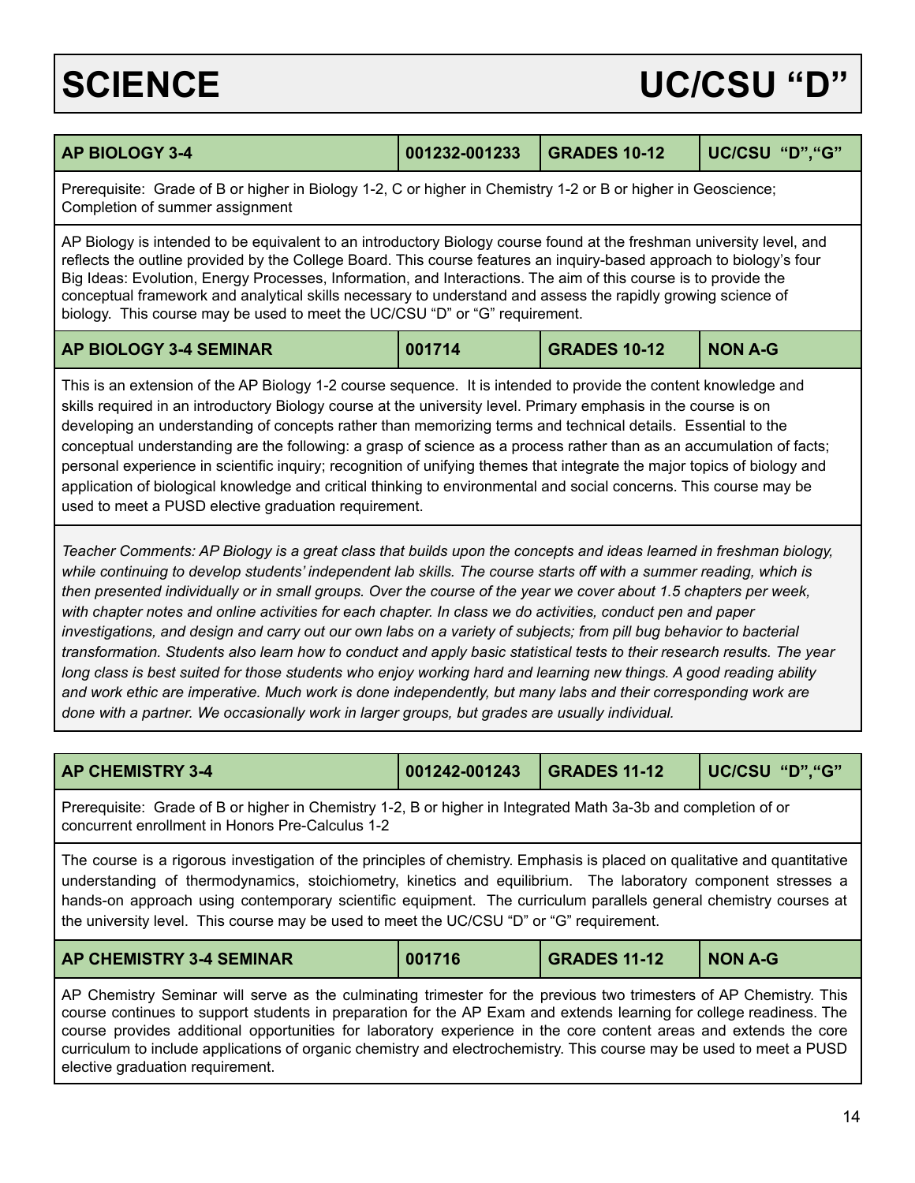# SCIENCE — UC/CSU "D"

| AP BIOLOGY 3-4 | 001232-001233 | GRADES 10-12 | UC/CSU "D","G" |
|---|---|---|---|

Prerequisite: Grade of B or higher in Biology 1-2, C or higher in Chemistry 1-2 or B or higher in Geoscience; Completion of summer assignment

AP Biology is intended to be equivalent to an introductory Biology course found at the freshman university level, and reflects the outline provided by the College Board. This course features an inquiry-based approach to biology's four Big Ideas: Evolution, Energy Processes, Information, and Interactions. The aim of this course is to provide the conceptual framework and analytical skills necessary to understand and assess the rapidly growing science of biology. This course may be used to meet the UC/CSU "D" or "G" requirement.

| AP BIOLOGY 3-4 SEMINAR | 001714 | GRADES 10-12 | NON A-G |
|---|---|---|---|

This is an extension of the AP Biology 1-2 course sequence. It is intended to provide the content knowledge and skills required in an introductory Biology course at the university level. Primary emphasis in the course is on developing an understanding of concepts rather than memorizing terms and technical details. Essential to the conceptual understanding are the following: a grasp of science as a process rather than as an accumulation of facts; personal experience in scientific inquiry; recognition of unifying themes that integrate the major topics of biology and application of biological knowledge and critical thinking to environmental and social concerns. This course may be used to meet a PUSD elective graduation requirement.

*Teacher Comments: AP Biology is a great class that builds upon the concepts and ideas learned in freshman biology, while continuing to develop students' independent lab skills. The course starts off with a summer reading, which is then presented individually or in small groups. Over the course of the year we cover about 1.5 chapters per week, with chapter notes and online activities for each chapter. In class we do activities, conduct pen and paper investigations, and design and carry out our own labs on a variety of subjects; from pill bug behavior to bacterial transformation. Students also learn how to conduct and apply basic statistical tests to their research results. The year long class is best suited for those students who enjoy working hard and learning new things. A good reading ability and work ethic are imperative. Much work is done independently, but many labs and their corresponding work are done with a partner. We occasionally work in larger groups, but grades are usually individual.*

| AP CHEMISTRY 3-4 | 001242-001243 | GRADES 11-12 | UC/CSU "D","G" |
|---|---|---|---|

Prerequisite: Grade of B or higher in Chemistry 1-2, B or higher in Integrated Math 3a-3b and completion of or concurrent enrollment in Honors Pre-Calculus 1-2

The course is a rigorous investigation of the principles of chemistry. Emphasis is placed on qualitative and quantitative understanding of thermodynamics, stoichiometry, kinetics and equilibrium. The laboratory component stresses a hands-on approach using contemporary scientific equipment. The curriculum parallels general chemistry courses at the university level. This course may be used to meet the UC/CSU "D" or "G" requirement.

| AP CHEMISTRY 3-4 SEMINAR | 001716 | GRADES 11-12 | NON A-G |
|---|---|---|---|

AP Chemistry Seminar will serve as the culminating trimester for the previous two trimesters of AP Chemistry. This course continues to support students in preparation for the AP Exam and extends learning for college readiness. The course provides additional opportunities for laboratory experience in the core content areas and extends the core curriculum to include applications of organic chemistry and electrochemistry. This course may be used to meet a PUSD elective graduation requirement.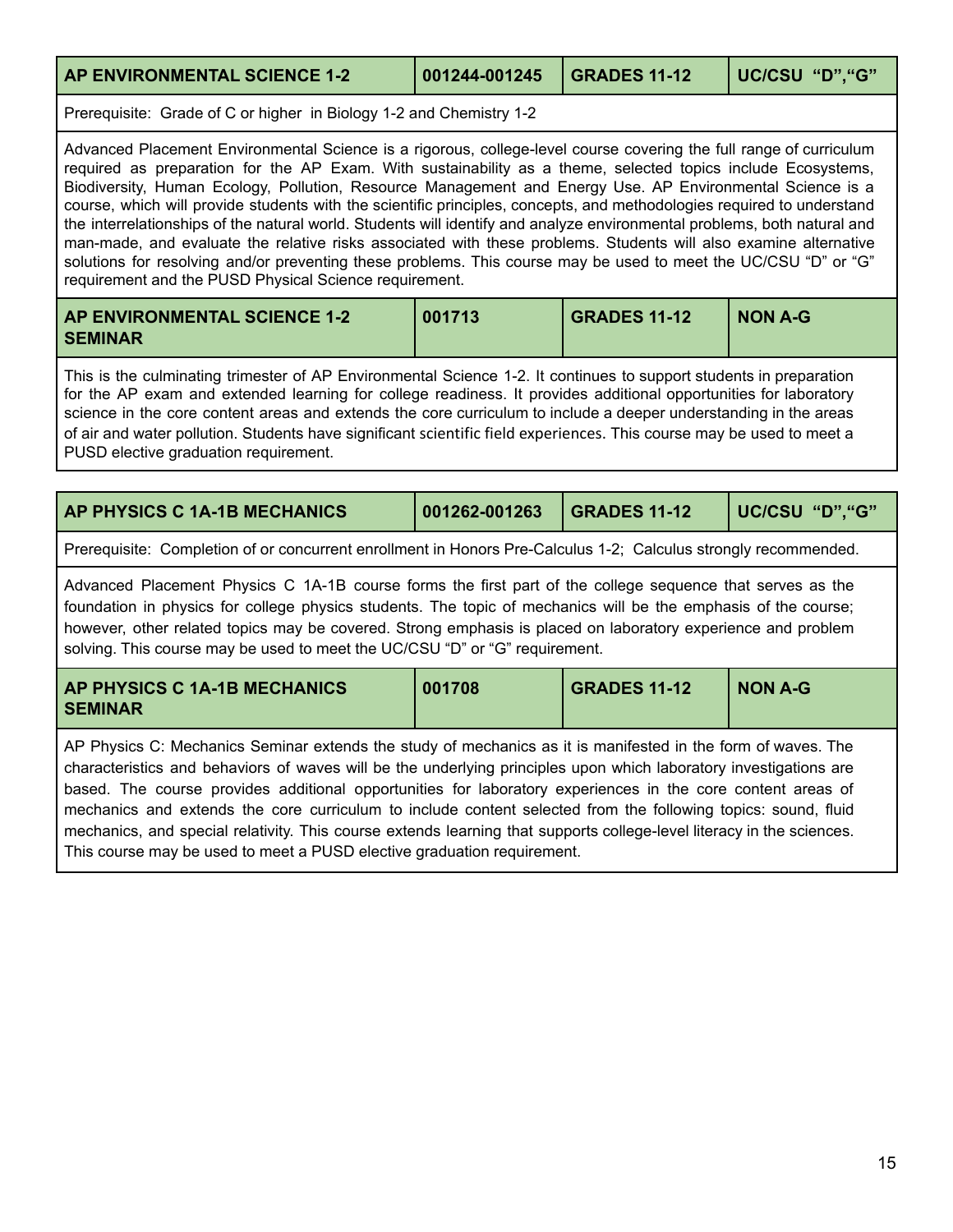| AP ENVIRONMENTAL SCIENCE 1-2 | 001244-001245 | GRADES 11-12 | UC/CSU "D","G" |
|---|---|---|---|

Prerequisite: Grade of C or higher in Biology 1-2 and Chemistry 1-2

Advanced Placement Environmental Science is a rigorous, college-level course covering the full range of curriculum required as preparation for the AP Exam. With sustainability as a theme, selected topics include Ecosystems, Biodiversity, Human Ecology, Pollution, Resource Management and Energy Use. AP Environmental Science is a course, which will provide students with the scientific principles, concepts, and methodologies required to understand the interrelationships of the natural world. Students will identify and analyze environmental problems, both natural and man-made, and evaluate the relative risks associated with these problems. Students will also examine alternative solutions for resolving and/or preventing these problems. This course may be used to meet the UC/CSU "D" or "G" requirement and the PUSD Physical Science requirement.

| AP ENVIRONMENTAL SCIENCE 1-2 SEMINAR | 001713 | GRADES 11-12 | NON A-G |
|---|---|---|---|

This is the culminating trimester of AP Environmental Science 1-2. It continues to support students in preparation for the AP exam and extended learning for college readiness. It provides additional opportunities for laboratory science in the core content areas and extends the core curriculum to include a deeper understanding in the areas of air and water pollution. Students have significant scientific field experiences. This course may be used to meet a PUSD elective graduation requirement.

| AP PHYSICS C 1A-1B MECHANICS | 001262-001263 | GRADES 11-12 | UC/CSU "D","G" |
|---|---|---|---|

Prerequisite: Completion of or concurrent enrollment in Honors Pre-Calculus 1-2; Calculus strongly recommended.

Advanced Placement Physics C 1A-1B course forms the first part of the college sequence that serves as the foundation in physics for college physics students. The topic of mechanics will be the emphasis of the course; however, other related topics may be covered. Strong emphasis is placed on laboratory experience and problem solving. This course may be used to meet the UC/CSU "D" or "G" requirement.

| AP PHYSICS C 1A-1B MECHANICS SEMINAR | 001708 | GRADES 11-12 | NON A-G |
|---|---|---|---|

AP Physics C: Mechanics Seminar extends the study of mechanics as it is manifested in the form of waves. The characteristics and behaviors of waves will be the underlying principles upon which laboratory investigations are based. The course provides additional opportunities for laboratory experiences in the core content areas of mechanics and extends the core curriculum to include content selected from the following topics: sound, fluid mechanics, and special relativity. This course extends learning that supports college-level literacy in the sciences. This course may be used to meet a PUSD elective graduation requirement.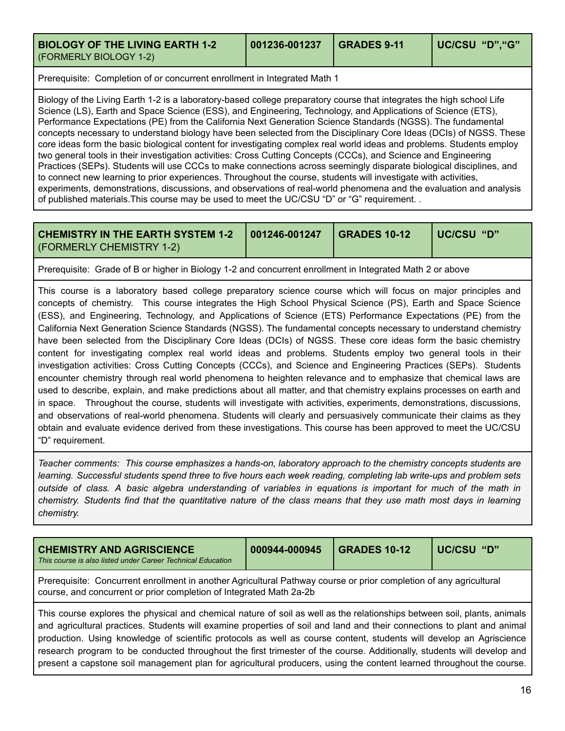| **BIOLOGY OF THE LIVING EARTH 1-2** (FORMERLY BIOLOGY 1-2) | **001236-001237** | **GRADES 9-11** | **UC/CSU "D","G"** |
| --- | --- | --- | --- |

Prerequisite: Completion of or concurrent enrollment in Integrated Math 1

Biology of the Living Earth 1-2 is a laboratory-based college preparatory course that integrates the high school Life Science (LS), Earth and Space Science (ESS), and Engineering, Technology, and Applications of Science (ETS), Performance Expectations (PE) from the California Next Generation Science Standards (NGSS). The fundamental concepts necessary to understand biology have been selected from the Disciplinary Core Ideas (DCIs) of NGSS. These core ideas form the basic biological content for investigating complex real world ideas and problems. Students employ two general tools in their investigation activities: Cross Cutting Concepts (CCCs), and Science and Engineering Practices (SEPs). Students will use CCCs to make connections across seemingly disparate biological disciplines, and to connect new learning to prior experiences. Throughout the course, students will investigate with activities, experiments, demonstrations, discussions, and observations of real-world phenomena and the evaluation and analysis of published materials.This course may be used to meet the UC/CSU "D" or "G" requirement. .

| **CHEMISTRY IN THE EARTH SYSTEM 1-2** (FORMERLY CHEMISTRY 1-2) | **001246-001247** | **GRADES 10-12** | **UC/CSU "D"** |
| --- | --- | --- | --- |

Prerequisite: Grade of B or higher in Biology 1-2 and concurrent enrollment in Integrated Math 2 or above

This course is a laboratory based college preparatory science course which will focus on major principles and concepts of chemistry. This course integrates the High School Physical Science (PS), Earth and Space Science (ESS), and Engineering, Technology, and Applications of Science (ETS) Performance Expectations (PE) from the California Next Generation Science Standards (NGSS). The fundamental concepts necessary to understand chemistry have been selected from the Disciplinary Core Ideas (DCIs) of NGSS. These core ideas form the basic chemistry content for investigating complex real world ideas and problems. Students employ two general tools in their investigation activities: Cross Cutting Concepts (CCCs), and Science and Engineering Practices (SEPs). Students encounter chemistry through real world phenomena to heighten relevance and to emphasize that chemical laws are used to describe, explain, and make predictions about all matter, and that chemistry explains processes on earth and in space. Throughout the course, students will investigate with activities, experiments, demonstrations, discussions, and observations of real-world phenomena. Students will clearly and persuasively communicate their claims as they obtain and evaluate evidence derived from these investigations. This course has been approved to meet the UC/CSU "D" requirement.

*Teacher comments: This course emphasizes a hands-on, laboratory approach to the chemistry concepts students are learning. Successful students spend three to five hours each week reading, completing lab write-ups and problem sets outside of class. A basic algebra understanding of variables in equations is important for much of the math in chemistry. Students find that the quantitative nature of the class means that they use math most days in learning chemistry.*

| **CHEMISTRY AND AGRISCIENCE** *This course is also listed under Career Technical Education* | **000944-000945** | **GRADES 10-12** | **UC/CSU "D"** |
| --- | --- | --- | --- |

Prerequisite: Concurrent enrollment in another Agricultural Pathway course or prior completion of any agricultural course, and concurrent or prior completion of Integrated Math 2a-2b

This course explores the physical and chemical nature of soil as well as the relationships between soil, plants, animals and agricultural practices. Students will examine properties of soil and land and their connections to plant and animal production. Using knowledge of scientific protocols as well as course content, students will develop an Agriscience research program to be conducted throughout the first trimester of the course. Additionally, students will develop and present a capstone soil management plan for agricultural producers, using the content learned throughout the course.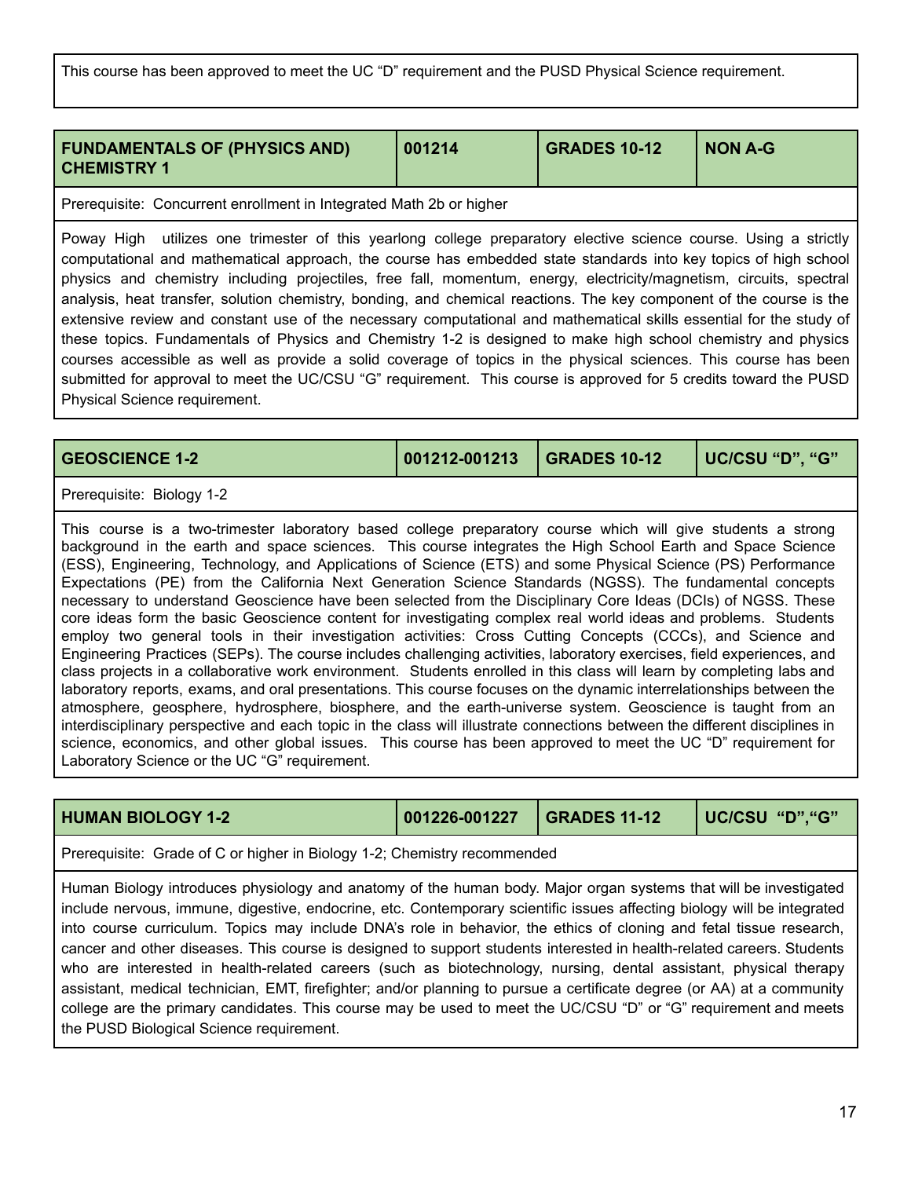This course has been approved to meet the UC "D" requirement and the PUSD Physical Science requirement.

| FUNDAMENTALS OF (PHYSICS AND) CHEMISTRY 1 | 001214 | GRADES 10-12 | NON A-G |
|---|---|---|---|

Prerequisite: Concurrent enrollment in Integrated Math 2b or higher

Poway High utilizes one trimester of this yearlong college preparatory elective science course. Using a strictly computational and mathematical approach, the course has embedded state standards into key topics of high school physics and chemistry including projectiles, free fall, momentum, energy, electricity/magnetism, circuits, spectral analysis, heat transfer, solution chemistry, bonding, and chemical reactions. The key component of the course is the extensive review and constant use of the necessary computational and mathematical skills essential for the study of these topics. Fundamentals of Physics and Chemistry 1-2 is designed to make high school chemistry and physics courses accessible as well as provide a solid coverage of topics in the physical sciences. This course has been submitted for approval to meet the UC/CSU "G" requirement. This course is approved for 5 credits toward the PUSD Physical Science requirement.

| GEOSCIENCE 1-2 | 001212-001213 | GRADES 10-12 | UC/CSU "D", "G" |
|---|---|---|---|

Prerequisite: Biology 1-2

This course is a two-trimester laboratory based college preparatory course which will give students a strong background in the earth and space sciences. This course integrates the High School Earth and Space Science (ESS), Engineering, Technology, and Applications of Science (ETS) and some Physical Science (PS) Performance Expectations (PE) from the California Next Generation Science Standards (NGSS). The fundamental concepts necessary to understand Geoscience have been selected from the Disciplinary Core Ideas (DCIs) of NGSS. These core ideas form the basic Geoscience content for investigating complex real world ideas and problems. Students employ two general tools in their investigation activities: Cross Cutting Concepts (CCCs), and Science and Engineering Practices (SEPs). The course includes challenging activities, laboratory exercises, field experiences, and class projects in a collaborative work environment. Students enrolled in this class will learn by completing labs and laboratory reports, exams, and oral presentations. This course focuses on the dynamic interrelationships between the atmosphere, geosphere, hydrosphere, biosphere, and the earth-universe system. Geoscience is taught from an interdisciplinary perspective and each topic in the class will illustrate connections between the different disciplines in science, economics, and other global issues. This course has been approved to meet the UC "D" requirement for Laboratory Science or the UC "G" requirement.

| HUMAN BIOLOGY 1-2 | 001226-001227 | GRADES 11-12 | UC/CSU "D","G" |
|---|---|---|---|

Prerequisite: Grade of C or higher in Biology 1-2; Chemistry recommended

Human Biology introduces physiology and anatomy of the human body. Major organ systems that will be investigated include nervous, immune, digestive, endocrine, etc. Contemporary scientific issues affecting biology will be integrated into course curriculum. Topics may include DNA's role in behavior, the ethics of cloning and fetal tissue research, cancer and other diseases. This course is designed to support students interested in health-related careers. Students who are interested in health-related careers (such as biotechnology, nursing, dental assistant, physical therapy assistant, medical technician, EMT, firefighter; and/or planning to pursue a certificate degree (or AA) at a community college are the primary candidates. This course may be used to meet the UC/CSU "D" or "G" requirement and meets the PUSD Biological Science requirement.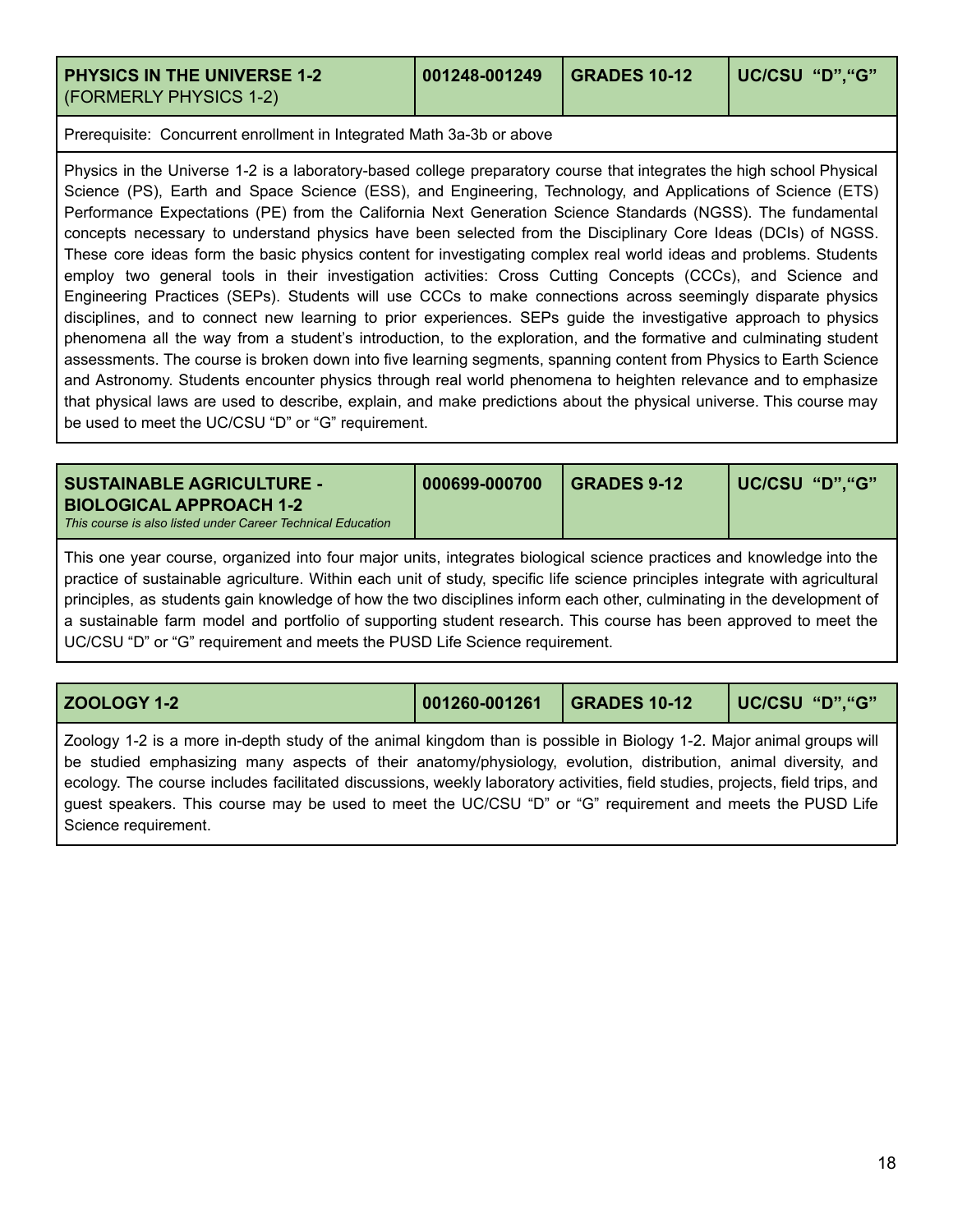| **PHYSICS IN THE UNIVERSE 1-2** (FORMERLY PHYSICS 1-2) | **001248-001249** | **GRADES 10-12** | **UC/CSU "D","G"** |
|---|---|---|---|

Prerequisite: Concurrent enrollment in Integrated Math 3a-3b or above

Physics in the Universe 1-2 is a laboratory-based college preparatory course that integrates the high school Physical Science (PS), Earth and Space Science (ESS), and Engineering, Technology, and Applications of Science (ETS) Performance Expectations (PE) from the California Next Generation Science Standards (NGSS). The fundamental concepts necessary to understand physics have been selected from the Disciplinary Core Ideas (DCIs) of NGSS. These core ideas form the basic physics content for investigating complex real world ideas and problems. Students employ two general tools in their investigation activities: Cross Cutting Concepts (CCCs), and Science and Engineering Practices (SEPs). Students will use CCCs to make connections across seemingly disparate physics disciplines, and to connect new learning to prior experiences. SEPs guide the investigative approach to physics phenomena all the way from a student's introduction, to the exploration, and the formative and culminating student assessments. The course is broken down into five learning segments, spanning content from Physics to Earth Science and Astronomy. Students encounter physics through real world phenomena to heighten relevance and to emphasize that physical laws are used to describe, explain, and make predictions about the physical universe. This course may be used to meet the UC/CSU "D" or "G" requirement.

| **SUSTAINABLE AGRICULTURE - BIOLOGICAL APPROACH 1-2** *This course is also listed under Career Technical Education* | **000699-000700** | **GRADES 9-12** | **UC/CSU "D","G"** |
|---|---|---|---|

This one year course, organized into four major units, integrates biological science practices and knowledge into the practice of sustainable agriculture. Within each unit of study, specific life science principles integrate with agricultural principles, as students gain knowledge of how the two disciplines inform each other, culminating in the development of a sustainable farm model and portfolio of supporting student research. This course has been approved to meet the UC/CSU "D" or "G" requirement and meets the PUSD Life Science requirement.

| **ZOOLOGY 1-2** | **001260-001261** | **GRADES 10-12** | **UC/CSU "D","G"** |
|---|---|---|---|

Zoology 1-2 is a more in-depth study of the animal kingdom than is possible in Biology 1-2. Major animal groups will be studied emphasizing many aspects of their anatomy/physiology, evolution, distribution, animal diversity, and ecology. The course includes facilitated discussions, weekly laboratory activities, field studies, projects, field trips, and guest speakers. This course may be used to meet the UC/CSU "D" or "G" requirement and meets the PUSD Life Science requirement.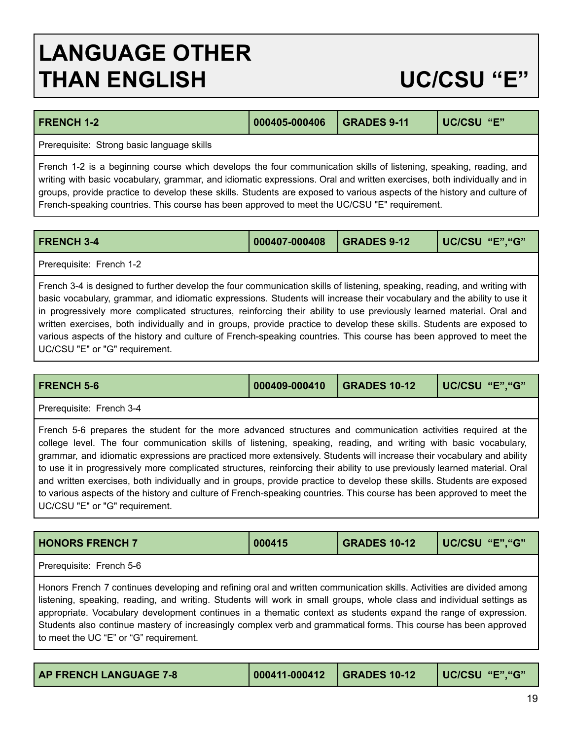# LANGUAGE OTHER THAN ENGLISH — UC/CSU "E"

| FRENCH 1-2 | 000405-000406 | GRADES 9-11 | UC/CSU "E" |
|---|---|---|---|
| Prerequisite: Strong basic language skills | | | |
| French 1-2 is a beginning course which develops the four communication skills of listening, speaking, reading, and writing with basic vocabulary, grammar, and idiomatic expressions. Oral and written exercises, both individually and in groups, provide practice to develop these skills. Students are exposed to various aspects of the history and culture of French-speaking countries. This course has been approved to meet the UC/CSU "E" requirement. | | | |

| FRENCH 3-4 | 000407-000408 | GRADES 9-12 | UC/CSU "E","G" |
|---|---|---|---|
| Prerequisite: French 1-2 | | | |
| French 3-4 is designed to further develop the four communication skills of listening, speaking, reading, and writing with basic vocabulary, grammar, and idiomatic expressions. Students will increase their vocabulary and the ability to use it in progressively more complicated structures, reinforcing their ability to use previously learned material. Oral and written exercises, both individually and in groups, provide practice to develop these skills. Students are exposed to various aspects of the history and culture of French-speaking countries. This course has been approved to meet the UC/CSU "E" or "G" requirement. | | | |

| FRENCH 5-6 | 000409-000410 | GRADES 10-12 | UC/CSU "E","G" |
|---|---|---|---|
| Prerequisite: French 3-4 | | | |
| French 5-6 prepares the student for the more advanced structures and communication activities required at the college level. The four communication skills of listening, speaking, reading, and writing with basic vocabulary, grammar, and idiomatic expressions are practiced more extensively. Students will increase their vocabulary and ability to use it in progressively more complicated structures, reinforcing their ability to use previously learned material. Oral and written exercises, both individually and in groups, provide practice to develop these skills. Students are exposed to various aspects of the history and culture of French-speaking countries. This course has been approved to meet the UC/CSU "E" or "G" requirement. | | | |

| HONORS FRENCH 7 | 000415 | GRADES 10-12 | UC/CSU "E","G" |
|---|---|---|---|
| Prerequisite: French 5-6 | | | |
| Honors French 7 continues developing and refining oral and written communication skills. Activities are divided among listening, speaking, reading, and writing. Students will work in small groups, whole class and individual settings as appropriate. Vocabulary development continues in a thematic context as students expand the range of expression. Students also continue mastery of increasingly complex verb and grammatical forms. This course has been approved to meet the UC "E" or "G" requirement. | | | |

| AP FRENCH LANGUAGE 7-8 | 000411-000412 | GRADES 10-12 | UC/CSU "E","G" |
|---|---|---|---|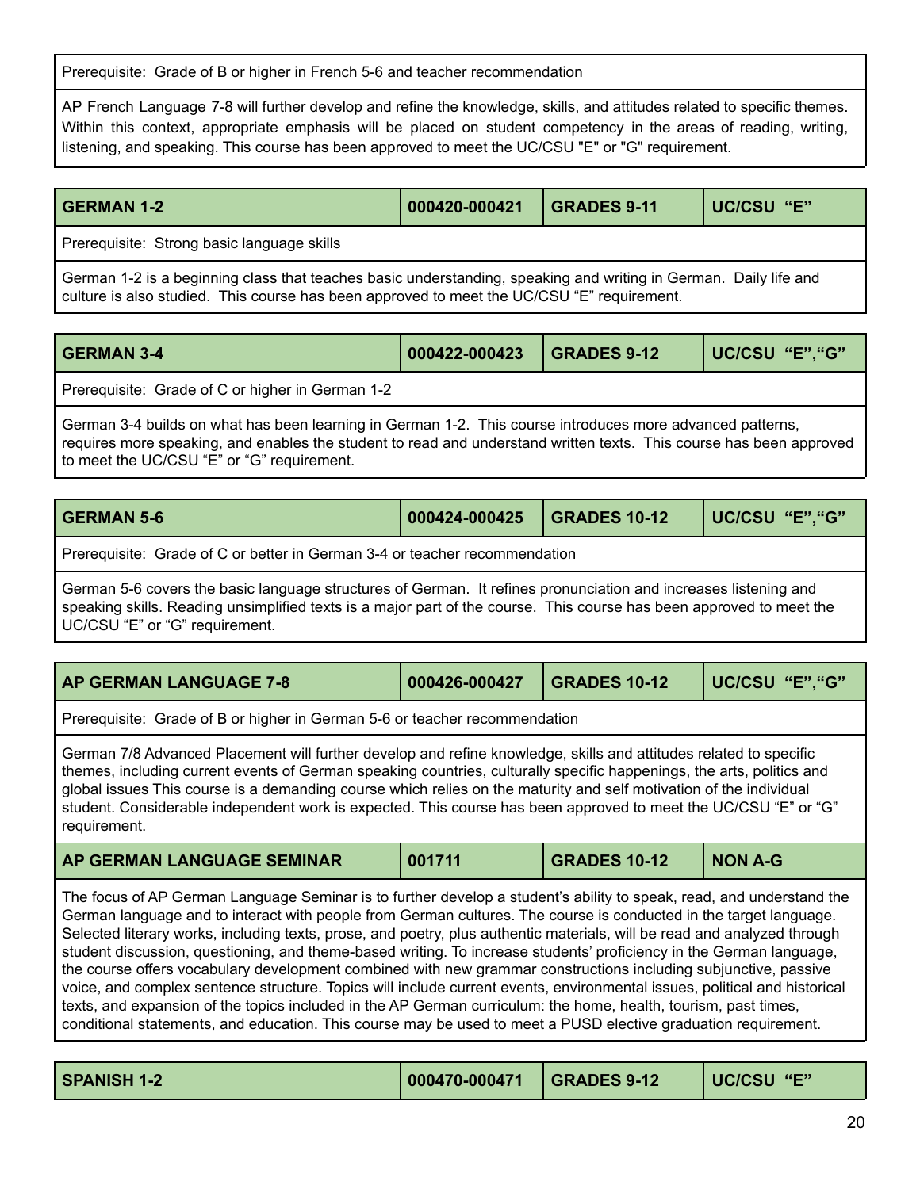Prerequisite: Grade of B or higher in French 5-6 and teacher recommendation

AP French Language 7-8 will further develop and refine the knowledge, skills, and attitudes related to specific themes. Within this context, appropriate emphasis will be placed on student competency in the areas of reading, writing, listening, and speaking. This course has been approved to meet the UC/CSU "E" or "G" requirement.

| GERMAN 1-2 | 000420-000421 | GRADES 9-11 | UC/CSU "E" |
|---|---|---|---|

Prerequisite: Strong basic language skills

German 1-2 is a beginning class that teaches basic understanding, speaking and writing in German. Daily life and culture is also studied. This course has been approved to meet the UC/CSU "E" requirement.

| GERMAN 3-4 | 000422-000423 | GRADES 9-12 | UC/CSU "E","G" |
|---|---|---|---|

Prerequisite: Grade of C or higher in German 1-2

German 3-4 builds on what has been learning in German 1-2. This course introduces more advanced patterns, requires more speaking, and enables the student to read and understand written texts. This course has been approved to meet the UC/CSU "E" or "G" requirement.

| GERMAN 5-6 | 000424-000425 | GRADES 10-12 | UC/CSU "E","G" |
|---|---|---|---|

Prerequisite: Grade of C or better in German 3-4 or teacher recommendation

German 5-6 covers the basic language structures of German. It refines pronunciation and increases listening and speaking skills. Reading unsimplified texts is a major part of the course. This course has been approved to meet the UC/CSU "E" or "G" requirement.

| AP GERMAN LANGUAGE 7-8 | 000426-000427 | GRADES 10-12 | UC/CSU "E","G" |
|---|---|---|---|

Prerequisite: Grade of B or higher in German 5-6 or teacher recommendation

German 7/8 Advanced Placement will further develop and refine knowledge, skills and attitudes related to specific themes, including current events of German speaking countries, culturally specific happenings, the arts, politics and global issues This course is a demanding course which relies on the maturity and self motivation of the individual student. Considerable independent work is expected. This course has been approved to meet the UC/CSU "E" or "G" requirement.

| AP GERMAN LANGUAGE SEMINAR | 001711 | GRADES 10-12 | NON A-G |
|---|---|---|---|

The focus of AP German Language Seminar is to further develop a student's ability to speak, read, and understand the German language and to interact with people from German cultures. The course is conducted in the target language. Selected literary works, including texts, prose, and poetry, plus authentic materials, will be read and analyzed through student discussion, questioning, and theme-based writing. To increase students' proficiency in the German language, the course offers vocabulary development combined with new grammar constructions including subjunctive, passive voice, and complex sentence structure. Topics will include current events, environmental issues, political and historical texts, and expansion of the topics included in the AP German curriculum: the home, health, tourism, past times, conditional statements, and education. This course may be used to meet a PUSD elective graduation requirement.

| SPANISH 1-2 | 000470-000471 | GRADES 9-12 | UC/CSU "E" |
|---|---|---|---|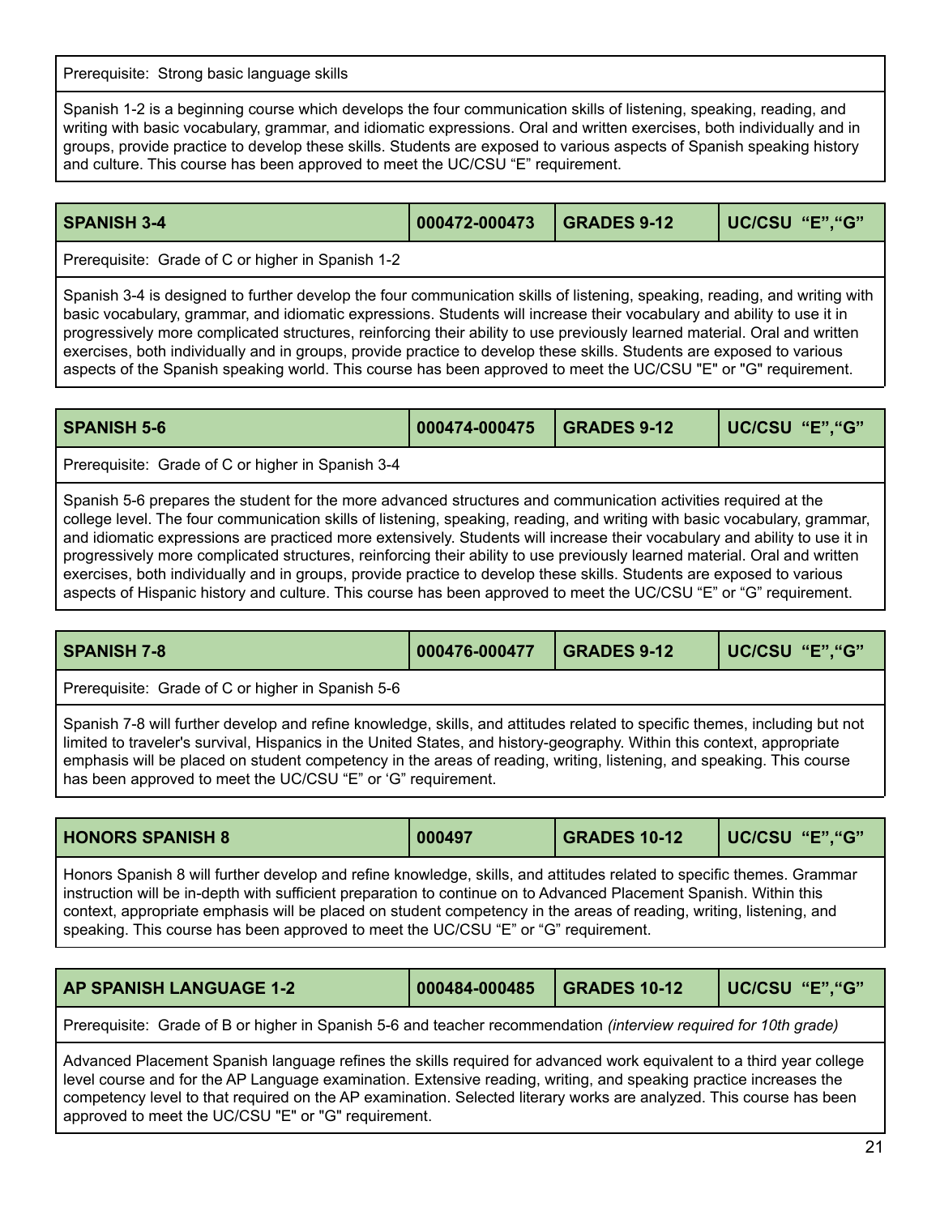Prerequisite: Strong basic language skills

Spanish 1-2 is a beginning course which develops the four communication skills of listening, speaking, reading, and writing with basic vocabulary, grammar, and idiomatic expressions. Oral and written exercises, both individually and in groups, provide practice to develop these skills. Students are exposed to various aspects of Spanish speaking history and culture. This course has been approved to meet the UC/CSU “E” requirement.

| **SPANISH 3-4** | **000472-000473** | **GRADES 9-12** | **UC/CSU “E”,“G”** |
|---|---|---|---|

Prerequisite: Grade of C or higher in Spanish 1-2

Spanish 3-4 is designed to further develop the four communication skills of listening, speaking, reading, and writing with basic vocabulary, grammar, and idiomatic expressions. Students will increase their vocabulary and ability to use it in progressively more complicated structures, reinforcing their ability to use previously learned material. Oral and written exercises, both individually and in groups, provide practice to develop these skills. Students are exposed to various aspects of the Spanish speaking world. This course has been approved to meet the UC/CSU "E" or "G" requirement.

| **SPANISH 5-6** | **000474-000475** | **GRADES 9-12** | **UC/CSU “E”,“G”** |
|---|---|---|---|

Prerequisite: Grade of C or higher in Spanish 3-4

Spanish 5-6 prepares the student for the more advanced structures and communication activities required at the college level. The four communication skills of listening, speaking, reading, and writing with basic vocabulary, grammar, and idiomatic expressions are practiced more extensively. Students will increase their vocabulary and ability to use it in progressively more complicated structures, reinforcing their ability to use previously learned material. Oral and written exercises, both individually and in groups, provide practice to develop these skills. Students are exposed to various aspects of Hispanic history and culture. This course has been approved to meet the UC/CSU “E” or “G” requirement.

| **SPANISH 7-8** | **000476-000477** | **GRADES 9-12** | **UC/CSU “E”,“G”** |
|---|---|---|---|

Prerequisite: Grade of C or higher in Spanish 5-6

Spanish 7-8 will further develop and refine knowledge, skills, and attitudes related to specific themes, including but not limited to traveler's survival, Hispanics in the United States, and history-geography. Within this context, appropriate emphasis will be placed on student competency in the areas of reading, writing, listening, and speaking. This course has been approved to meet the UC/CSU “E” or ‘G” requirement.

| **HONORS SPANISH 8** | **000497** | **GRADES 10-12** | **UC/CSU “E”,“G”** |
|---|---|---|---|

Honors Spanish 8 will further develop and refine knowledge, skills, and attitudes related to specific themes. Grammar instruction will be in-depth with sufficient preparation to continue on to Advanced Placement Spanish. Within this context, appropriate emphasis will be placed on student competency in the areas of reading, writing, listening, and speaking. This course has been approved to meet the UC/CSU “E” or “G” requirement.

| **AP SPANISH LANGUAGE 1-2** | **000484-000485** | **GRADES 10-12** | **UC/CSU “E”,“G”** |
|---|---|---|---|

Prerequisite: Grade of B or higher in Spanish 5-6 and teacher recommendation *(interview required for 10th grade)*

Advanced Placement Spanish language refines the skills required for advanced work equivalent to a third year college level course and for the AP Language examination. Extensive reading, writing, and speaking practice increases the competency level to that required on the AP examination. Selected literary works are analyzed. This course has been approved to meet the UC/CSU "E" or "G" requirement.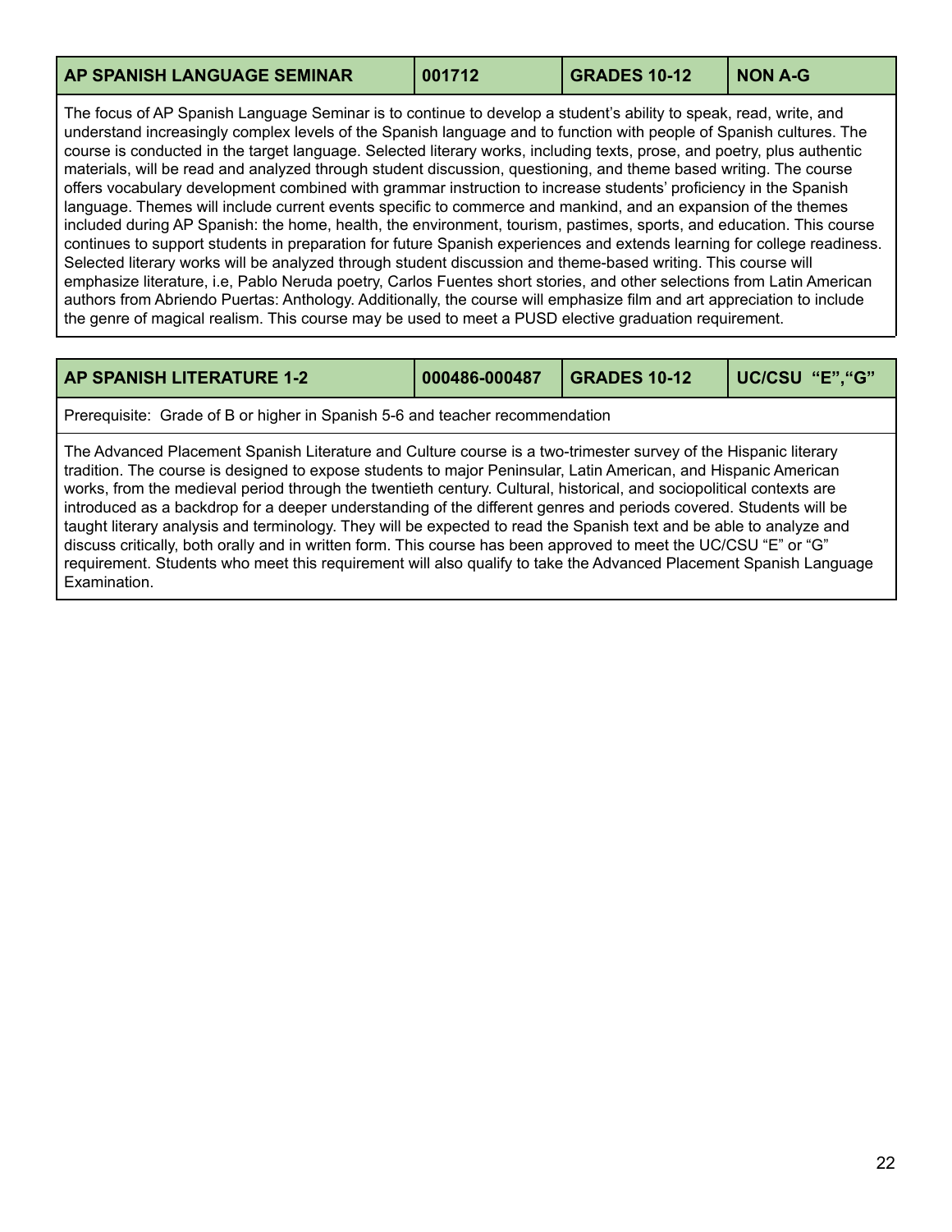| AP SPANISH LANGUAGE SEMINAR | 001712 | GRADES 10-12 | NON A-G |
|---|---|---|---|

The focus of AP Spanish Language Seminar is to continue to develop a student's ability to speak, read, write, and understand increasingly complex levels of the Spanish language and to function with people of Spanish cultures. The course is conducted in the target language. Selected literary works, including texts, prose, and poetry, plus authentic materials, will be read and analyzed through student discussion, questioning, and theme based writing. The course offers vocabulary development combined with grammar instruction to increase students' proficiency in the Spanish language. Themes will include current events specific to commerce and mankind, and an expansion of the themes included during AP Spanish: the home, health, the environment, tourism, pastimes, sports, and education. This course continues to support students in preparation for future Spanish experiences and extends learning for college readiness. Selected literary works will be analyzed through student discussion and theme-based writing. This course will emphasize literature, i.e, Pablo Neruda poetry, Carlos Fuentes short stories, and other selections from Latin American authors from Abriendo Puertas: Anthology. Additionally, the course will emphasize film and art appreciation to include the genre of magical realism. This course may be used to meet a PUSD elective graduation requirement.

| AP SPANISH LITERATURE 1-2 | 000486-000487 | GRADES 10-12 | UC/CSU "E","G" |
|---|---|---|---|

Prerequisite: Grade of B or higher in Spanish 5-6 and teacher recommendation

The Advanced Placement Spanish Literature and Culture course is a two-trimester survey of the Hispanic literary tradition. The course is designed to expose students to major Peninsular, Latin American, and Hispanic American works, from the medieval period through the twentieth century. Cultural, historical, and sociopolitical contexts are introduced as a backdrop for a deeper understanding of the different genres and periods covered. Students will be taught literary analysis and terminology. They will be expected to read the Spanish text and be able to analyze and discuss critically, both orally and in written form. This course has been approved to meet the UC/CSU "E" or "G" requirement. Students who meet this requirement will also qualify to take the Advanced Placement Spanish Language Examination.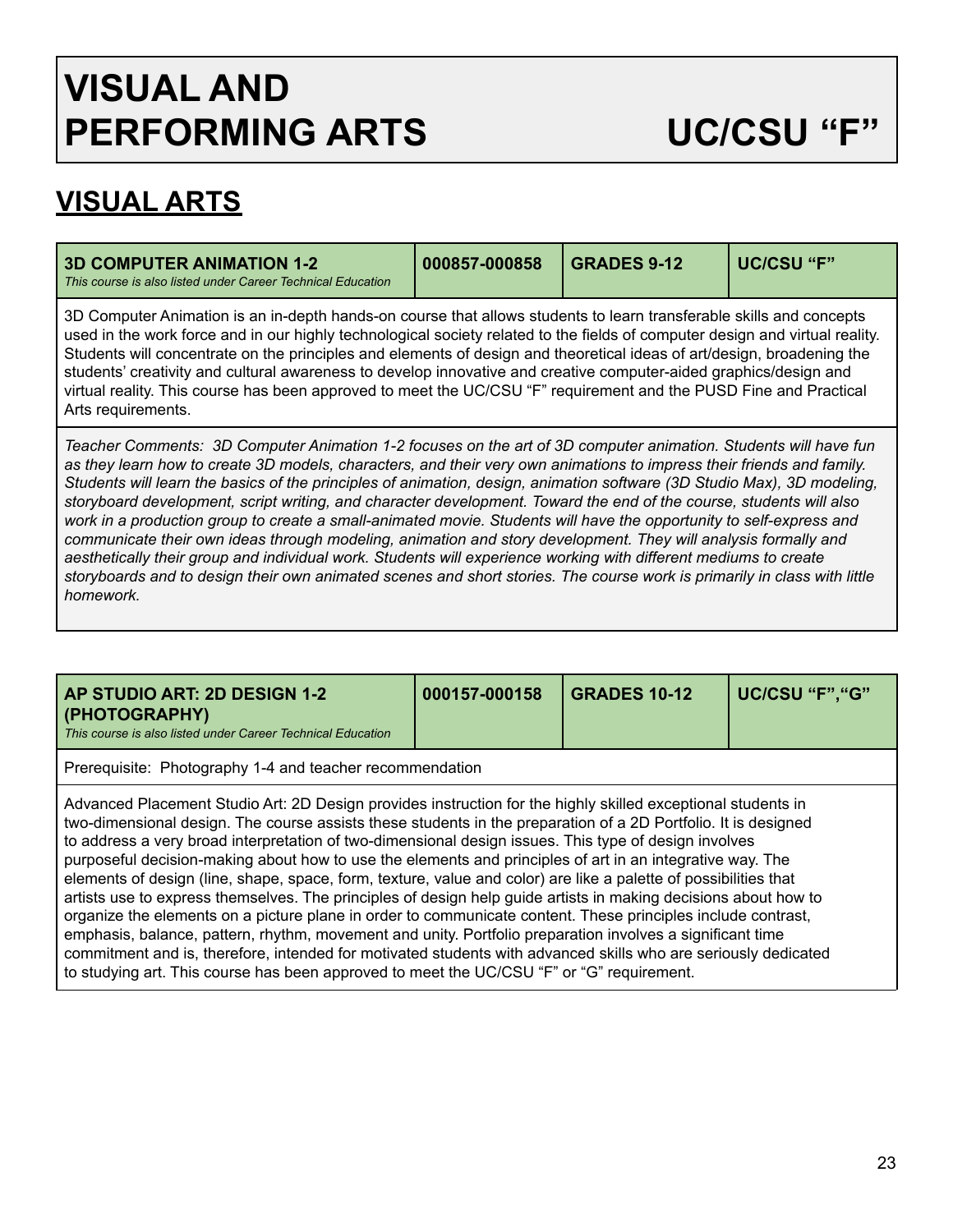# VISUAL AND PERFORMING ARTS UC/CSU "F"

## VISUAL ARTS

| **3D COMPUTER ANIMATION 1-2**<br>*This course is also listed under Career Technical Education* | **000857-000858** | **GRADES 9-12** | **UC/CSU "F"** |
| --- | --- | --- | --- |

3D Computer Animation is an in-depth hands-on course that allows students to learn transferable skills and concepts used in the work force and in our highly technological society related to the fields of computer design and virtual reality. Students will concentrate on the principles and elements of design and theoretical ideas of art/design, broadening the students' creativity and cultural awareness to develop innovative and creative computer-aided graphics/design and virtual reality. This course has been approved to meet the UC/CSU "F" requirement and the PUSD Fine and Practical Arts requirements.

*Teacher Comments: 3D Computer Animation 1-2 focuses on the art of 3D computer animation. Students will have fun as they learn how to create 3D models, characters, and their very own animations to impress their friends and family. Students will learn the basics of the principles of animation, design, animation software (3D Studio Max), 3D modeling, storyboard development, script writing, and character development. Toward the end of the course, students will also work in a production group to create a small-animated movie. Students will have the opportunity to self-express and communicate their own ideas through modeling, animation and story development. They will analysis formally and aesthetically their group and individual work. Students will experience working with different mediums to create storyboards and to design their own animated scenes and short stories. The course work is primarily in class with little homework.*

| **AP STUDIO ART: 2D DESIGN 1-2 (PHOTOGRAPHY)**<br>*This course is also listed under Career Technical Education* | **000157-000158** | **GRADES 10-12** | **UC/CSU "F","G"** |
| --- | --- | --- | --- |

Prerequisite: Photography 1-4 and teacher recommendation

Advanced Placement Studio Art: 2D Design provides instruction for the highly skilled exceptional students in two-dimensional design. The course assists these students in the preparation of a 2D Portfolio. It is designed to address a very broad interpretation of two-dimensional design issues. This type of design involves purposeful decision-making about how to use the elements and principles of art in an integrative way. The elements of design (line, shape, space, form, texture, value and color) are like a palette of possibilities that artists use to express themselves. The principles of design help guide artists in making decisions about how to organize the elements on a picture plane in order to communicate content. These principles include contrast, emphasis, balance, pattern, rhythm, movement and unity. Portfolio preparation involves a significant time commitment and is, therefore, intended for motivated students with advanced skills who are seriously dedicated to studying art. This course has been approved to meet the UC/CSU "F" or "G" requirement.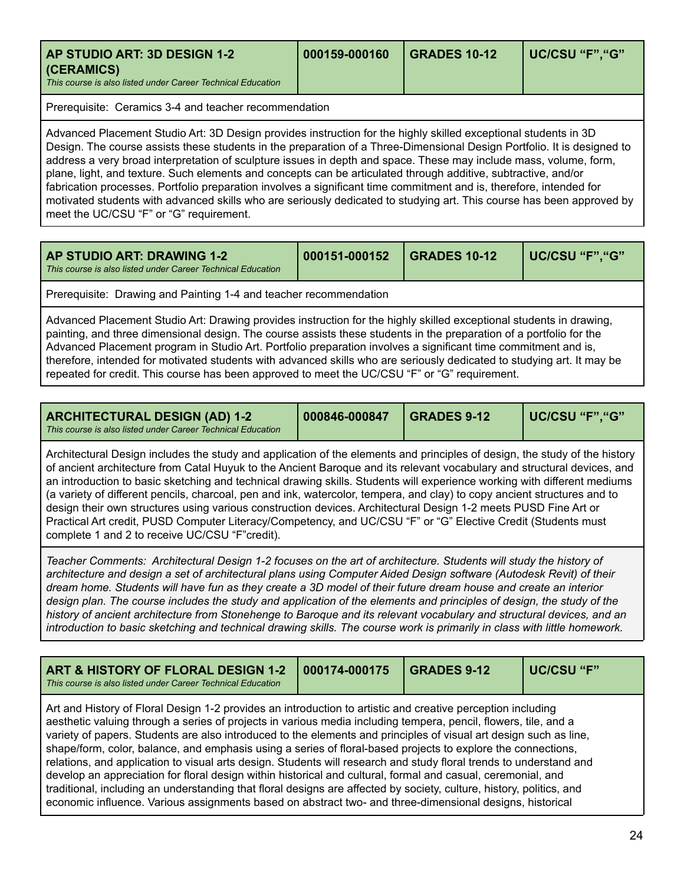| AP STUDIO ART: 3D DESIGN 1-2 (CERAMICS) | 000159-000160 | GRADES 10-12 | UC/CSU "F","G" |
|---|---|---|---|

*This course is also listed under Career Technical Education*

Prerequisite: Ceramics 3-4 and teacher recommendation

Advanced Placement Studio Art: 3D Design provides instruction for the highly skilled exceptional students in 3D Design. The course assists these students in the preparation of a Three-Dimensional Design Portfolio. It is designed to address a very broad interpretation of sculpture issues in depth and space. These may include mass, volume, form, plane, light, and texture. Such elements and concepts can be articulated through additive, subtractive, and/or fabrication processes. Portfolio preparation involves a significant time commitment and is, therefore, intended for motivated students with advanced skills who are seriously dedicated to studying art. This course has been approved by meet the UC/CSU "F" or "G" requirement.

| AP STUDIO ART: DRAWING 1-2 | 000151-000152 | GRADES 10-12 | UC/CSU "F","G" |
|---|---|---|---|

*This course is also listed under Career Technical Education*

Prerequisite: Drawing and Painting 1-4 and teacher recommendation

Advanced Placement Studio Art: Drawing provides instruction for the highly skilled exceptional students in drawing, painting, and three dimensional design. The course assists these students in the preparation of a portfolio for the Advanced Placement program in Studio Art. Portfolio preparation involves a significant time commitment and is, therefore, intended for motivated students with advanced skills who are seriously dedicated to studying art. It may be repeated for credit. This course has been approved to meet the UC/CSU "F" or "G" requirement.

| ARCHITECTURAL DESIGN (AD) 1-2 | 000846-000847 | GRADES 9-12 | UC/CSU "F","G" |
|---|---|---|---|

*This course is also listed under Career Technical Education*

Architectural Design includes the study and application of the elements and principles of design, the study of the history of ancient architecture from Catal Huyuk to the Ancient Baroque and its relevant vocabulary and structural devices, and an introduction to basic sketching and technical drawing skills. Students will experience working with different mediums (a variety of different pencils, charcoal, pen and ink, watercolor, tempera, and clay) to copy ancient structures and to design their own structures using various construction devices. Architectural Design 1-2 meets PUSD Fine Art or Practical Art credit, PUSD Computer Literacy/Competency, and UC/CSU "F" or "G" Elective Credit (Students must complete 1 and 2 to receive UC/CSU "F"credit).

*Teacher Comments: Architectural Design 1-2 focuses on the art of architecture. Students will study the history of architecture and design a set of architectural plans using Computer Aided Design software (Autodesk Revit) of their dream home. Students will have fun as they create a 3D model of their future dream house and create an interior design plan. The course includes the study and application of the elements and principles of design, the study of the history of ancient architecture from Stonehenge to Baroque and its relevant vocabulary and structural devices, and an introduction to basic sketching and technical drawing skills. The course work is primarily in class with little homework.*

| ART & HISTORY OF FLORAL DESIGN 1-2 | 000174-000175 | GRADES 9-12 | UC/CSU "F" |
|---|---|---|---|

*This course is also listed under Career Technical Education*

Art and History of Floral Design 1-2 provides an introduction to artistic and creative perception including aesthetic valuing through a series of projects in various media including tempera, pencil, flowers, tile, and a variety of papers. Students are also introduced to the elements and principles of visual art design such as line, shape/form, color, balance, and emphasis using a series of floral-based projects to explore the connections, relations, and application to visual arts design. Students will research and study floral trends to understand and develop an appreciation for floral design within historical and cultural, formal and casual, ceremonial, and traditional, including an understanding that floral designs are affected by society, culture, history, politics, and economic influence. Various assignments based on abstract two- and three-dimensional designs, historical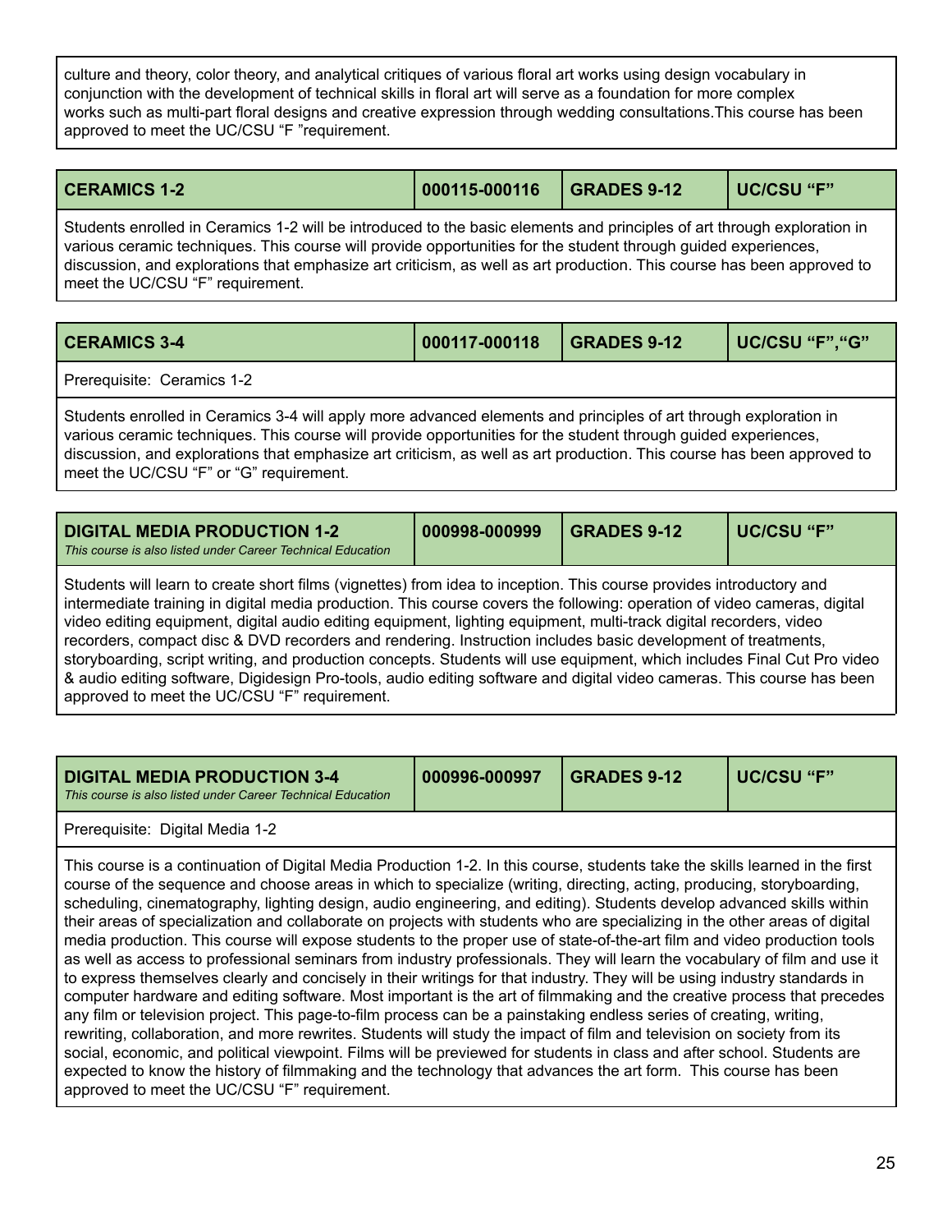culture and theory, color theory, and analytical critiques of various floral art works using design vocabulary in conjunction with the development of technical skills in floral art will serve as a foundation for more complex works such as multi-part floral designs and creative expression through wedding consultations.This course has been approved to meet the UC/CSU “F ”requirement.

| **CERAMICS 1-2** | **000115-000116** | **GRADES 9-12** | **UC/CSU “F”** |
|---|---|---|---|

Students enrolled in Ceramics 1-2 will be introduced to the basic elements and principles of art through exploration in various ceramic techniques. This course will provide opportunities for the student through guided experiences, discussion, and explorations that emphasize art criticism, as well as art production. This course has been approved to meet the UC/CSU “F” requirement.

| **CERAMICS 3-4** | **000117-000118** | **GRADES 9-12** | **UC/CSU “F”,“G”** |
|---|---|---|---|

Prerequisite: Ceramics 1-2

Students enrolled in Ceramics 3-4 will apply more advanced elements and principles of art through exploration in various ceramic techniques. This course will provide opportunities for the student through guided experiences, discussion, and explorations that emphasize art criticism, as well as art production. This course has been approved to meet the UC/CSU “F” or “G” requirement.

| **DIGITAL MEDIA PRODUCTION 1-2**<br>*This course is also listed under Career Technical Education* | **000998-000999** | **GRADES 9-12** | **UC/CSU “F”** |
|---|---|---|---|

Students will learn to create short films (vignettes) from idea to inception. This course provides introductory and intermediate training in digital media production. This course covers the following: operation of video cameras, digital video editing equipment, digital audio editing equipment, lighting equipment, multi-track digital recorders, video recorders, compact disc & DVD recorders and rendering. Instruction includes basic development of treatments, storyboarding, script writing, and production concepts. Students will use equipment, which includes Final Cut Pro video & audio editing software, Digidesign Pro-tools, audio editing software and digital video cameras. This course has been approved to meet the UC/CSU “F” requirement.

| **DIGITAL MEDIA PRODUCTION 3-4**<br>*This course is also listed under Career Technical Education* | **000996-000997** | **GRADES 9-12** | **UC/CSU “F”** |
|---|---|---|---|

Prerequisite: Digital Media 1-2

This course is a continuation of Digital Media Production 1-2. In this course, students take the skills learned in the first course of the sequence and choose areas in which to specialize (writing, directing, acting, producing, storyboarding, scheduling, cinematography, lighting design, audio engineering, and editing). Students develop advanced skills within their areas of specialization and collaborate on projects with students who are specializing in the other areas of digital media production. This course will expose students to the proper use of state-of-the-art film and video production tools as well as access to professional seminars from industry professionals. They will learn the vocabulary of film and use it to express themselves clearly and concisely in their writings for that industry. They will be using industry standards in computer hardware and editing software. Most important is the art of filmmaking and the creative process that precedes any film or television project. This page-to-film process can be a painstaking endless series of creating, writing, rewriting, collaboration, and more rewrites. Students will study the impact of film and television on society from its social, economic, and political viewpoint. Films will be previewed for students in class and after school. Students are expected to know the history of filmmaking and the technology that advances the art form. This course has been approved to meet the UC/CSU “F” requirement.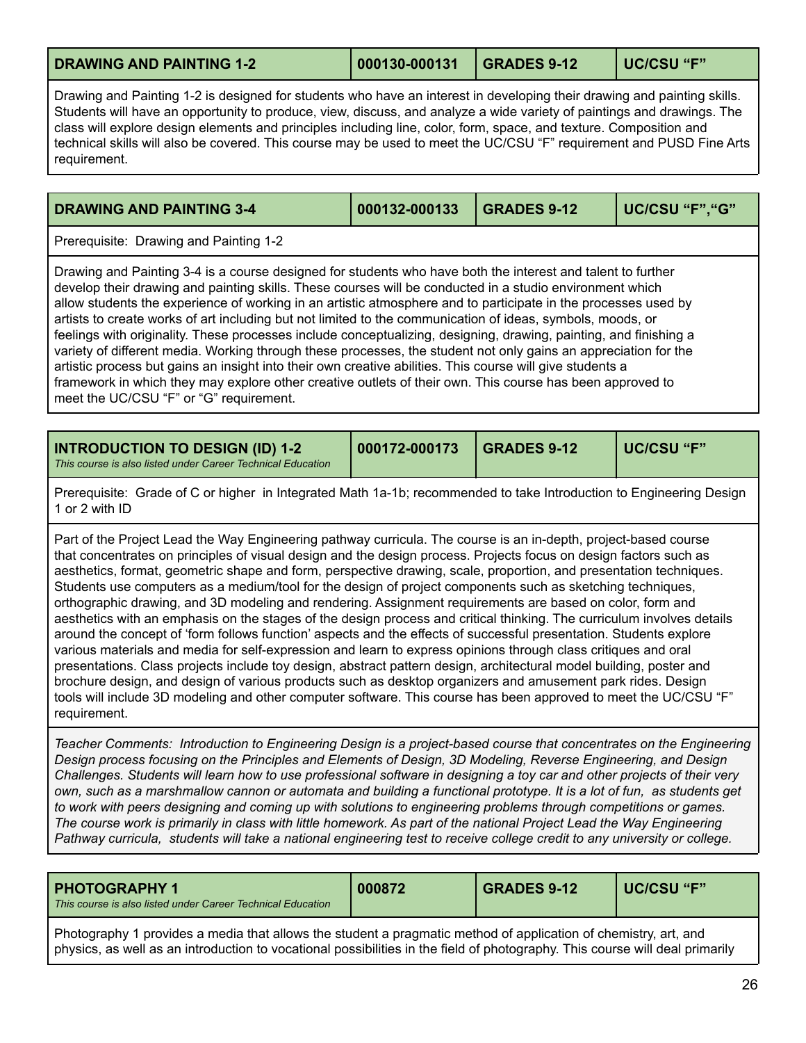| DRAWING AND PAINTING 1-2 | 000130-000131 | GRADES 9-12 | UC/CSU "F" |
|---|---|---|---|

Drawing and Painting 1-2 is designed for students who have an interest in developing their drawing and painting skills. Students will have an opportunity to produce, view, discuss, and analyze a wide variety of paintings and drawings. The class will explore design elements and principles including line, color, form, space, and texture. Composition and technical skills will also be covered. This course may be used to meet the UC/CSU "F" requirement and PUSD Fine Arts requirement.

| DRAWING AND PAINTING 3-4 | 000132-000133 | GRADES 9-12 | UC/CSU "F","G" |
|---|---|---|---|

Prerequisite: Drawing and Painting 1-2

Drawing and Painting 3-4 is a course designed for students who have both the interest and talent to further develop their drawing and painting skills. These courses will be conducted in a studio environment which allow students the experience of working in an artistic atmosphere and to participate in the processes used by artists to create works of art including but not limited to the communication of ideas, symbols, moods, or feelings with originality. These processes include conceptualizing, designing, drawing, painting, and finishing a variety of different media. Working through these processes, the student not only gains an appreciation for the artistic process but gains an insight into their own creative abilities. This course will give students a framework in which they may explore other creative outlets of their own. This course has been approved to meet the UC/CSU "F" or "G" requirement.

| INTRODUCTION TO DESIGN (ID) 1-2<br>*This course is also listed under Career Technical Education* | 000172-000173 | GRADES 9-12 | UC/CSU "F" |
|---|---|---|---|

Prerequisite: Grade of C or higher in Integrated Math 1a-1b; recommended to take Introduction to Engineering Design 1 or 2 with ID

Part of the Project Lead the Way Engineering pathway curricula. The course is an in-depth, project-based course that concentrates on principles of visual design and the design process. Projects focus on design factors such as aesthetics, format, geometric shape and form, perspective drawing, scale, proportion, and presentation techniques. Students use computers as a medium/tool for the design of project components such as sketching techniques, orthographic drawing, and 3D modeling and rendering. Assignment requirements are based on color, form and aesthetics with an emphasis on the stages of the design process and critical thinking. The curriculum involves details around the concept of 'form follows function' aspects and the effects of successful presentation. Students explore various materials and media for self-expression and learn to express opinions through class critiques and oral presentations. Class projects include toy design, abstract pattern design, architectural model building, poster and brochure design, and design of various products such as desktop organizers and amusement park rides. Design tools will include 3D modeling and other computer software. This course has been approved to meet the UC/CSU "F" requirement.

*Teacher Comments: Introduction to Engineering Design is a project-based course that concentrates on the Engineering Design process focusing on the Principles and Elements of Design, 3D Modeling, Reverse Engineering, and Design Challenges. Students will learn how to use professional software in designing a toy car and other projects of their very own, such as a marshmallow cannon or automata and building a functional prototype. It is a lot of fun, as students get to work with peers designing and coming up with solutions to engineering problems through competitions or games. The course work is primarily in class with little homework. As part of the national Project Lead the Way Engineering Pathway curricula, students will take a national engineering test to receive college credit to any university or college.*

| PHOTOGRAPHY 1<br>*This course is also listed under Career Technical Education* | 000872 | GRADES 9-12 | UC/CSU "F" |
|---|---|---|---|

Photography 1 provides a media that allows the student a pragmatic method of application of chemistry, art, and physics, as well as an introduction to vocational possibilities in the field of photography. This course will deal primarily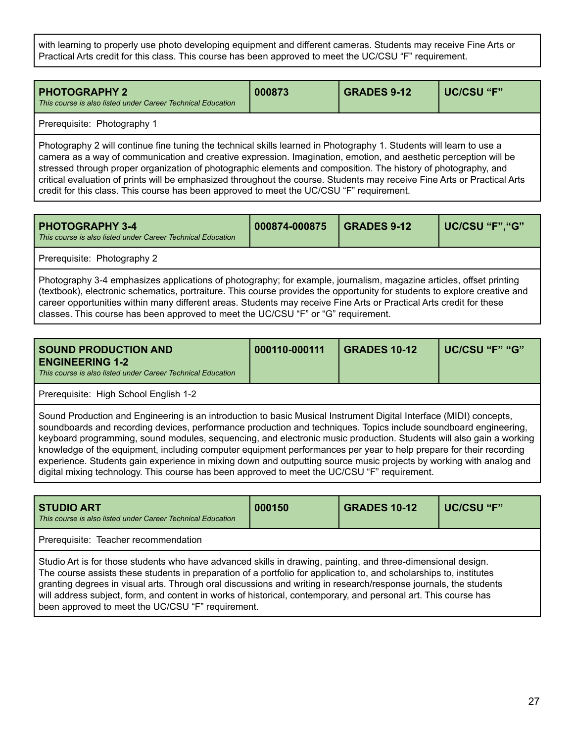with learning to properly use photo developing equipment and different cameras. Students may receive Fine Arts or Practical Arts credit for this class. This course has been approved to meet the UC/CSU "F" requirement.

| **PHOTOGRAPHY 2** *This course is also listed under Career Technical Education* | **000873** | **GRADES 9-12** | **UC/CSU "F"** |
|---|---|---|---|

Prerequisite: Photography 1

Photography 2 will continue fine tuning the technical skills learned in Photography 1. Students will learn to use a camera as a way of communication and creative expression. Imagination, emotion, and aesthetic perception will be stressed through proper organization of photographic elements and composition. The history of photography, and critical evaluation of prints will be emphasized throughout the course. Students may receive Fine Arts or Practical Arts credit for this class. This course has been approved to meet the UC/CSU "F" requirement.

| **PHOTOGRAPHY 3-4** *This course is also listed under Career Technical Education* | **000874-000875** | **GRADES 9-12** | **UC/CSU "F","G"** |
|---|---|---|---|

Prerequisite: Photography 2

Photography 3-4 emphasizes applications of photography; for example, journalism, magazine articles, offset printing (textbook), electronic schematics, portraiture. This course provides the opportunity for students to explore creative and career opportunities within many different areas. Students may receive Fine Arts or Practical Arts credit for these classes. This course has been approved to meet the UC/CSU "F" or "G" requirement.

| **SOUND PRODUCTION AND ENGINEERING 1-2** *This course is also listed under Career Technical Education* | **000110-000111** | **GRADES 10-12** | **UC/CSU "F" "G"** |
|---|---|---|---|

Prerequisite: High School English 1-2

Sound Production and Engineering is an introduction to basic Musical Instrument Digital Interface (MIDI) concepts, soundboards and recording devices, performance production and techniques. Topics include soundboard engineering, keyboard programming, sound modules, sequencing, and electronic music production. Students will also gain a working knowledge of the equipment, including computer equipment performances per year to help prepare for their recording experience. Students gain experience in mixing down and outputting source music projects by working with analog and digital mixing technology. This course has been approved to meet the UC/CSU "F" requirement.

| **STUDIO ART** *This course is also listed under Career Technical Education* | **000150** | **GRADES 10-12** | **UC/CSU "F"** |
|---|---|---|---|

Prerequisite: Teacher recommendation

Studio Art is for those students who have advanced skills in drawing, painting, and three-dimensional design. The course assists these students in preparation of a portfolio for application to, and scholarships to, institutes granting degrees in visual arts. Through oral discussions and writing in research/response journals, the students will address subject, form, and content in works of historical, contemporary, and personal art. This course has been approved to meet the UC/CSU "F" requirement.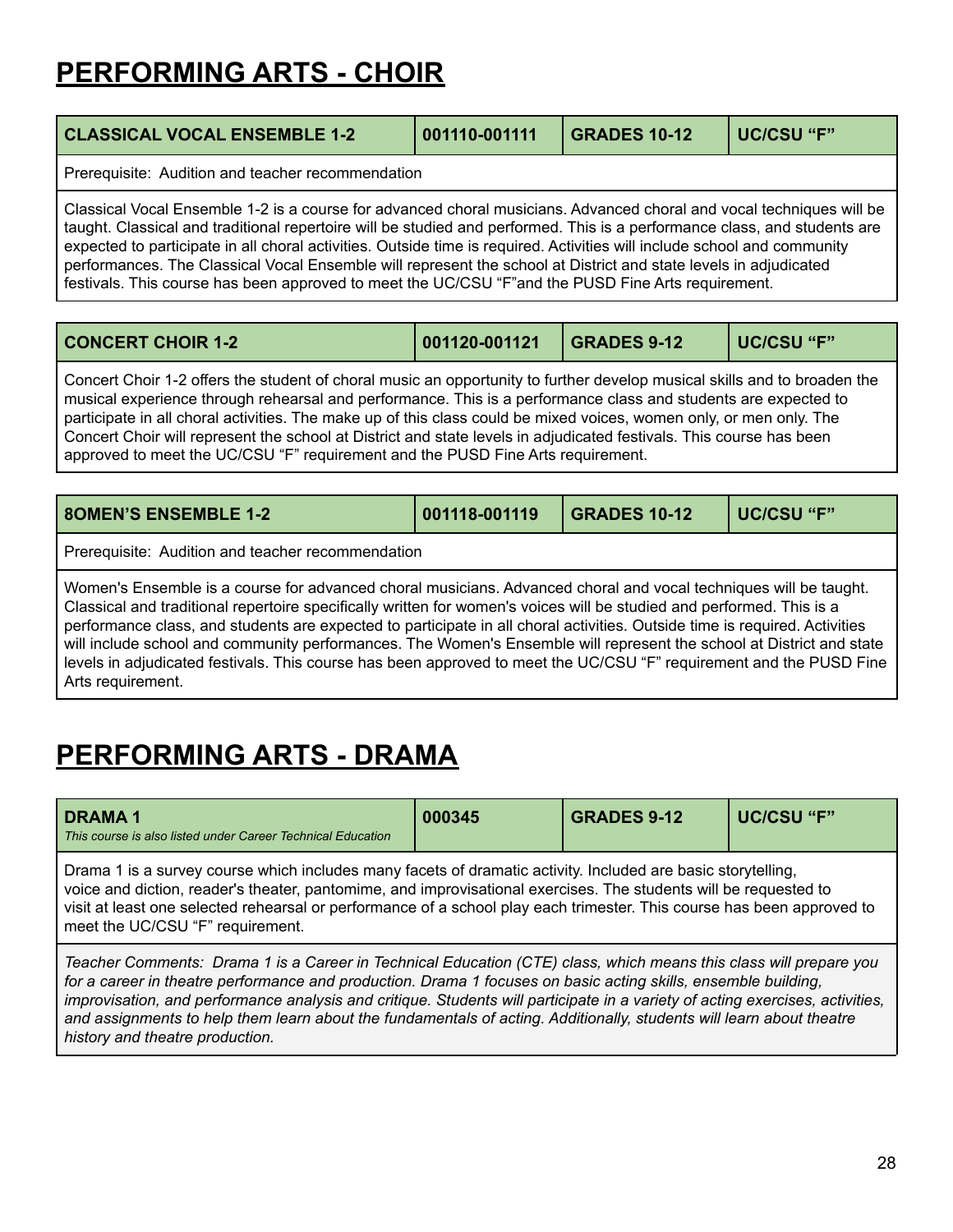# PERFORMING ARTS - CHOIR

| CLASSICAL VOCAL ENSEMBLE 1-2 | 001110-001111 | GRADES 10-12 | UC/CSU "F" |
|---|---|---|---|
| Prerequisite: Audition and teacher recommendation | | | |
| Classical Vocal Ensemble 1-2 is a course for advanced choral musicians. Advanced choral and vocal techniques will be taught. Classical and traditional repertoire will be studied and performed. This is a performance class, and students are expected to participate in all choral activities. Outside time is required. Activities will include school and community performances. The Classical Vocal Ensemble will represent the school at District and state levels in adjudicated festivals. This course has been approved to meet the UC/CSU "F"and the PUSD Fine Arts requirement. | | | |

| CONCERT CHOIR 1-2 | 001120-001121 | GRADES 9-12 | UC/CSU "F" |
|---|---|---|---|
| Concert Choir 1-2 offers the student of choral music an opportunity to further develop musical skills and to broaden the musical experience through rehearsal and performance. This is a performance class and students are expected to participate in all choral activities. The make up of this class could be mixed voices, women only, or men only. The Concert Choir will represent the school at District and state levels in adjudicated festivals. This course has been approved to meet the UC/CSU "F" requirement and the PUSD Fine Arts requirement. | | | |

| 8OMEN'S ENSEMBLE 1-2 | 001118-001119 | GRADES 10-12 | UC/CSU "F" |
|---|---|---|---|
| Prerequisite: Audition and teacher recommendation | | | |
| Women's Ensemble is a course for advanced choral musicians. Advanced choral and vocal techniques will be taught. Classical and traditional repertoire specifically written for women's voices will be studied and performed. This is a performance class, and students are expected to participate in all choral activities. Outside time is required. Activities will include school and community performances. The Women's Ensemble will represent the school at District and state levels in adjudicated festivals. This course has been approved to meet the UC/CSU "F" requirement and the PUSD Fine Arts requirement. | | | |

# PERFORMING ARTS - DRAMA

| **DRAMA 1**<br>*This course is also listed under Career Technical Education* | 000345 | GRADES 9-12 | UC/CSU "F" |
|---|---|---|---|
| Drama 1 is a survey course which includes many facets of dramatic activity. Included are basic storytelling, voice and diction, reader's theater, pantomime, and improvisational exercises. The students will be requested to visit at least one selected rehearsal or performance of a school play each trimester. This course has been approved to meet the UC/CSU "F" requirement. | | | |
| *Teacher Comments: Drama 1 is a Career in Technical Education (CTE) class, which means this class will prepare you for a career in theatre performance and production. Drama 1 focuses on basic acting skills, ensemble building, improvisation, and performance analysis and critique. Students will participate in a variety of acting exercises, activities, and assignments to help them learn about the fundamentals of acting. Additionally, students will learn about theatre history and theatre production.* | | | |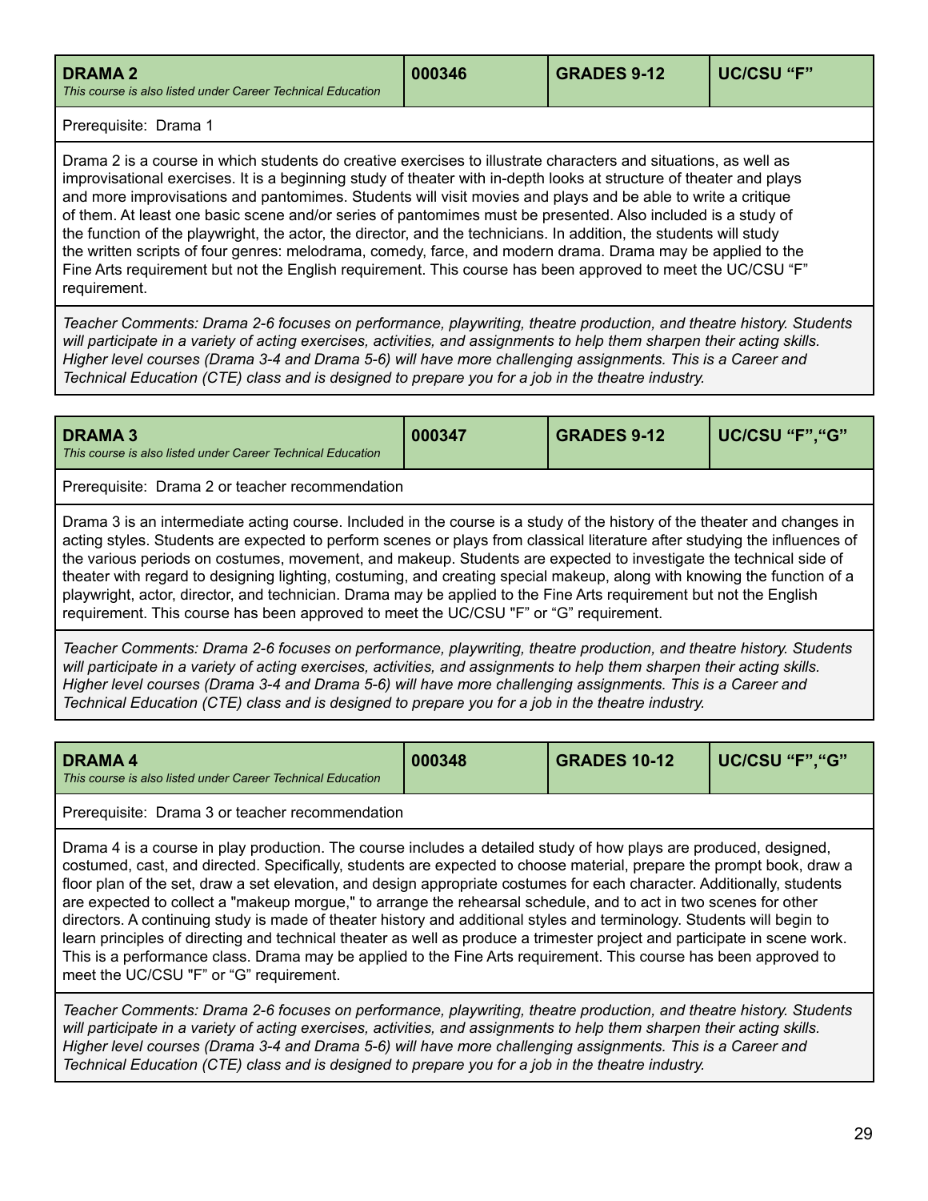| **DRAMA 2**<br>*This course is also listed under Career Technical Education* | **000346** | **GRADES 9-12** | **UC/CSU "F"** |
|---|---|---|---|

Prerequisite: Drama 1

Drama 2 is a course in which students do creative exercises to illustrate characters and situations, as well as improvisational exercises. It is a beginning study of theater with in-depth looks at structure of theater and plays and more improvisations and pantomimes. Students will visit movies and plays and be able to write a critique of them. At least one basic scene and/or series of pantomimes must be presented. Also included is a study of the function of the playwright, the actor, the director, and the technicians. In addition, the students will study the written scripts of four genres: melodrama, comedy, farce, and modern drama. Drama may be applied to the Fine Arts requirement but not the English requirement. This course has been approved to meet the UC/CSU "F" requirement.

*Teacher Comments: Drama 2-6 focuses on performance, playwriting, theatre production, and theatre history. Students will participate in a variety of acting exercises, activities, and assignments to help them sharpen their acting skills. Higher level courses (Drama 3-4 and Drama 5-6) will have more challenging assignments. This is a Career and Technical Education (CTE) class and is designed to prepare you for a job in the theatre industry.*

| **DRAMA 3**<br>*This course is also listed under Career Technical Education* | **000347** | **GRADES 9-12** | **UC/CSU "F","G"** |
|---|---|---|---|

Prerequisite: Drama 2 or teacher recommendation

Drama 3 is an intermediate acting course. Included in the course is a study of the history of the theater and changes in acting styles. Students are expected to perform scenes or plays from classical literature after studying the influences of the various periods on costumes, movement, and makeup. Students are expected to investigate the technical side of theater with regard to designing lighting, costuming, and creating special makeup, along with knowing the function of a playwright, actor, director, and technician. Drama may be applied to the Fine Arts requirement but not the English requirement. This course has been approved to meet the UC/CSU "F" or "G" requirement.

*Teacher Comments: Drama 2-6 focuses on performance, playwriting, theatre production, and theatre history. Students will participate in a variety of acting exercises, activities, and assignments to help them sharpen their acting skills. Higher level courses (Drama 3-4 and Drama 5-6) will have more challenging assignments. This is a Career and Technical Education (CTE) class and is designed to prepare you for a job in the theatre industry.*

| **DRAMA 4**<br>*This course is also listed under Career Technical Education* | **000348** | **GRADES 10-12** | **UC/CSU "F","G"** |
|---|---|---|---|

Prerequisite: Drama 3 or teacher recommendation

Drama 4 is a course in play production. The course includes a detailed study of how plays are produced, designed, costumed, cast, and directed. Specifically, students are expected to choose material, prepare the prompt book, draw a floor plan of the set, draw a set elevation, and design appropriate costumes for each character. Additionally, students are expected to collect a "makeup morgue," to arrange the rehearsal schedule, and to act in two scenes for other directors. A continuing study is made of theater history and additional styles and terminology. Students will begin to learn principles of directing and technical theater as well as produce a trimester project and participate in scene work. This is a performance class. Drama may be applied to the Fine Arts requirement. This course has been approved to meet the UC/CSU "F" or "G" requirement.

*Teacher Comments: Drama 2-6 focuses on performance, playwriting, theatre production, and theatre history. Students will participate in a variety of acting exercises, activities, and assignments to help them sharpen their acting skills. Higher level courses (Drama 3-4 and Drama 5-6) will have more challenging assignments. This is a Career and Technical Education (CTE) class and is designed to prepare you for a job in the theatre industry.*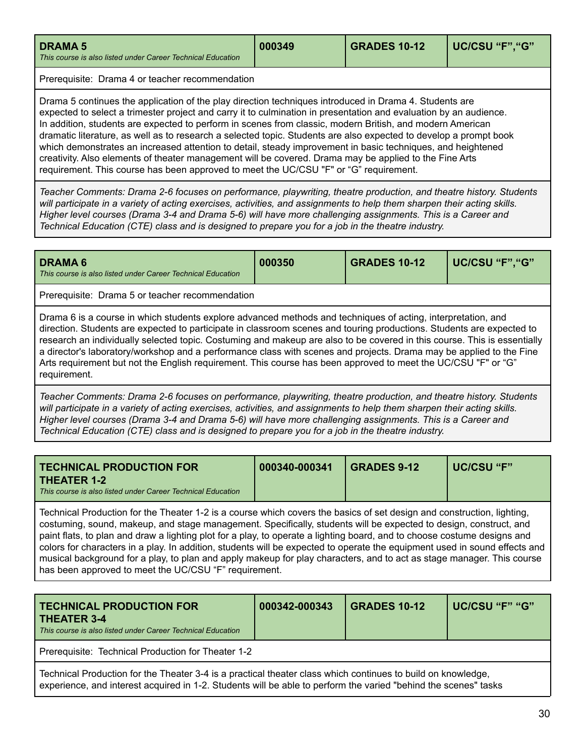| **DRAMA 5**<br>*This course is also listed under Career Technical Education* | **000349** | **GRADES 10-12** | **UC/CSU "F","G"** |
|---|---|---|---|

Prerequisite: Drama 4 or teacher recommendation

Drama 5 continues the application of the play direction techniques introduced in Drama 4. Students are expected to select a trimester project and carry it to culmination in presentation and evaluation by an audience. In addition, students are expected to perform in scenes from classic, modern British, and modern American dramatic literature, as well as to research a selected topic. Students are also expected to develop a prompt book which demonstrates an increased attention to detail, steady improvement in basic techniques, and heightened creativity. Also elements of theater management will be covered. Drama may be applied to the Fine Arts requirement. This course has been approved to meet the UC/CSU "F" or "G" requirement.

*Teacher Comments: Drama 2-6 focuses on performance, playwriting, theatre production, and theatre history. Students will participate in a variety of acting exercises, activities, and assignments to help them sharpen their acting skills. Higher level courses (Drama 3-4 and Drama 5-6) will have more challenging assignments. This is a Career and Technical Education (CTE) class and is designed to prepare you for a job in the theatre industry.*

| **DRAMA 6**<br>*This course is also listed under Career Technical Education* | **000350** | **GRADES 10-12** | **UC/CSU "F","G"** |
|---|---|---|---|

Prerequisite: Drama 5 or teacher recommendation

Drama 6 is a course in which students explore advanced methods and techniques of acting, interpretation, and direction. Students are expected to participate in classroom scenes and touring productions. Students are expected to research an individually selected topic. Costuming and makeup are also to be covered in this course. This is essentially a director's laboratory/workshop and a performance class with scenes and projects. Drama may be applied to the Fine Arts requirement but not the English requirement. This course has been approved to meet the UC/CSU "F" or "G" requirement.

*Teacher Comments: Drama 2-6 focuses on performance, playwriting, theatre production, and theatre history. Students will participate in a variety of acting exercises, activities, and assignments to help them sharpen their acting skills. Higher level courses (Drama 3-4 and Drama 5-6) will have more challenging assignments. This is a Career and Technical Education (CTE) class and is designed to prepare you for a job in the theatre industry.*

| **TECHNICAL PRODUCTION FOR THEATER 1-2**<br>*This course is also listed under Career Technical Education* | **000340-000341** | **GRADES 9-12** | **UC/CSU "F"** |
|---|---|---|---|

Technical Production for the Theater 1-2 is a course which covers the basics of set design and construction, lighting, costuming, sound, makeup, and stage management. Specifically, students will be expected to design, construct, and paint flats, to plan and draw a lighting plot for a play, to operate a lighting board, and to choose costume designs and colors for characters in a play. In addition, students will be expected to operate the equipment used in sound effects and musical background for a play, to plan and apply makeup for play characters, and to act as stage manager. This course has been approved to meet the UC/CSU "F" requirement.

| **TECHNICAL PRODUCTION FOR THEATER 3-4**<br>*This course is also listed under Career Technical Education* | **000342-000343** | **GRADES 10-12** | **UC/CSU "F" "G"** |
|---|---|---|---|

Prerequisite: Technical Production for Theater 1-2

Technical Production for the Theater 3-4 is a practical theater class which continues to build on knowledge, experience, and interest acquired in 1-2. Students will be able to perform the varied "behind the scenes" tasks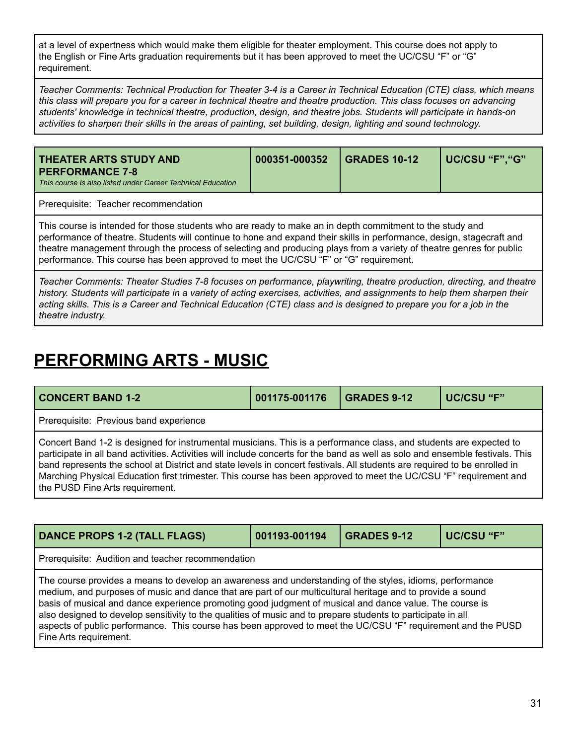at a level of expertness which would make them eligible for theater employment. This course does not apply to the English or Fine Arts graduation requirements but it has been approved to meet the UC/CSU “F” or “G” requirement.

*Teacher Comments: Technical Production for Theater 3-4 is a Career in Technical Education (CTE) class, which means this class will prepare you for a career in technical theatre and theatre production. This class focuses on advancing students' knowledge in technical theatre, production, design, and theatre jobs. Students will participate in hands-on activities to sharpen their skills in the areas of painting, set building, design, lighting and sound technology.*

| **THEATER ARTS STUDY AND PERFORMANCE 7-8** *This course is also listed under Career Technical Education* | **000351-000352** | **GRADES 10-12** | **UC/CSU “F”,“G”** |
|---|---|---|---|

Prerequisite: Teacher recommendation

This course is intended for those students who are ready to make an in depth commitment to the study and performance of theatre. Students will continue to hone and expand their skills in performance, design, stagecraft and theatre management through the process of selecting and producing plays from a variety of theatre genres for public performance. This course has been approved to meet the UC/CSU “F” or “G” requirement.

*Teacher Comments: Theater Studies 7-8 focuses on performance, playwriting, theatre production, directing, and theatre history. Students will participate in a variety of acting exercises, activities, and assignments to help them sharpen their acting skills. This is a Career and Technical Education (CTE) class and is designed to prepare you for a job in the theatre industry.*

# PERFORMING ARTS - MUSIC

| **CONCERT BAND 1-2** | **001175-001176** | **GRADES 9-12** | **UC/CSU “F”** |
|---|---|---|---|

Prerequisite: Previous band experience

Concert Band 1-2 is designed for instrumental musicians. This is a performance class, and students are expected to participate in all band activities. Activities will include concerts for the band as well as solo and ensemble festivals. This band represents the school at District and state levels in concert festivals. All students are required to be enrolled in Marching Physical Education first trimester. This course has been approved to meet the UC/CSU “F” requirement and the PUSD Fine Arts requirement.

| **DANCE PROPS 1-2 (TALL FLAGS)** | **001193-001194** | **GRADES 9-12** | **UC/CSU “F”** |
|---|---|---|---|

Prerequisite: Audition and teacher recommendation

The course provides a means to develop an awareness and understanding of the styles, idioms, performance medium, and purposes of music and dance that are part of our multicultural heritage and to provide a sound basis of musical and dance experience promoting good judgment of musical and dance value. The course is also designed to develop sensitivity to the qualities of music and to prepare students to participate in all aspects of public performance. This course has been approved to meet the UC/CSU “F” requirement and the PUSD Fine Arts requirement.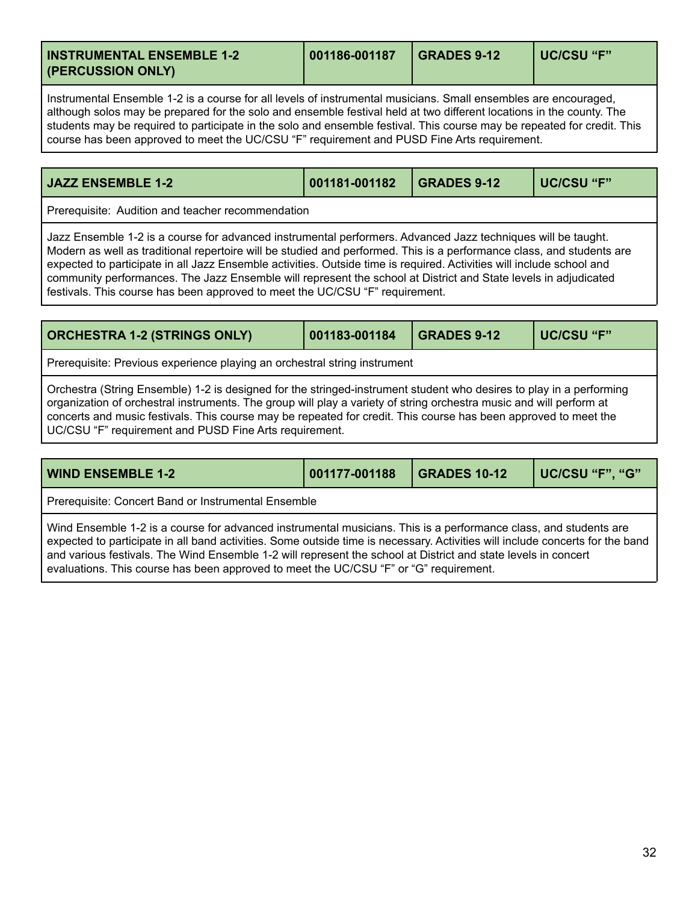| INSTRUMENTAL ENSEMBLE 1-2 (PERCUSSION ONLY) | 001186-001187 | GRADES 9-12 | UC/CSU "F" |
|---|---|---|---|

Instrumental Ensemble 1-2 is a course for all levels of instrumental musicians. Small ensembles are encouraged, although solos may be prepared for the solo and ensemble festival held at two different locations in the county. The students may be required to participate in the solo and ensemble festival. This course may be repeated for credit. This course has been approved to meet the UC/CSU "F" requirement and PUSD Fine Arts requirement.

| JAZZ ENSEMBLE 1-2 | 001181-001182 | GRADES 9-12 | UC/CSU "F" |
|---|---|---|---|

Prerequisite: Audition and teacher recommendation

Jazz Ensemble 1-2 is a course for advanced instrumental performers. Advanced Jazz techniques will be taught. Modern as well as traditional repertoire will be studied and performed. This is a performance class, and students are expected to participate in all Jazz Ensemble activities. Outside time is required. Activities will include school and community performances. The Jazz Ensemble will represent the school at District and State levels in adjudicated festivals. This course has been approved to meet the UC/CSU "F" requirement.

| ORCHESTRA 1-2 (STRINGS ONLY) | 001183-001184 | GRADES 9-12 | UC/CSU "F" |
|---|---|---|---|

Prerequisite: Previous experience playing an orchestral string instrument

Orchestra (String Ensemble) 1-2 is designed for the stringed-instrument student who desires to play in a performing organization of orchestral instruments. The group will play a variety of string orchestra music and will perform at concerts and music festivals. This course may be repeated for credit. This course has been approved to meet the UC/CSU "F" requirement and PUSD Fine Arts requirement.

| WIND ENSEMBLE 1-2 | 001177-001188 | GRADES 10-12 | UC/CSU "F", "G" |
|---|---|---|---|

Prerequisite: Concert Band or Instrumental Ensemble

Wind Ensemble 1-2 is a course for advanced instrumental musicians. This is a performance class, and students are expected to participate in all band activities. Some outside time is necessary. Activities will include concerts for the band and various festivals. The Wind Ensemble 1-2 will represent the school at District and state levels in concert evaluations. This course has been approved to meet the UC/CSU "F" or "G" requirement.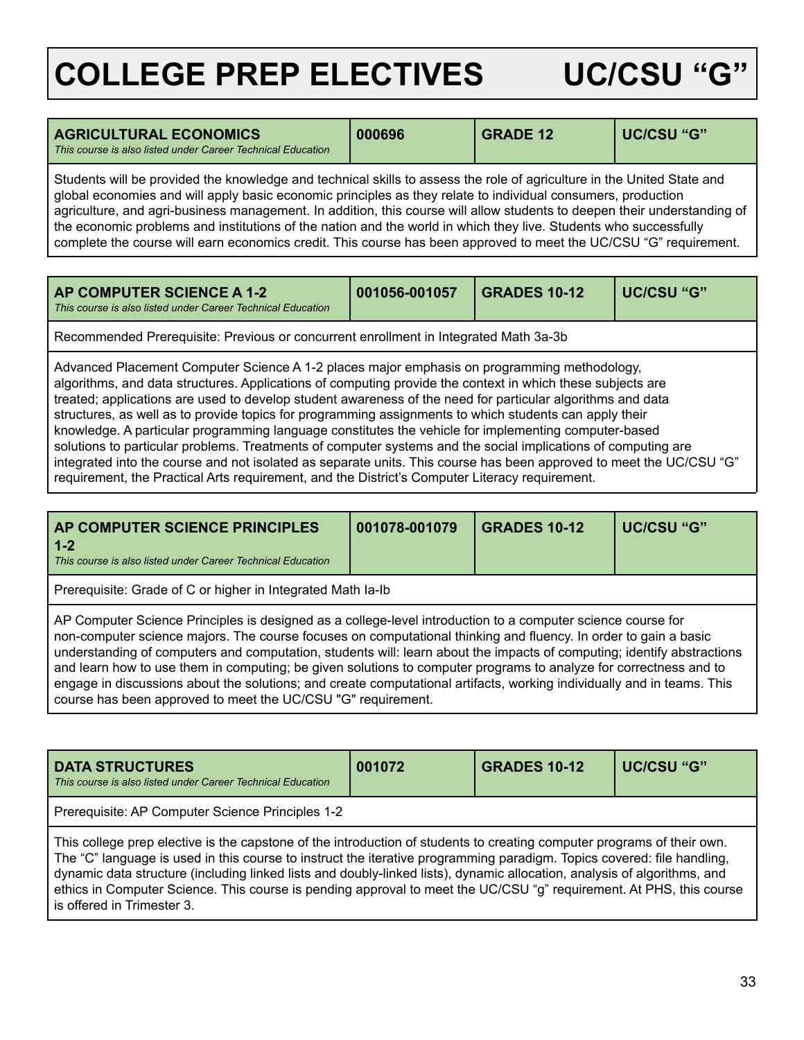# COLLEGE PREP ELECTIVES UC/CSU "G"

| **AGRICULTURAL ECONOMICS**<br>*This course is also listed under Career Technical Education* | **000696** | **GRADE 12** | **UC/CSU "G"** |
|---|---|---|---|

Students will be provided the knowledge and technical skills to assess the role of agriculture in the United State and global economies and will apply basic economic principles as they relate to individual consumers, production agriculture, and agri-business management. In addition, this course will allow students to deepen their understanding of the economic problems and institutions of the nation and the world in which they live. Students who successfully complete the course will earn economics credit. This course has been approved to meet the UC/CSU "G" requirement.

| **AP COMPUTER SCIENCE A 1-2**<br>*This course is also listed under Career Technical Education* | **001056-001057** | **GRADES 10-12** | **UC/CSU "G"** |
|---|---|---|---|

Recommended Prerequisite: Previous or concurrent enrollment in Integrated Math 3a-3b

Advanced Placement Computer Science A 1-2 places major emphasis on programming methodology, algorithms, and data structures. Applications of computing provide the context in which these subjects are treated; applications are used to develop student awareness of the need for particular algorithms and data structures, as well as to provide topics for programming assignments to which students can apply their knowledge. A particular programming language constitutes the vehicle for implementing computer-based solutions to particular problems. Treatments of computer systems and the social implications of computing are integrated into the course and not isolated as separate units. This course has been approved to meet the UC/CSU "G" requirement, the Practical Arts requirement, and the District's Computer Literacy requirement.

| **AP COMPUTER SCIENCE PRINCIPLES 1-2**<br>*This course is also listed under Career Technical Education* | **001078-001079** | **GRADES 10-12** | **UC/CSU "G"** |
|---|---|---|---|

Prerequisite: Grade of C or higher in Integrated Math Ia-Ib

AP Computer Science Principles is designed as a college-level introduction to a computer science course for non-computer science majors. The course focuses on computational thinking and fluency. In order to gain a basic understanding of computers and computation, students will: learn about the impacts of computing; identify abstractions and learn how to use them in computing; be given solutions to computer programs to analyze for correctness and to engage in discussions about the solutions; and create computational artifacts, working individually and in teams. This course has been approved to meet the UC/CSU "G" requirement.

| **DATA STRUCTURES**<br>*This course is also listed under Career Technical Education* | **001072** | **GRADES 10-12** | **UC/CSU "G"** |
|---|---|---|---|

Prerequisite: AP Computer Science Principles 1-2

This college prep elective is the capstone of the introduction of students to creating computer programs of their own. The "C" language is used in this course to instruct the iterative programming paradigm. Topics covered: file handling, dynamic data structure (including linked lists and doubly-linked lists), dynamic allocation, analysis of algorithms, and ethics in Computer Science. This course is pending approval to meet the UC/CSU "g" requirement. At PHS, this course is offered in Trimester 3.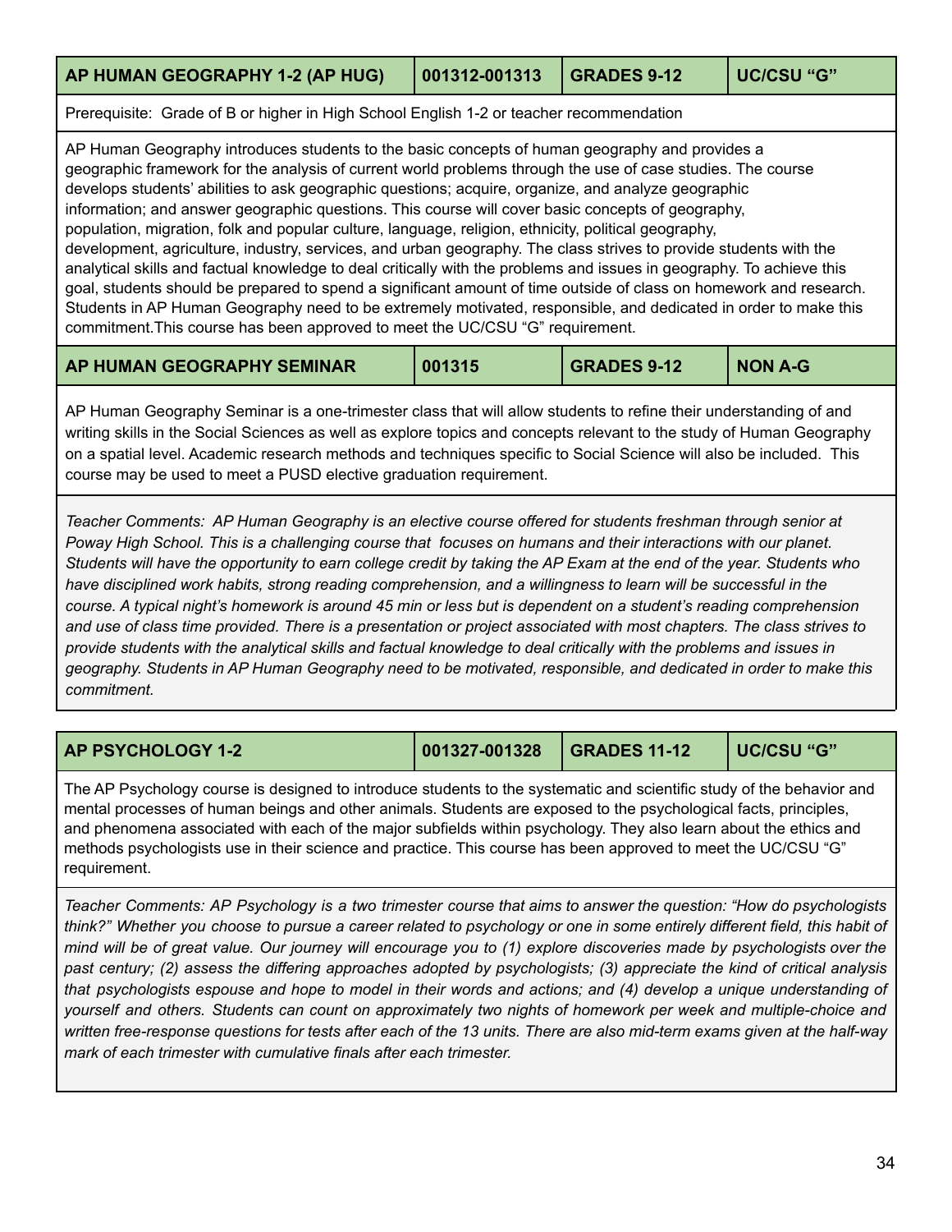| AP HUMAN GEOGRAPHY 1-2 (AP HUG) | 001312-001313 | GRADES 9-12 | UC/CSU "G" |
|---|---|---|---|

Prerequisite: Grade of B or higher in High School English 1-2 or teacher recommendation

AP Human Geography introduces students to the basic concepts of human geography and provides a geographic framework for the analysis of current world problems through the use of case studies. The course develops students' abilities to ask geographic questions; acquire, organize, and analyze geographic information; and answer geographic questions. This course will cover basic concepts of geography, population, migration, folk and popular culture, language, religion, ethnicity, political geography, development, agriculture, industry, services, and urban geography. The class strives to provide students with the analytical skills and factual knowledge to deal critically with the problems and issues in geography. To achieve this goal, students should be prepared to spend a significant amount of time outside of class on homework and research. Students in AP Human Geography need to be extremely motivated, responsible, and dedicated in order to make this commitment.This course has been approved to meet the UC/CSU "G" requirement.

| AP HUMAN GEOGRAPHY SEMINAR | 001315 | GRADES 9-12 | NON A-G |
|---|---|---|---|

AP Human Geography Seminar is a one-trimester class that will allow students to refine their understanding of and writing skills in the Social Sciences as well as explore topics and concepts relevant to the study of Human Geography on a spatial level. Academic research methods and techniques specific to Social Science will also be included. This course may be used to meet a PUSD elective graduation requirement.

*Teacher Comments: AP Human Geography is an elective course offered for students freshman through senior at Poway High School. This is a challenging course that focuses on humans and their interactions with our planet. Students will have the opportunity to earn college credit by taking the AP Exam at the end of the year. Students who have disciplined work habits, strong reading comprehension, and a willingness to learn will be successful in the course. A typical night's homework is around 45 min or less but is dependent on a student's reading comprehension and use of class time provided. There is a presentation or project associated with most chapters. The class strives to provide students with the analytical skills and factual knowledge to deal critically with the problems and issues in geography. Students in AP Human Geography need to be motivated, responsible, and dedicated in order to make this commitment.*

| AP PSYCHOLOGY 1-2 | 001327-001328 | GRADES 11-12 | UC/CSU "G" |
|---|---|---|---|

The AP Psychology course is designed to introduce students to the systematic and scientific study of the behavior and mental processes of human beings and other animals. Students are exposed to the psychological facts, principles, and phenomena associated with each of the major subfields within psychology. They also learn about the ethics and methods psychologists use in their science and practice. This course has been approved to meet the UC/CSU "G" requirement.

*Teacher Comments: AP Psychology is a two trimester course that aims to answer the question: "How do psychologists think?" Whether you choose to pursue a career related to psychology or one in some entirely different field, this habit of mind will be of great value. Our journey will encourage you to (1) explore discoveries made by psychologists over the past century; (2) assess the differing approaches adopted by psychologists; (3) appreciate the kind of critical analysis that psychologists espouse and hope to model in their words and actions; and (4) develop a unique understanding of yourself and others. Students can count on approximately two nights of homework per week and multiple-choice and written free-response questions for tests after each of the 13 units. There are also mid-term exams given at the half-way mark of each trimester with cumulative finals after each trimester.*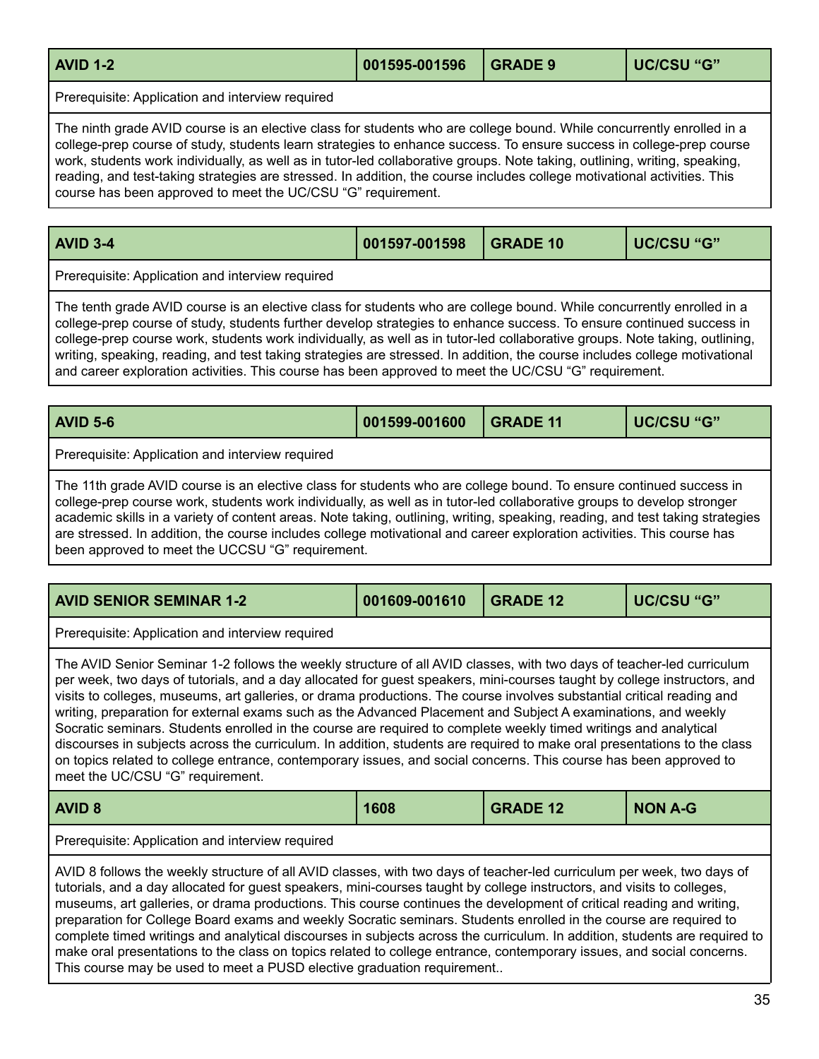| AVID 1-2 | 001595-001596 | GRADE 9 | UC/CSU "G" |
|---|---|---|---|

Prerequisite: Application and interview required

The ninth grade AVID course is an elective class for students who are college bound. While concurrently enrolled in a college-prep course of study, students learn strategies to enhance success. To ensure success in college-prep course work, students work individually, as well as in tutor-led collaborative groups. Note taking, outlining, writing, speaking, reading, and test-taking strategies are stressed. In addition, the course includes college motivational activities. This course has been approved to meet the UC/CSU "G" requirement.

| AVID 3-4 | 001597-001598 | GRADE 10 | UC/CSU "G" |
|---|---|---|---|

Prerequisite: Application and interview required

The tenth grade AVID course is an elective class for students who are college bound. While concurrently enrolled in a college-prep course of study, students further develop strategies to enhance success. To ensure continued success in college-prep course work, students work individually, as well as in tutor-led collaborative groups. Note taking, outlining, writing, speaking, reading, and test taking strategies are stressed. In addition, the course includes college motivational and career exploration activities. This course has been approved to meet the UC/CSU "G" requirement.

| AVID 5-6 | 001599-001600 | GRADE 11 | UC/CSU "G" |
|---|---|---|---|

Prerequisite: Application and interview required

The 11th grade AVID course is an elective class for students who are college bound. To ensure continued success in college-prep course work, students work individually, as well as in tutor-led collaborative groups to develop stronger academic skills in a variety of content areas. Note taking, outlining, writing, speaking, reading, and test taking strategies are stressed. In addition, the course includes college motivational and career exploration activities. This course has been approved to meet the UCCSU "G" requirement.

| AVID SENIOR SEMINAR 1-2 | 001609-001610 | GRADE 12 | UC/CSU "G" |
|---|---|---|---|

Prerequisite: Application and interview required

The AVID Senior Seminar 1-2 follows the weekly structure of all AVID classes, with two days of teacher-led curriculum per week, two days of tutorials, and a day allocated for guest speakers, mini-courses taught by college instructors, and visits to colleges, museums, art galleries, or drama productions. The course involves substantial critical reading and writing, preparation for external exams such as the Advanced Placement and Subject A examinations, and weekly Socratic seminars. Students enrolled in the course are required to complete weekly timed writings and analytical discourses in subjects across the curriculum. In addition, students are required to make oral presentations to the class on topics related to college entrance, contemporary issues, and social concerns. This course has been approved to meet the UC/CSU "G" requirement.

| AVID 8 | 1608 | GRADE 12 | NON A-G |
|---|---|---|---|

Prerequisite: Application and interview required

AVID 8 follows the weekly structure of all AVID classes, with two days of teacher-led curriculum per week, two days of tutorials, and a day allocated for guest speakers, mini-courses taught by college instructors, and visits to colleges, museums, art galleries, or drama productions. This course continues the development of critical reading and writing, preparation for College Board exams and weekly Socratic seminars. Students enrolled in the course are required to complete timed writings and analytical discourses in subjects across the curriculum. In addition, students are required to make oral presentations to the class on topics related to college entrance, contemporary issues, and social concerns. This course may be used to meet a PUSD elective graduation requirement..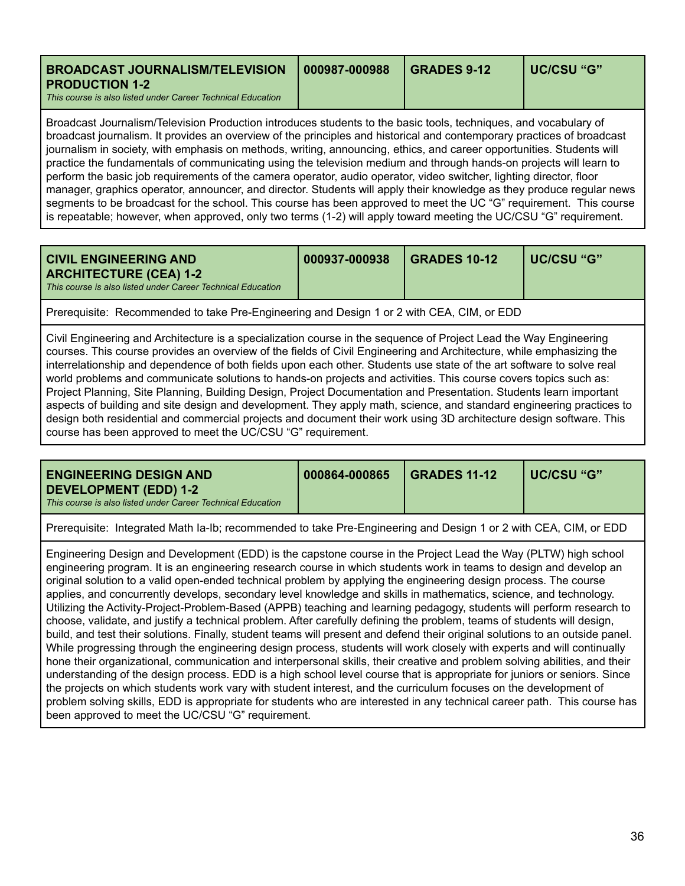| **BROADCAST JOURNALISM/TELEVISION PRODUCTION 1-2** *This course is also listed under Career Technical Education* | **000987-000988** | **GRADES 9-12** | **UC/CSU "G"** |
|---|---|---|---|

Broadcast Journalism/Television Production introduces students to the basic tools, techniques, and vocabulary of broadcast journalism. It provides an overview of the principles and historical and contemporary practices of broadcast journalism in society, with emphasis on methods, writing, announcing, ethics, and career opportunities. Students will practice the fundamentals of communicating using the television medium and through hands-on projects will learn to perform the basic job requirements of the camera operator, audio operator, video switcher, lighting director, floor manager, graphics operator, announcer, and director. Students will apply their knowledge as they produce regular news segments to be broadcast for the school. This course has been approved to meet the UC "G" requirement. This course is repeatable; however, when approved, only two terms (1-2) will apply toward meeting the UC/CSU "G" requirement.

| **CIVIL ENGINEERING AND ARCHITECTURE (CEA) 1-2** *This course is also listed under Career Technical Education* | **000937-000938** | **GRADES 10-12** | **UC/CSU "G"** |
|---|---|---|---|

Prerequisite: Recommended to take Pre-Engineering and Design 1 or 2 with CEA, CIM, or EDD

Civil Engineering and Architecture is a specialization course in the sequence of Project Lead the Way Engineering courses. This course provides an overview of the fields of Civil Engineering and Architecture, while emphasizing the interrelationship and dependence of both fields upon each other. Students use state of the art software to solve real world problems and communicate solutions to hands-on projects and activities. This course covers topics such as: Project Planning, Site Planning, Building Design, Project Documentation and Presentation. Students learn important aspects of building and site design and development. They apply math, science, and standard engineering practices to design both residential and commercial projects and document their work using 3D architecture design software. This course has been approved to meet the UC/CSU "G" requirement.

| **ENGINEERING DESIGN AND DEVELOPMENT (EDD) 1-2** *This course is also listed under Career Technical Education* | **000864-000865** | **GRADES 11-12** | **UC/CSU "G"** |
|---|---|---|---|

Prerequisite: Integrated Math Ia-Ib; recommended to take Pre-Engineering and Design 1 or 2 with CEA, CIM, or EDD

Engineering Design and Development (EDD) is the capstone course in the Project Lead the Way (PLTW) high school engineering program. It is an engineering research course in which students work in teams to design and develop an original solution to a valid open-ended technical problem by applying the engineering design process. The course applies, and concurrently develops, secondary level knowledge and skills in mathematics, science, and technology. Utilizing the Activity-Project-Problem-Based (APPB) teaching and learning pedagogy, students will perform research to choose, validate, and justify a technical problem. After carefully defining the problem, teams of students will design, build, and test their solutions. Finally, student teams will present and defend their original solutions to an outside panel. While progressing through the engineering design process, students will work closely with experts and will continually hone their organizational, communication and interpersonal skills, their creative and problem solving abilities, and their understanding of the design process. EDD is a high school level course that is appropriate for juniors or seniors. Since the projects on which students work vary with student interest, and the curriculum focuses on the development of problem solving skills, EDD is appropriate for students who are interested in any technical career path. This course has been approved to meet the UC/CSU "G" requirement.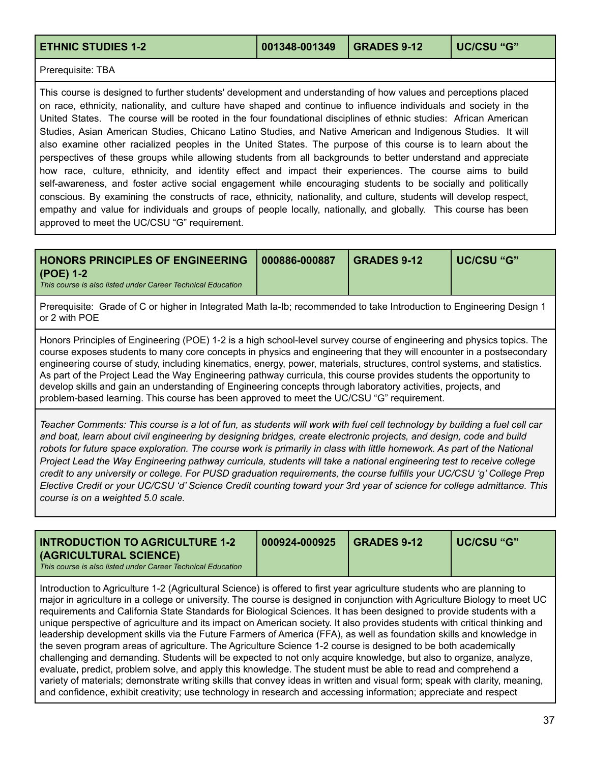| ETHNIC STUDIES 1-2 | 001348-001349 | GRADES 9-12 | UC/CSU "G" |
|---|---|---|---|

Prerequisite: TBA

This course is designed to further students' development and understanding of how values and perceptions placed on race, ethnicity, nationality, and culture have shaped and continue to influence individuals and society in the United States. The course will be rooted in the four foundational disciplines of ethnic studies: African American Studies, Asian American Studies, Chicano Latino Studies, and Native American and Indigenous Studies. It will also examine other racialized peoples in the United States. The purpose of this course is to learn about the perspectives of these groups while allowing students from all backgrounds to better understand and appreciate how race, culture, ethnicity, and identity effect and impact their experiences. The course aims to build self-awareness, and foster active social engagement while encouraging students to be socially and politically conscious. By examining the constructs of race, ethnicity, nationality, and culture, students will develop respect, empathy and value for individuals and groups of people locally, nationally, and globally. This course has been approved to meet the UC/CSU "G" requirement.

| HONORS PRINCIPLES OF ENGINEERING (POE) 1-2<br>*This course is also listed under Career Technical Education* | 000886-000887 | GRADES 9-12 | UC/CSU "G" |
|---|---|---|---|

Prerequisite: Grade of C or higher in Integrated Math Ia-Ib; recommended to take Introduction to Engineering Design 1 or 2 with POE

Honors Principles of Engineering (POE) 1-2 is a high school-level survey course of engineering and physics topics. The course exposes students to many core concepts in physics and engineering that they will encounter in a postsecondary engineering course of study, including kinematics, energy, power, materials, structures, control systems, and statistics. As part of the Project Lead the Way Engineering pathway curricula, this course provides students the opportunity to develop skills and gain an understanding of Engineering concepts through laboratory activities, projects, and problem-based learning. This course has been approved to meet the UC/CSU "G" requirement.

*Teacher Comments: This course is a lot of fun, as students will work with fuel cell technology by building a fuel cell car and boat, learn about civil engineering by designing bridges, create electronic projects, and design, code and build robots for future space exploration. The course work is primarily in class with little homework. As part of the National Project Lead the Way Engineering pathway curricula, students will take a national engineering test to receive college credit to any university or college. For PUSD graduation requirements, the course fulfills your UC/CSU 'g' College Prep Elective Credit or your UC/CSU 'd' Science Credit counting toward your 3rd year of science for college admittance. This course is on a weighted 5.0 scale.*

| INTRODUCTION TO AGRICULTURE 1-2 (AGRICULTURAL SCIENCE)<br>*This course is also listed under Career Technical Education* | 000924-000925 | GRADES 9-12 | UC/CSU "G" |
|---|---|---|---|

Introduction to Agriculture 1-2 (Agricultural Science) is offered to first year agriculture students who are planning to major in agriculture in a college or university. The course is designed in conjunction with Agriculture Biology to meet UC requirements and California State Standards for Biological Sciences. It has been designed to provide students with a unique perspective of agriculture and its impact on American society. It also provides students with critical thinking and leadership development skills via the Future Farmers of America (FFA), as well as foundation skills and knowledge in the seven program areas of agriculture. The Agriculture Science 1-2 course is designed to be both academically challenging and demanding. Students will be expected to not only acquire knowledge, but also to organize, analyze, evaluate, predict, problem solve, and apply this knowledge. The student must be able to read and comprehend a variety of materials; demonstrate writing skills that convey ideas in written and visual form; speak with clarity, meaning, and confidence, exhibit creativity; use technology in research and accessing information; appreciate and respect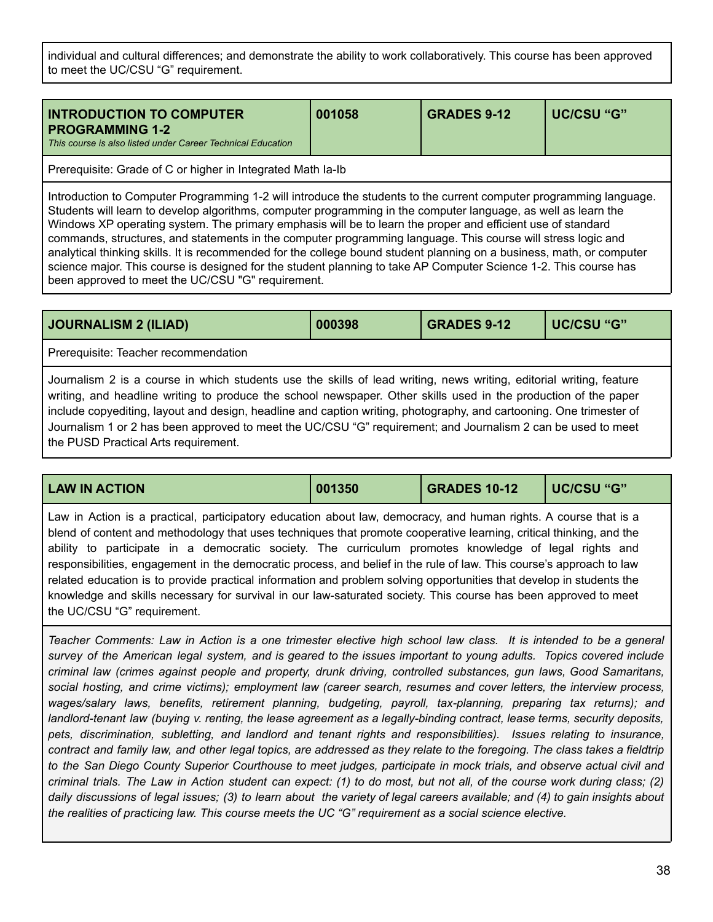individual and cultural differences; and demonstrate the ability to work collaboratively. This course has been approved to meet the UC/CSU “G” requirement.

| **INTRODUCTION TO COMPUTER PROGRAMMING 1-2** *This course is also listed under Career Technical Education* | **001058** | **GRADES 9-12** | **UC/CSU “G”** |
|---|---|---|---|

Prerequisite: Grade of C or higher in Integrated Math Ia-Ib

Introduction to Computer Programming 1-2 will introduce the students to the current computer programming language. Students will learn to develop algorithms, computer programming in the computer language, as well as learn the Windows XP operating system. The primary emphasis will be to learn the proper and efficient use of standard commands, structures, and statements in the computer programming language. This course will stress logic and analytical thinking skills. It is recommended for the college bound student planning on a business, math, or computer science major. This course is designed for the student planning to take AP Computer Science 1-2. This course has been approved to meet the UC/CSU "G" requirement.

| **JOURNALISM 2 (ILIAD)** | **000398** | **GRADES 9-12** | **UC/CSU “G”** |
|---|---|---|---|

Prerequisite: Teacher recommendation

Journalism 2 is a course in which students use the skills of lead writing, news writing, editorial writing, feature writing, and headline writing to produce the school newspaper. Other skills used in the production of the paper include copyediting, layout and design, headline and caption writing, photography, and cartooning. One trimester of Journalism 1 or 2 has been approved to meet the UC/CSU “G” requirement; and Journalism 2 can be used to meet the PUSD Practical Arts requirement.

| **LAW IN ACTION** | **001350** | **GRADES 10-12** | **UC/CSU “G”** |
|---|---|---|---|

Law in Action is a practical, participatory education about law, democracy, and human rights. A course that is a blend of content and methodology that uses techniques that promote cooperative learning, critical thinking, and the ability to participate in a democratic society. The curriculum promotes knowledge of legal rights and responsibilities, engagement in the democratic process, and belief in the rule of law. This course's approach to law related education is to provide practical information and problem solving opportunities that develop in students the knowledge and skills necessary for survival in our law-saturated society. This course has been approved to meet the UC/CSU “G” requirement.

*Teacher Comments: Law in Action is a one trimester elective high school law class. It is intended to be a general survey of the American legal system, and is geared to the issues important to young adults. Topics covered include criminal law (crimes against people and property, drunk driving, controlled substances, gun laws, Good Samaritans, social hosting, and crime victims); employment law (career search, resumes and cover letters, the interview process, wages/salary laws, benefits, retirement planning, budgeting, payroll, tax-planning, preparing tax returns); and landlord-tenant law (buying v. renting, the lease agreement as a legally-binding contract, lease terms, security deposits, pets, discrimination, subletting, and landlord and tenant rights and responsibilities). Issues relating to insurance, contract and family law, and other legal topics, are addressed as they relate to the foregoing. The class takes a fieldtrip to the San Diego County Superior Courthouse to meet judges, participate in mock trials, and observe actual civil and criminal trials. The Law in Action student can expect: (1) to do most, but not all, of the course work during class; (2) daily discussions of legal issues; (3) to learn about the variety of legal careers available; and (4) to gain insights about the realities of practicing law. This course meets the UC “G” requirement as a social science elective.*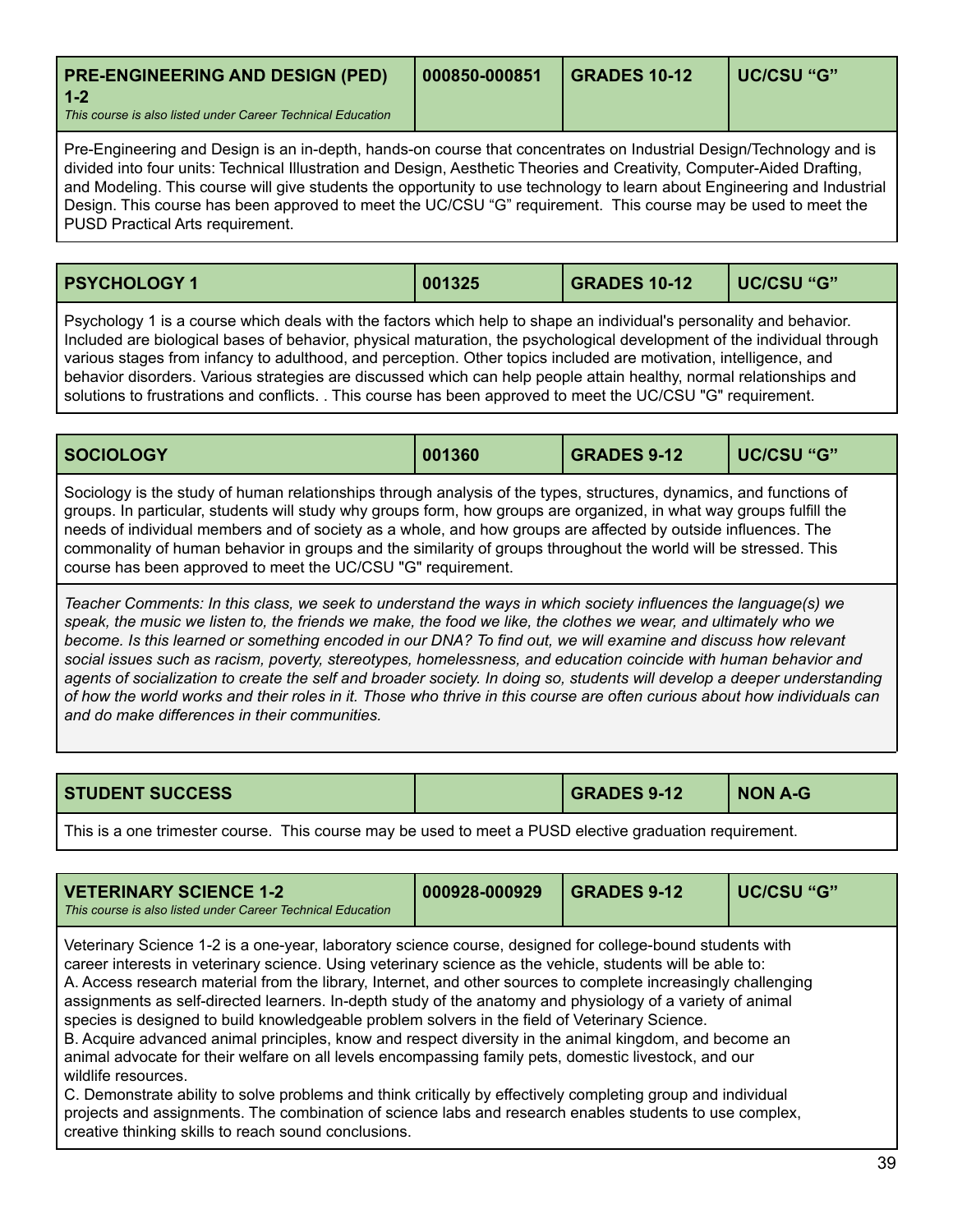| PRE-ENGINEERING AND DESIGN (PED) 1-2<br>*This course is also listed under Career Technical Education* | 000850-000851 | GRADES 10-12 | UC/CSU "G" |
|---|---|---|---|

Pre-Engineering and Design is an in-depth, hands-on course that concentrates on Industrial Design/Technology and is divided into four units: Technical Illustration and Design, Aesthetic Theories and Creativity, Computer-Aided Drafting, and Modeling. This course will give students the opportunity to use technology to learn about Engineering and Industrial Design. This course has been approved to meet the UC/CSU "G" requirement. This course may be used to meet the PUSD Practical Arts requirement.

| PSYCHOLOGY 1 | 001325 | GRADES 10-12 | UC/CSU "G" |
|---|---|---|---|

Psychology 1 is a course which deals with the factors which help to shape an individual's personality and behavior. Included are biological bases of behavior, physical maturation, the psychological development of the individual through various stages from infancy to adulthood, and perception. Other topics included are motivation, intelligence, and behavior disorders. Various strategies are discussed which can help people attain healthy, normal relationships and solutions to frustrations and conflicts. . This course has been approved to meet the UC/CSU "G" requirement.

| SOCIOLOGY | 001360 | GRADES 9-12 | UC/CSU "G" |
|---|---|---|---|

Sociology is the study of human relationships through analysis of the types, structures, dynamics, and functions of groups. In particular, students will study why groups form, how groups are organized, in what way groups fulfill the needs of individual members and of society as a whole, and how groups are affected by outside influences. The commonality of human behavior in groups and the similarity of groups throughout the world will be stressed. This course has been approved to meet the UC/CSU "G" requirement.

*Teacher Comments: In this class, we seek to understand the ways in which society influences the language(s) we speak, the music we listen to, the friends we make, the food we like, the clothes we wear, and ultimately who we become. Is this learned or something encoded in our DNA? To find out, we will examine and discuss how relevant social issues such as racism, poverty, stereotypes, homelessness, and education coincide with human behavior and agents of socialization to create the self and broader society. In doing so, students will develop a deeper understanding of how the world works and their roles in it. Those who thrive in this course are often curious about how individuals can and do make differences in their communities.*

| STUDENT SUCCESS | | GRADES 9-12 | NON A-G |
|---|---|---|---|

This is a one trimester course. This course may be used to meet a PUSD elective graduation requirement.

| VETERINARY SCIENCE 1-2<br>*This course is also listed under Career Technical Education* | 000928-000929 | GRADES 9-12 | UC/CSU "G" |
|---|---|---|---|

Veterinary Science 1-2 is a one-year, laboratory science course, designed for college-bound students with career interests in veterinary science. Using veterinary science as the vehicle, students will be able to:

A. Access research material from the library, Internet, and other sources to complete increasingly challenging assignments as self-directed learners. In-depth study of the anatomy and physiology of a variety of animal species is designed to build knowledgeable problem solvers in the field of Veterinary Science.

B. Acquire advanced animal principles, know and respect diversity in the animal kingdom, and become an animal advocate for their welfare on all levels encompassing family pets, domestic livestock, and our wildlife resources.

C. Demonstrate ability to solve problems and think critically by effectively completing group and individual projects and assignments. The combination of science labs and research enables students to use complex, creative thinking skills to reach sound conclusions.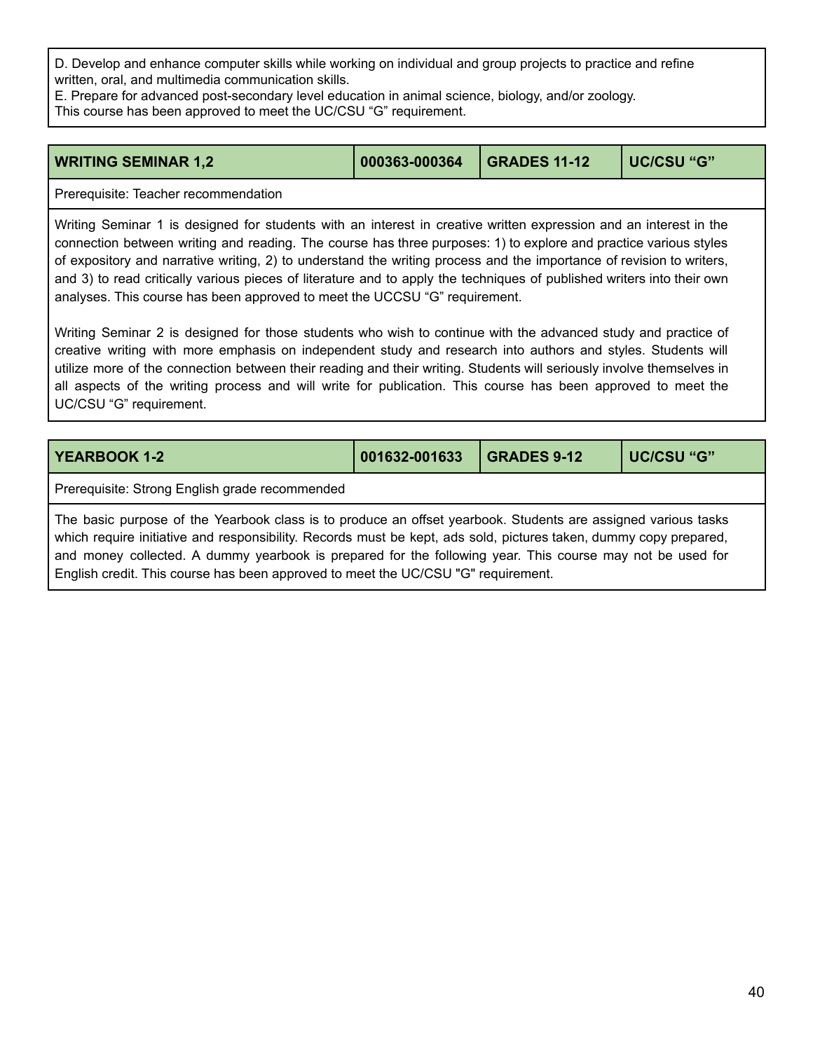D. Develop and enhance computer skills while working on individual and group projects to practice and refine written, oral, and multimedia communication skills.
E. Prepare for advanced post-secondary level education in animal science, biology, and/or zoology.
This course has been approved to meet the UC/CSU “G” requirement.

| WRITING SEMINAR 1,2 | 000363-000364 | GRADES 11-12 | UC/CSU “G” |
| --- | --- | --- | --- |

Prerequisite: Teacher recommendation

Writing Seminar 1 is designed for students with an interest in creative written expression and an interest in the connection between writing and reading. The course has three purposes: 1) to explore and practice various styles of expository and narrative writing, 2) to understand the writing process and the importance of revision to writers, and 3) to read critically various pieces of literature and to apply the techniques of published writers into their own analyses. This course has been approved to meet the UCCSU “G” requirement.

Writing Seminar 2 is designed for those students who wish to continue with the advanced study and practice of creative writing with more emphasis on independent study and research into authors and styles. Students will utilize more of the connection between their reading and their writing. Students will seriously involve themselves in all aspects of the writing process and will write for publication. This course has been approved to meet the UC/CSU “G” requirement.

| YEARBOOK 1-2 | 001632-001633 | GRADES 9-12 | UC/CSU “G” |
| --- | --- | --- | --- |

Prerequisite: Strong English grade recommended

The basic purpose of the Yearbook class is to produce an offset yearbook. Students are assigned various tasks which require initiative and responsibility. Records must be kept, ads sold, pictures taken, dummy copy prepared, and money collected. A dummy yearbook is prepared for the following year. This course may not be used for English credit. This course has been approved to meet the UC/CSU "G" requirement.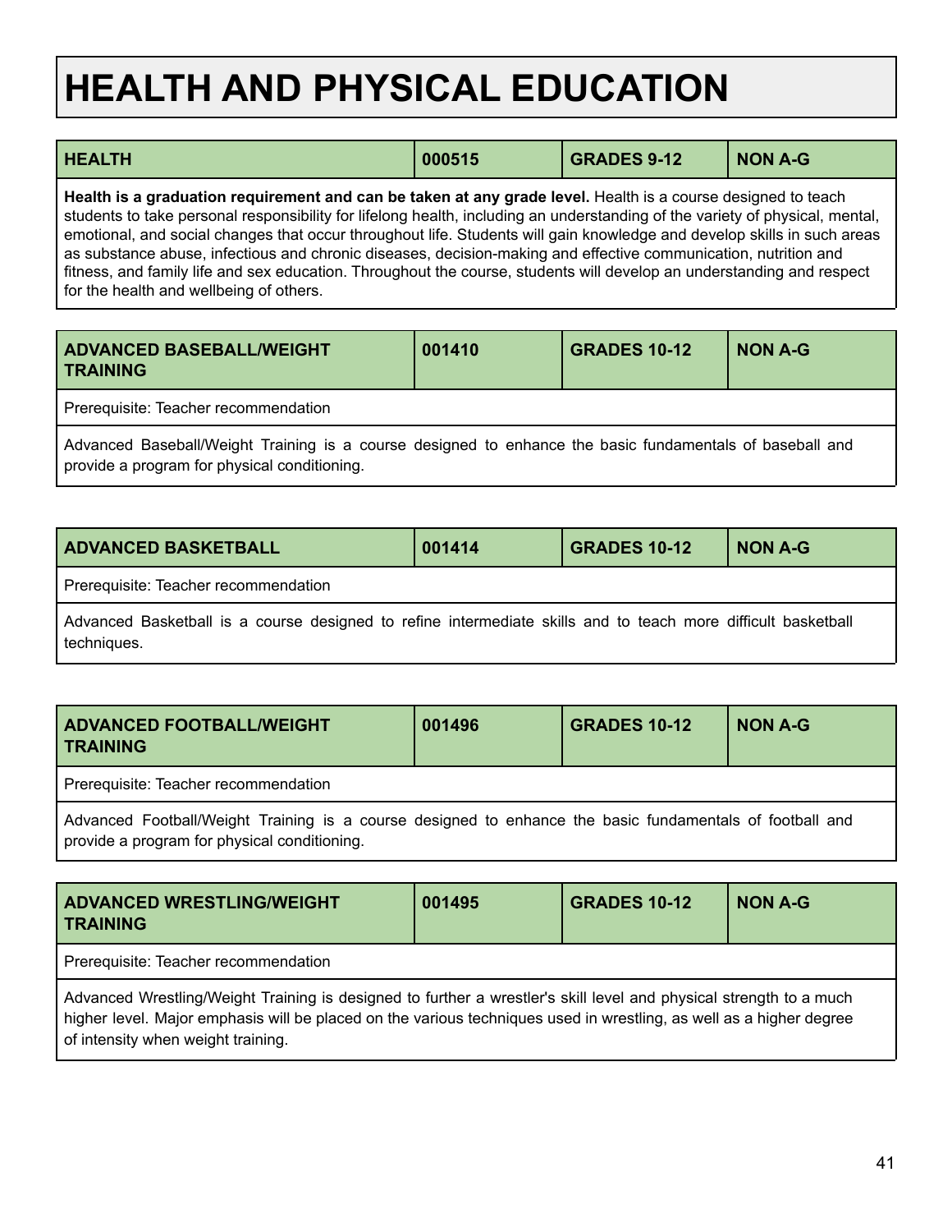# HEALTH AND PHYSICAL EDUCATION

| HEALTH | 000515 | GRADES 9-12 | NON A-G |
|---|---|---|---|

**Health is a graduation requirement and can be taken at any grade level.** Health is a course designed to teach students to take personal responsibility for lifelong health, including an understanding of the variety of physical, mental, emotional, and social changes that occur throughout life. Students will gain knowledge and develop skills in such areas as substance abuse, infectious and chronic diseases, decision-making and effective communication, nutrition and fitness, and family life and sex education. Throughout the course, students will develop an understanding and respect for the health and wellbeing of others.

| ADVANCED BASEBALL/WEIGHT TRAINING | 001410 | GRADES 10-12 | NON A-G |
|---|---|---|---|

Prerequisite: Teacher recommendation

Advanced Baseball/Weight Training is a course designed to enhance the basic fundamentals of baseball and provide a program for physical conditioning.

| ADVANCED BASKETBALL | 001414 | GRADES 10-12 | NON A-G |
|---|---|---|---|

Prerequisite: Teacher recommendation

Advanced Basketball is a course designed to refine intermediate skills and to teach more difficult basketball techniques.

| ADVANCED FOOTBALL/WEIGHT TRAINING | 001496 | GRADES 10-12 | NON A-G |
|---|---|---|---|

Prerequisite: Teacher recommendation

Advanced Football/Weight Training is a course designed to enhance the basic fundamentals of football and provide a program for physical conditioning.

| ADVANCED WRESTLING/WEIGHT TRAINING | 001495 | GRADES 10-12 | NON A-G |
|---|---|---|---|

Prerequisite: Teacher recommendation

Advanced Wrestling/Weight Training is designed to further a wrestler's skill level and physical strength to a much higher level. Major emphasis will be placed on the various techniques used in wrestling, as well as a higher degree of intensity when weight training.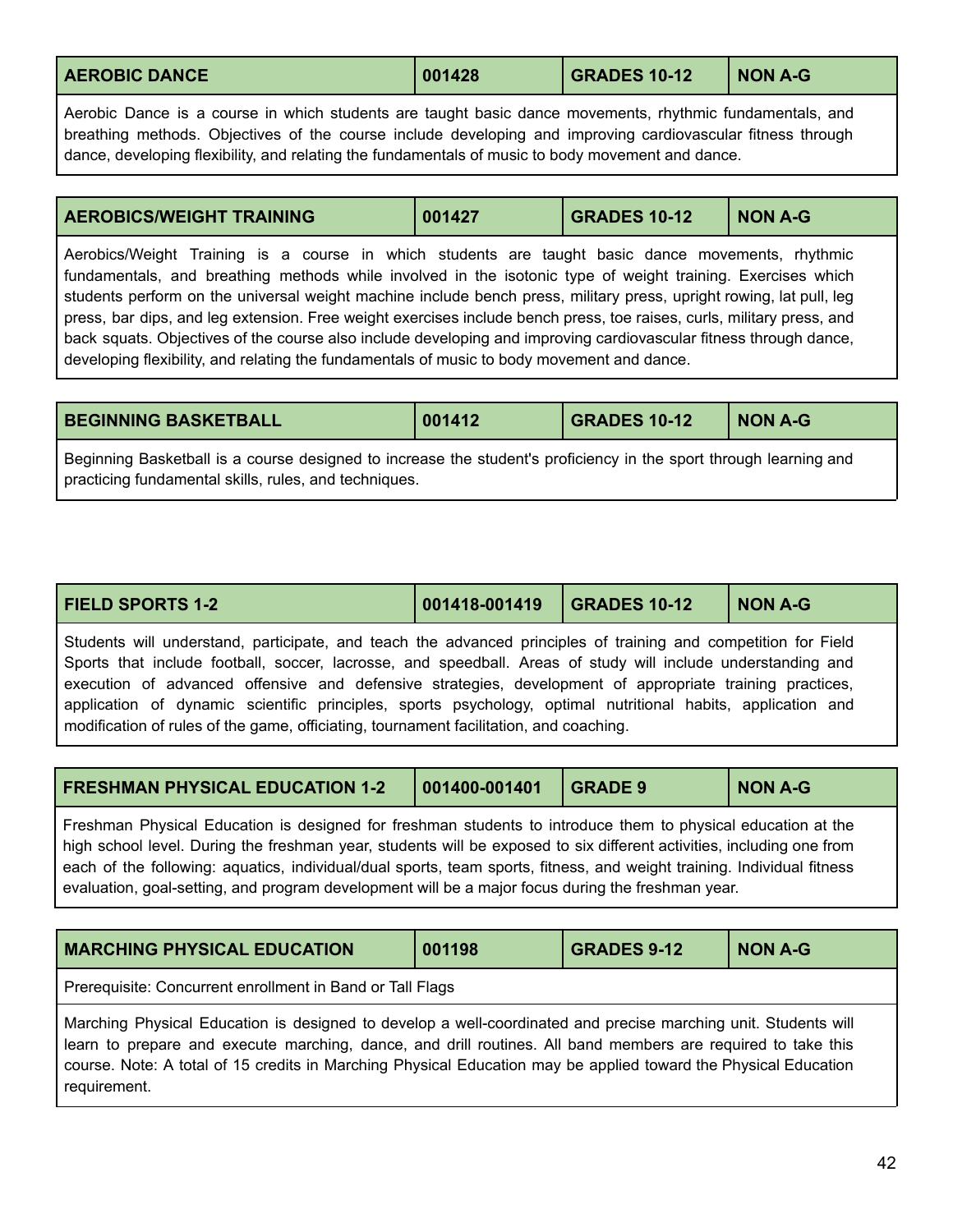| AEROBIC DANCE | 001428 | GRADES 10-12 | NON A-G |
|---|---|---|---|
| Aerobic Dance is a course in which students are taught basic dance movements, rhythmic fundamentals, and breathing methods. Objectives of the course include developing and improving cardiovascular fitness through dance, developing flexibility, and relating the fundamentals of music to body movement and dance. | | | |

| AEROBICS/WEIGHT TRAINING | 001427 | GRADES 10-12 | NON A-G |
|---|---|---|---|
| Aerobics/Weight Training is a course in which students are taught basic dance movements, rhythmic fundamentals, and breathing methods while involved in the isotonic type of weight training. Exercises which students perform on the universal weight machine include bench press, military press, upright rowing, lat pull, leg press, bar dips, and leg extension. Free weight exercises include bench press, toe raises, curls, military press, and back squats. Objectives of the course also include developing and improving cardiovascular fitness through dance, developing flexibility, and relating the fundamentals of music to body movement and dance. | | | |

| BEGINNING BASKETBALL | 001412 | GRADES 10-12 | NON A-G |
|---|---|---|---|
| Beginning Basketball is a course designed to increase the student's proficiency in the sport through learning and practicing fundamental skills, rules, and techniques. | | | |

| FIELD SPORTS 1-2 | 001418-001419 | GRADES 10-12 | NON A-G |
|---|---|---|---|
| Students will understand, participate, and teach the advanced principles of training and competition for Field Sports that include football, soccer, lacrosse, and speedball. Areas of study will include understanding and execution of advanced offensive and defensive strategies, development of appropriate training practices, application of dynamic scientific principles, sports psychology, optimal nutritional habits, application and modification of rules of the game, officiating, tournament facilitation, and coaching. | | | |

| FRESHMAN PHYSICAL EDUCATION 1-2 | 001400-001401 | GRADE 9 | NON A-G |
|---|---|---|---|
| Freshman Physical Education is designed for freshman students to introduce them to physical education at the high school level. During the freshman year, students will be exposed to six different activities, including one from each of the following: aquatics, individual/dual sports, team sports, fitness, and weight training. Individual fitness evaluation, goal-setting, and program development will be a major focus during the freshman year. | | | |

| MARCHING PHYSICAL EDUCATION | 001198 | GRADES 9-12 | NON A-G |
|---|---|---|---|
| Prerequisite: Concurrent enrollment in Band or Tall Flags | | | |
| Marching Physical Education is designed to develop a well-coordinated and precise marching unit. Students will learn to prepare and execute marching, dance, and drill routines. All band members are required to take this course. Note: A total of 15 credits in Marching Physical Education may be applied toward the Physical Education requirement. | | | |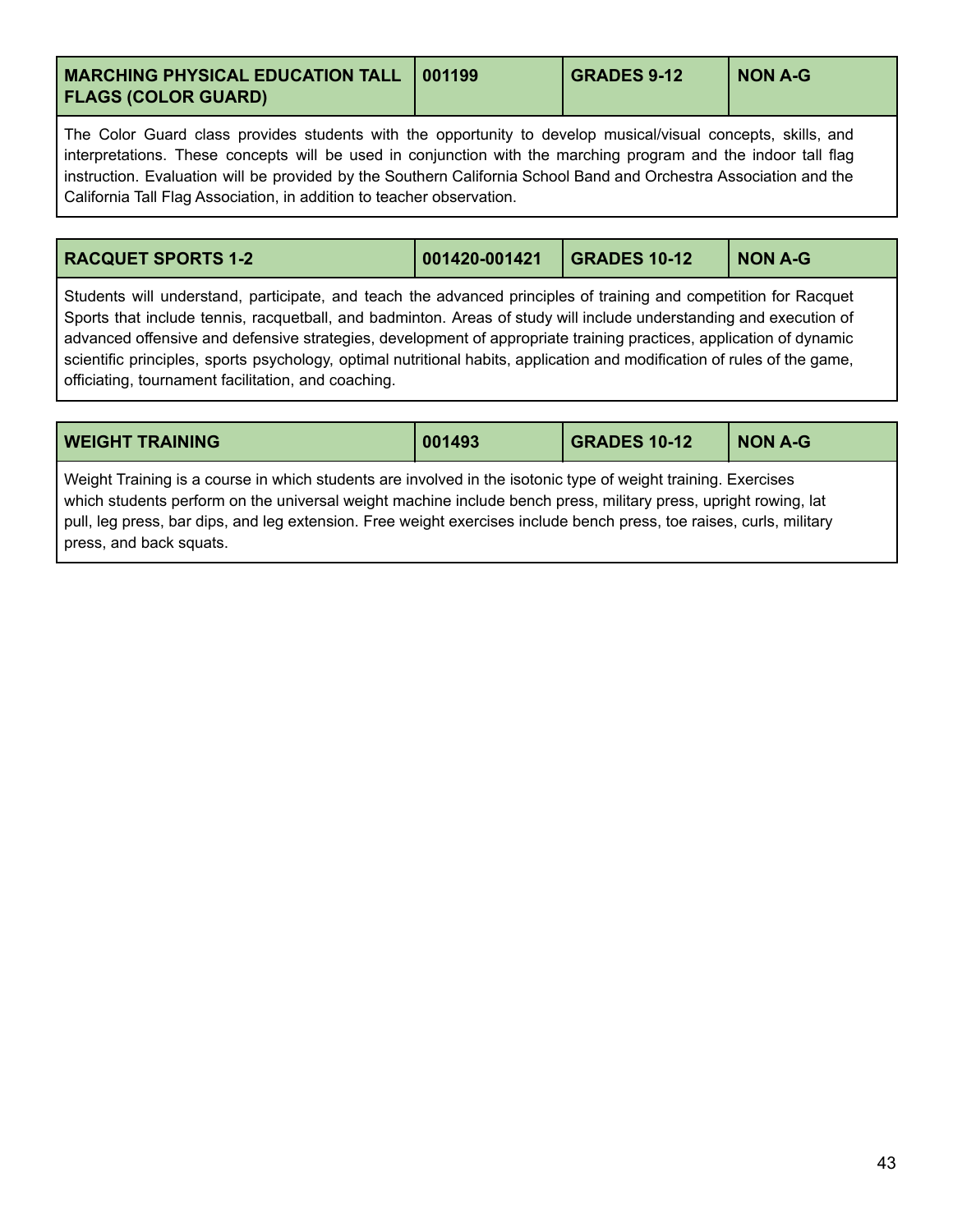| MARCHING PHYSICAL EDUCATION TALL FLAGS (COLOR GUARD) | 001199 | GRADES 9-12 | NON A-G |
|---|---|---|---|

The Color Guard class provides students with the opportunity to develop musical/visual concepts, skills, and interpretations. These concepts will be used in conjunction with the marching program and the indoor tall flag instruction. Evaluation will be provided by the Southern California School Band and Orchestra Association and the California Tall Flag Association, in addition to teacher observation.

| RACQUET SPORTS 1-2 | 001420-001421 | GRADES 10-12 | NON A-G |
|---|---|---|---|

Students will understand, participate, and teach the advanced principles of training and competition for Racquet Sports that include tennis, racquetball, and badminton. Areas of study will include understanding and execution of advanced offensive and defensive strategies, development of appropriate training practices, application of dynamic scientific principles, sports psychology, optimal nutritional habits, application and modification of rules of the game, officiating, tournament facilitation, and coaching.

| WEIGHT TRAINING | 001493 | GRADES 10-12 | NON A-G |
|---|---|---|---|

Weight Training is a course in which students are involved in the isotonic type of weight training. Exercises which students perform on the universal weight machine include bench press, military press, upright rowing, lat pull, leg press, bar dips, and leg extension. Free weight exercises include bench press, toe raises, curls, military press, and back squats.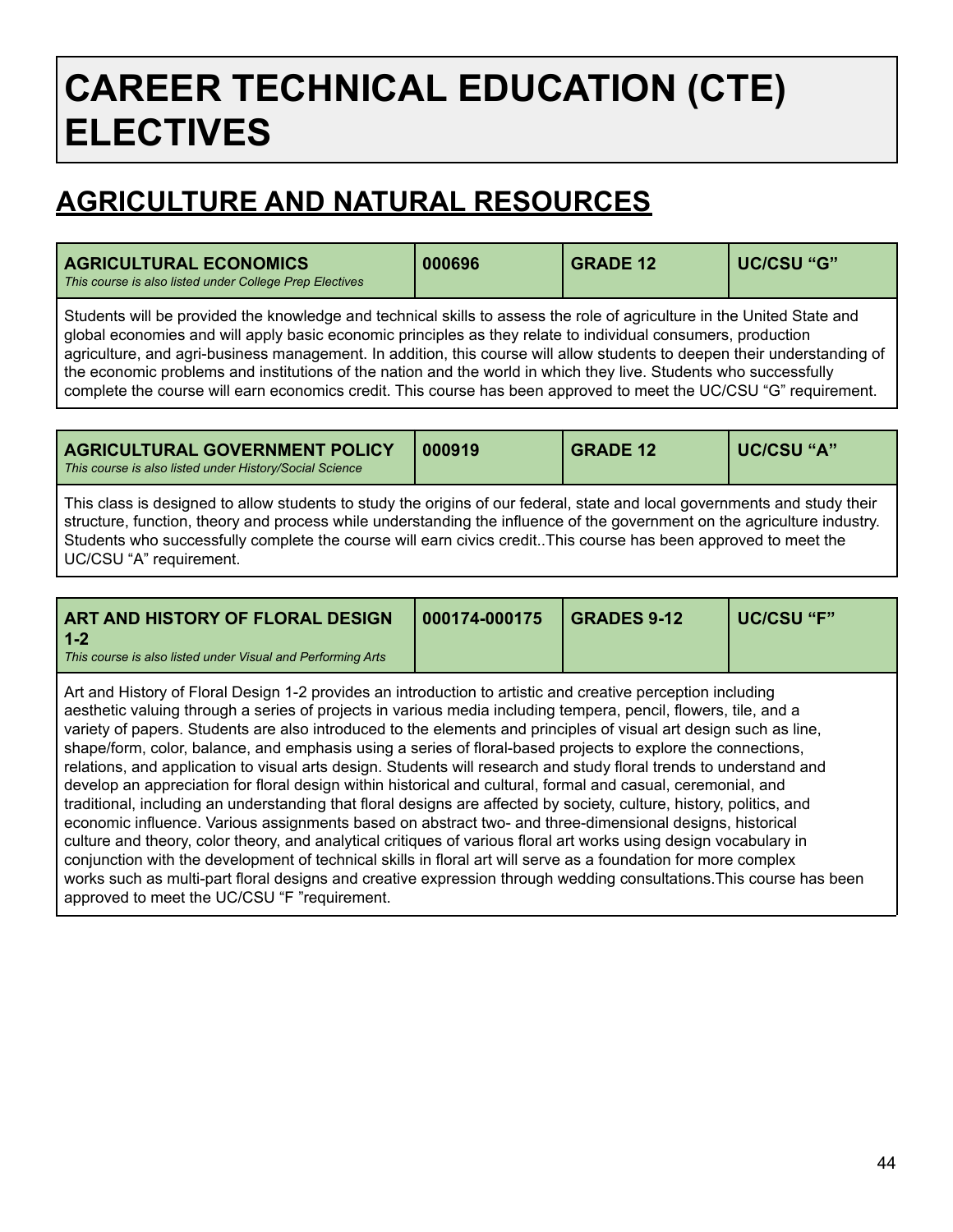# CAREER TECHNICAL EDUCATION (CTE) ELECTIVES

## AGRICULTURE AND NATURAL RESOURCES

| **AGRICULTURAL ECONOMICS**<br>*This course is also listed under College Prep Electives* | **000696** | **GRADE 12** | **UC/CSU "G"** |
|---|---|---|---|

Students will be provided the knowledge and technical skills to assess the role of agriculture in the United State and global economies and will apply basic economic principles as they relate to individual consumers, production agriculture, and agri-business management. In addition, this course will allow students to deepen their understanding of the economic problems and institutions of the nation and the world in which they live. Students who successfully complete the course will earn economics credit. This course has been approved to meet the UC/CSU "G" requirement.

| **AGRICULTURAL GOVERNMENT POLICY**<br>*This course is also listed under History/Social Science* | **000919** | **GRADE 12** | **UC/CSU "A"** |
|---|---|---|---|

This class is designed to allow students to study the origins of our federal, state and local governments and study their structure, function, theory and process while understanding the influence of the government on the agriculture industry. Students who successfully complete the course will earn civics credit..This course has been approved to meet the UC/CSU "A" requirement.

| **ART AND HISTORY OF FLORAL DESIGN 1-2**<br>*This course is also listed under Visual and Performing Arts* | **000174-000175** | **GRADES 9-12** | **UC/CSU "F"** |
|---|---|---|---|

Art and History of Floral Design 1-2 provides an introduction to artistic and creative perception including aesthetic valuing through a series of projects in various media including tempera, pencil, flowers, tile, and a variety of papers. Students are also introduced to the elements and principles of visual art design such as line, shape/form, color, balance, and emphasis using a series of floral-based projects to explore the connections, relations, and application to visual arts design. Students will research and study floral trends to understand and develop an appreciation for floral design within historical and cultural, formal and casual, ceremonial, and traditional, including an understanding that floral designs are affected by society, culture, history, politics, and economic influence. Various assignments based on abstract two- and three-dimensional designs, historical culture and theory, color theory, and analytical critiques of various floral art works using design vocabulary in conjunction with the development of technical skills in floral art will serve as a foundation for more complex works such as multi-part floral designs and creative expression through wedding consultations.This course has been approved to meet the UC/CSU "F "requirement.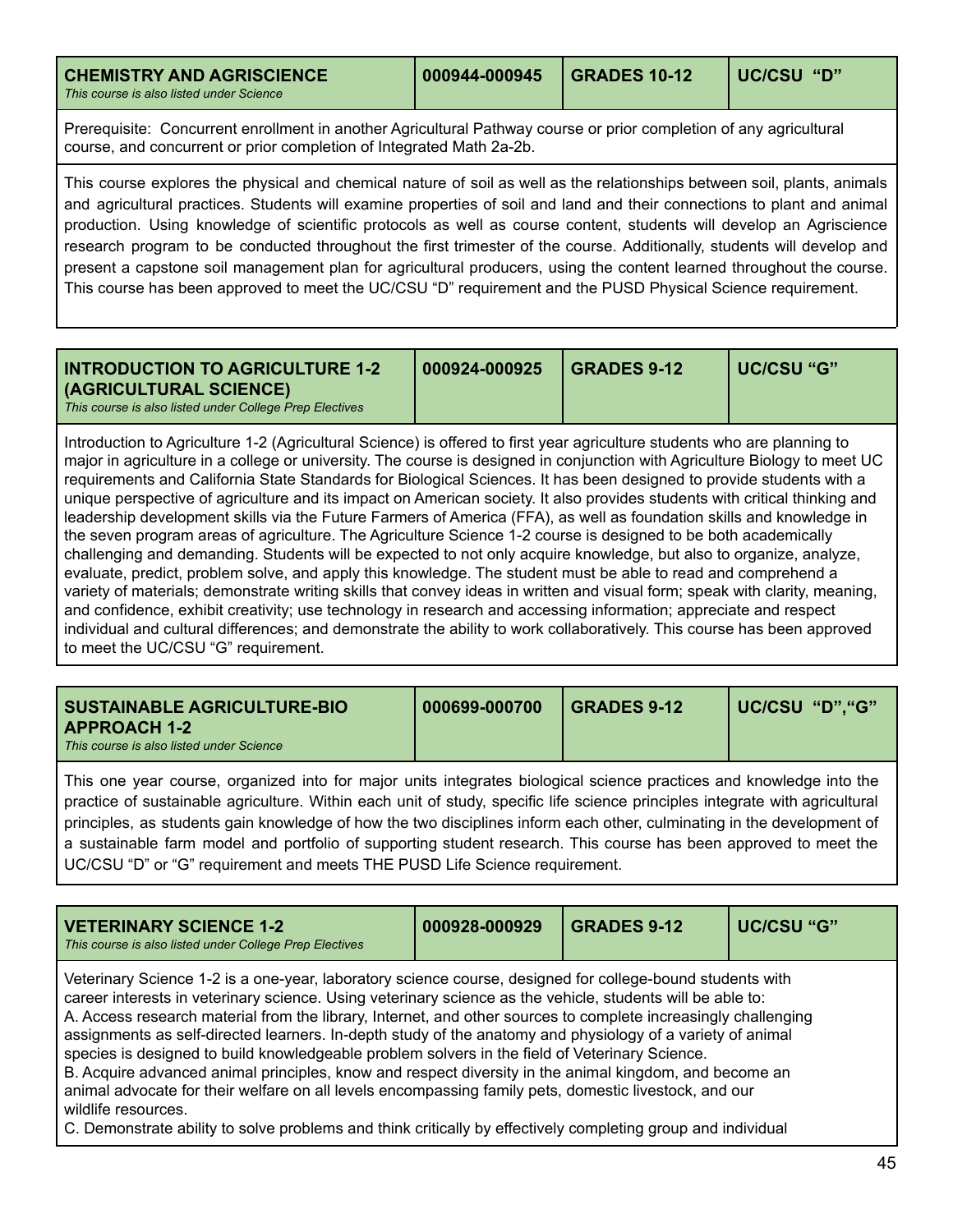| **CHEMISTRY AND AGRISCIENCE** *This course is also listed under Science* | **000944-000945** | **GRADES 10-12** | **UC/CSU "D"** |
|---|---|---|---|

Prerequisite: Concurrent enrollment in another Agricultural Pathway course or prior completion of any agricultural course, and concurrent or prior completion of Integrated Math 2a-2b.

This course explores the physical and chemical nature of soil as well as the relationships between soil, plants, animals and agricultural practices. Students will examine properties of soil and land and their connections to plant and animal production. Using knowledge of scientific protocols as well as course content, students will develop an Agriscience research program to be conducted throughout the first trimester of the course. Additionally, students will develop and present a capstone soil management plan for agricultural producers, using the content learned throughout the course. This course has been approved to meet the UC/CSU "D" requirement and the PUSD Physical Science requirement.

| **INTRODUCTION TO AGRICULTURE 1-2 (AGRICULTURAL SCIENCE)** *This course is also listed under College Prep Electives* | **000924-000925** | **GRADES 9-12** | **UC/CSU "G"** |
|---|---|---|---|

Introduction to Agriculture 1-2 (Agricultural Science) is offered to first year agriculture students who are planning to major in agriculture in a college or university. The course is designed in conjunction with Agriculture Biology to meet UC requirements and California State Standards for Biological Sciences. It has been designed to provide students with a unique perspective of agriculture and its impact on American society. It also provides students with critical thinking and leadership development skills via the Future Farmers of America (FFA), as well as foundation skills and knowledge in the seven program areas of agriculture. The Agriculture Science 1-2 course is designed to be both academically challenging and demanding. Students will be expected to not only acquire knowledge, but also to organize, analyze, evaluate, predict, problem solve, and apply this knowledge. The student must be able to read and comprehend a variety of materials; demonstrate writing skills that convey ideas in written and visual form; speak with clarity, meaning, and confidence, exhibit creativity; use technology in research and accessing information; appreciate and respect individual and cultural differences; and demonstrate the ability to work collaboratively. This course has been approved to meet the UC/CSU "G" requirement.

| **SUSTAINABLE AGRICULTURE-BIO APPROACH 1-2** *This course is also listed under Science* | **000699-000700** | **GRADES 9-12** | **UC/CSU "D","G"** |
|---|---|---|---|

This one year course, organized into for major units integrates biological science practices and knowledge into the practice of sustainable agriculture. Within each unit of study, specific life science principles integrate with agricultural principles, as students gain knowledge of how the two disciplines inform each other, culminating in the development of a sustainable farm model and portfolio of supporting student research. This course has been approved to meet the UC/CSU "D" or "G" requirement and meets THE PUSD Life Science requirement.

| **VETERINARY SCIENCE 1-2** *This course is also listed under College Prep Electives* | **000928-000929** | **GRADES 9-12** | **UC/CSU "G"** |
|---|---|---|---|

Veterinary Science 1-2 is a one-year, laboratory science course, designed for college-bound students with career interests in veterinary science. Using veterinary science as the vehicle, students will be able to:

A. Access research material from the library, Internet, and other sources to complete increasingly challenging assignments as self-directed learners. In-depth study of the anatomy and physiology of a variety of animal species is designed to build knowledgeable problem solvers in the field of Veterinary Science.

B. Acquire advanced animal principles, know and respect diversity in the animal kingdom, and become an animal advocate for their welfare on all levels encompassing family pets, domestic livestock, and our wildlife resources.

C. Demonstrate ability to solve problems and think critically by effectively completing group and individual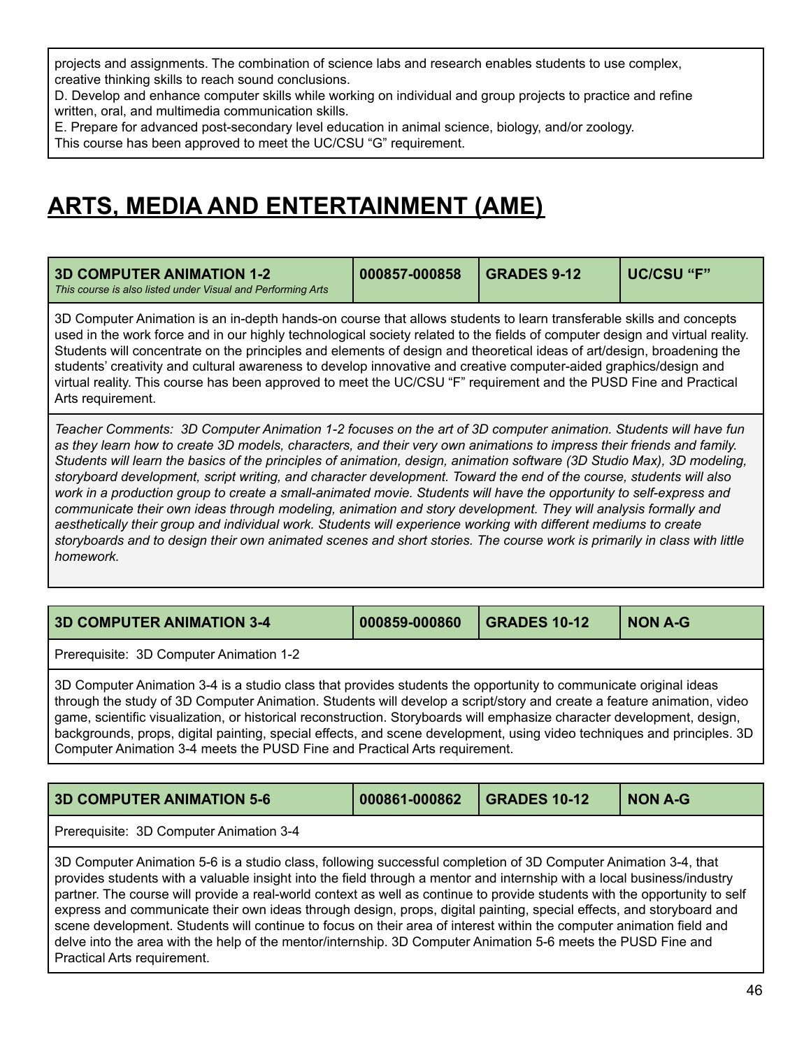projects and assignments. The combination of science labs and research enables students to use complex, creative thinking skills to reach sound conclusions.
D. Develop and enhance computer skills while working on individual and group projects to practice and refine written, oral, and multimedia communication skills.
E. Prepare for advanced post-secondary level education in animal science, biology, and/or zoology.
This course has been approved to meet the UC/CSU "G" requirement.

# ARTS, MEDIA AND ENTERTAINMENT (AME)

| **3D COMPUTER ANIMATION 1-2** *This course is also listed under Visual and Performing Arts* | **000857-000858** | **GRADES 9-12** | **UC/CSU "F"** |
|---|---|---|---|

3D Computer Animation is an in-depth hands-on course that allows students to learn transferable skills and concepts used in the work force and in our highly technological society related to the fields of computer design and virtual reality. Students will concentrate on the principles and elements of design and theoretical ideas of art/design, broadening the students' creativity and cultural awareness to develop innovative and creative computer-aided graphics/design and virtual reality. This course has been approved to meet the UC/CSU "F" requirement and the PUSD Fine and Practical Arts requirement.

*Teacher Comments: 3D Computer Animation 1-2 focuses on the art of 3D computer animation. Students will have fun as they learn how to create 3D models, characters, and their very own animations to impress their friends and family. Students will learn the basics of the principles of animation, design, animation software (3D Studio Max), 3D modeling, storyboard development, script writing, and character development. Toward the end of the course, students will also work in a production group to create a small-animated movie. Students will have the opportunity to self-express and communicate their own ideas through modeling, animation and story development. They will analysis formally and aesthetically their group and individual work. Students will experience working with different mediums to create storyboards and to design their own animated scenes and short stories. The course work is primarily in class with little homework.*

| **3D COMPUTER ANIMATION 3-4** | **000859-000860** | **GRADES 10-12** | **NON A-G** |
|---|---|---|---|

Prerequisite: 3D Computer Animation 1-2

3D Computer Animation 3-4 is a studio class that provides students the opportunity to communicate original ideas through the study of 3D Computer Animation. Students will develop a script/story and create a feature animation, video game, scientific visualization, or historical reconstruction. Storyboards will emphasize character development, design, backgrounds, props, digital painting, special effects, and scene development, using video techniques and principles. 3D Computer Animation 3-4 meets the PUSD Fine and Practical Arts requirement.

| **3D COMPUTER ANIMATION 5-6** | **000861-000862** | **GRADES 10-12** | **NON A-G** |
|---|---|---|---|

Prerequisite: 3D Computer Animation 3-4

3D Computer Animation 5-6 is a studio class, following successful completion of 3D Computer Animation 3-4, that provides students with a valuable insight into the field through a mentor and internship with a local business/industry partner. The course will provide a real-world context as well as continue to provide students with the opportunity to self express and communicate their own ideas through design, props, digital painting, special effects, and storyboard and scene development. Students will continue to focus on their area of interest within the computer animation field and delve into the area with the help of the mentor/internship. 3D Computer Animation 5-6 meets the PUSD Fine and Practical Arts requirement.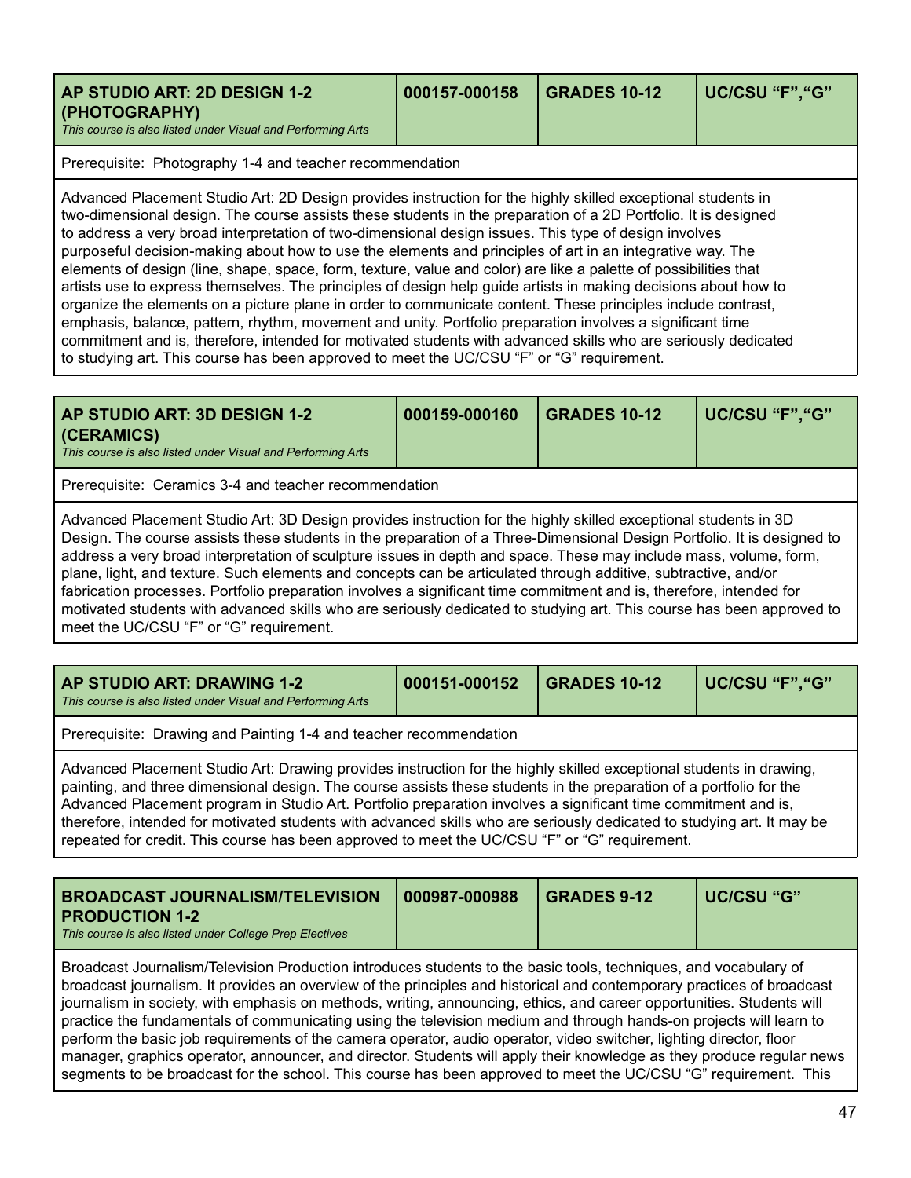| AP STUDIO ART: 2D DESIGN 1-2 (PHOTOGRAPHY)<br>*This course is also listed under Visual and Performing Arts* | 000157-000158 | GRADES 10-12 | UC/CSU "F","G" |
|---|---|---|---|

Prerequisite: Photography 1-4 and teacher recommendation

Advanced Placement Studio Art: 2D Design provides instruction for the highly skilled exceptional students in two-dimensional design. The course assists these students in the preparation of a 2D Portfolio. It is designed to address a very broad interpretation of two-dimensional design issues. This type of design involves purposeful decision-making about how to use the elements and principles of art in an integrative way. The elements of design (line, shape, space, form, texture, value and color) are like a palette of possibilities that artists use to express themselves. The principles of design help guide artists in making decisions about how to organize the elements on a picture plane in order to communicate content. These principles include contrast, emphasis, balance, pattern, rhythm, movement and unity. Portfolio preparation involves a significant time commitment and is, therefore, intended for motivated students with advanced skills who are seriously dedicated to studying art. This course has been approved to meet the UC/CSU "F" or "G" requirement.

| AP STUDIO ART: 3D DESIGN 1-2 (CERAMICS)<br>*This course is also listed under Visual and Performing Arts* | 000159-000160 | GRADES 10-12 | UC/CSU "F","G" |
|---|---|---|---|

Prerequisite: Ceramics 3-4 and teacher recommendation

Advanced Placement Studio Art: 3D Design provides instruction for the highly skilled exceptional students in 3D Design. The course assists these students in the preparation of a Three-Dimensional Design Portfolio. It is designed to address a very broad interpretation of sculpture issues in depth and space. These may include mass, volume, form, plane, light, and texture. Such elements and concepts can be articulated through additive, subtractive, and/or fabrication processes. Portfolio preparation involves a significant time commitment and is, therefore, intended for motivated students with advanced skills who are seriously dedicated to studying art. This course has been approved to meet the UC/CSU "F" or "G" requirement.

| AP STUDIO ART: DRAWING 1-2<br>*This course is also listed under Visual and Performing Arts* | 000151-000152 | GRADES 10-12 | UC/CSU "F","G" |
|---|---|---|---|

Prerequisite: Drawing and Painting 1-4 and teacher recommendation

Advanced Placement Studio Art: Drawing provides instruction for the highly skilled exceptional students in drawing, painting, and three dimensional design. The course assists these students in the preparation of a portfolio for the Advanced Placement program in Studio Art. Portfolio preparation involves a significant time commitment and is, therefore, intended for motivated students with advanced skills who are seriously dedicated to studying art. It may be repeated for credit. This course has been approved to meet the UC/CSU "F" or "G" requirement.

| BROADCAST JOURNALISM/TELEVISION PRODUCTION 1-2<br>*This course is also listed under College Prep Electives* | 000987-000988 | GRADES 9-12 | UC/CSU "G" |
|---|---|---|---|

Broadcast Journalism/Television Production introduces students to the basic tools, techniques, and vocabulary of broadcast journalism. It provides an overview of the principles and historical and contemporary practices of broadcast journalism in society, with emphasis on methods, writing, announcing, ethics, and career opportunities. Students will practice the fundamentals of communicating using the television medium and through hands-on projects will learn to perform the basic job requirements of the camera operator, audio operator, video switcher, lighting director, floor manager, graphics operator, announcer, and director. Students will apply their knowledge as they produce regular news segments to be broadcast for the school. This course has been approved to meet the UC/CSU "G" requirement. This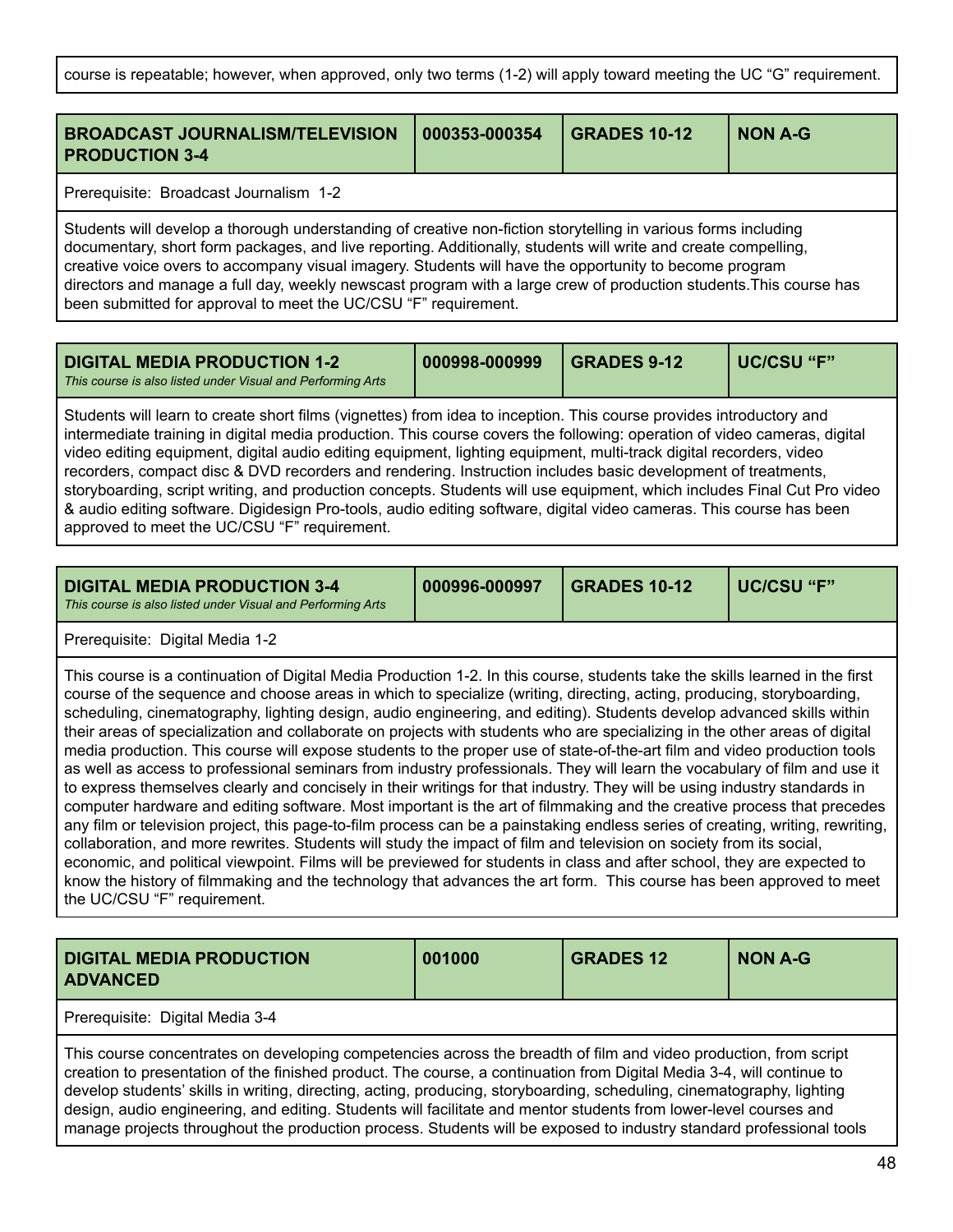course is repeatable; however, when approved, only two terms (1-2) will apply toward meeting the UC "G" requirement.

| **BROADCAST JOURNALISM/TELEVISION PRODUCTION 3-4** | **000353-000354** | **GRADES 10-12** | **NON A-G** |
|---|---|---|---|

Prerequisite: Broadcast Journalism 1-2

Students will develop a thorough understanding of creative non-fiction storytelling in various forms including documentary, short form packages, and live reporting. Additionally, students will write and create compelling, creative voice overs to accompany visual imagery. Students will have the opportunity to become program directors and manage a full day, weekly newscast program with a large crew of production students.This course has been submitted for approval to meet the UC/CSU "F" requirement.

| **DIGITAL MEDIA PRODUCTION 1-2** *This course is also listed under Visual and Performing Arts* | **000998-000999** | **GRADES 9-12** | **UC/CSU "F"** |
|---|---|---|---|

Students will learn to create short films (vignettes) from idea to inception. This course provides introductory and intermediate training in digital media production. This course covers the following: operation of video cameras, digital video editing equipment, digital audio editing equipment, lighting equipment, multi-track digital recorders, video recorders, compact disc & DVD recorders and rendering. Instruction includes basic development of treatments, storyboarding, script writing, and production concepts. Students will use equipment, which includes Final Cut Pro video & audio editing software. Digidesign Pro-tools, audio editing software, digital video cameras. This course has been approved to meet the UC/CSU "F" requirement.

| **DIGITAL MEDIA PRODUCTION 3-4** *This course is also listed under Visual and Performing Arts* | **000996-000997** | **GRADES 10-12** | **UC/CSU "F"** |
|---|---|---|---|

Prerequisite: Digital Media 1-2

This course is a continuation of Digital Media Production 1-2. In this course, students take the skills learned in the first course of the sequence and choose areas in which to specialize (writing, directing, acting, producing, storyboarding, scheduling, cinematography, lighting design, audio engineering, and editing). Students develop advanced skills within their areas of specialization and collaborate on projects with students who are specializing in the other areas of digital media production. This course will expose students to the proper use of state-of-the-art film and video production tools as well as access to professional seminars from industry professionals. They will learn the vocabulary of film and use it to express themselves clearly and concisely in their writings for that industry. They will be using industry standards in computer hardware and editing software. Most important is the art of filmmaking and the creative process that precedes any film or television project, this page-to-film process can be a painstaking endless series of creating, writing, rewriting, collaboration, and more rewrites. Students will study the impact of film and television on society from its social, economic, and political viewpoint. Films will be previewed for students in class and after school, they are expected to know the history of filmmaking and the technology that advances the art form. This course has been approved to meet the UC/CSU "F" requirement.

| **DIGITAL MEDIA PRODUCTION ADVANCED** | **001000** | **GRADES 12** | **NON A-G** |
|---|---|---|---|

Prerequisite: Digital Media 3-4

This course concentrates on developing competencies across the breadth of film and video production, from script creation to presentation of the finished product. The course, a continuation from Digital Media 3-4, will continue to develop students' skills in writing, directing, acting, producing, storyboarding, scheduling, cinematography, lighting design, audio engineering, and editing. Students will facilitate and mentor students from lower-level courses and manage projects throughout the production process. Students will be exposed to industry standard professional tools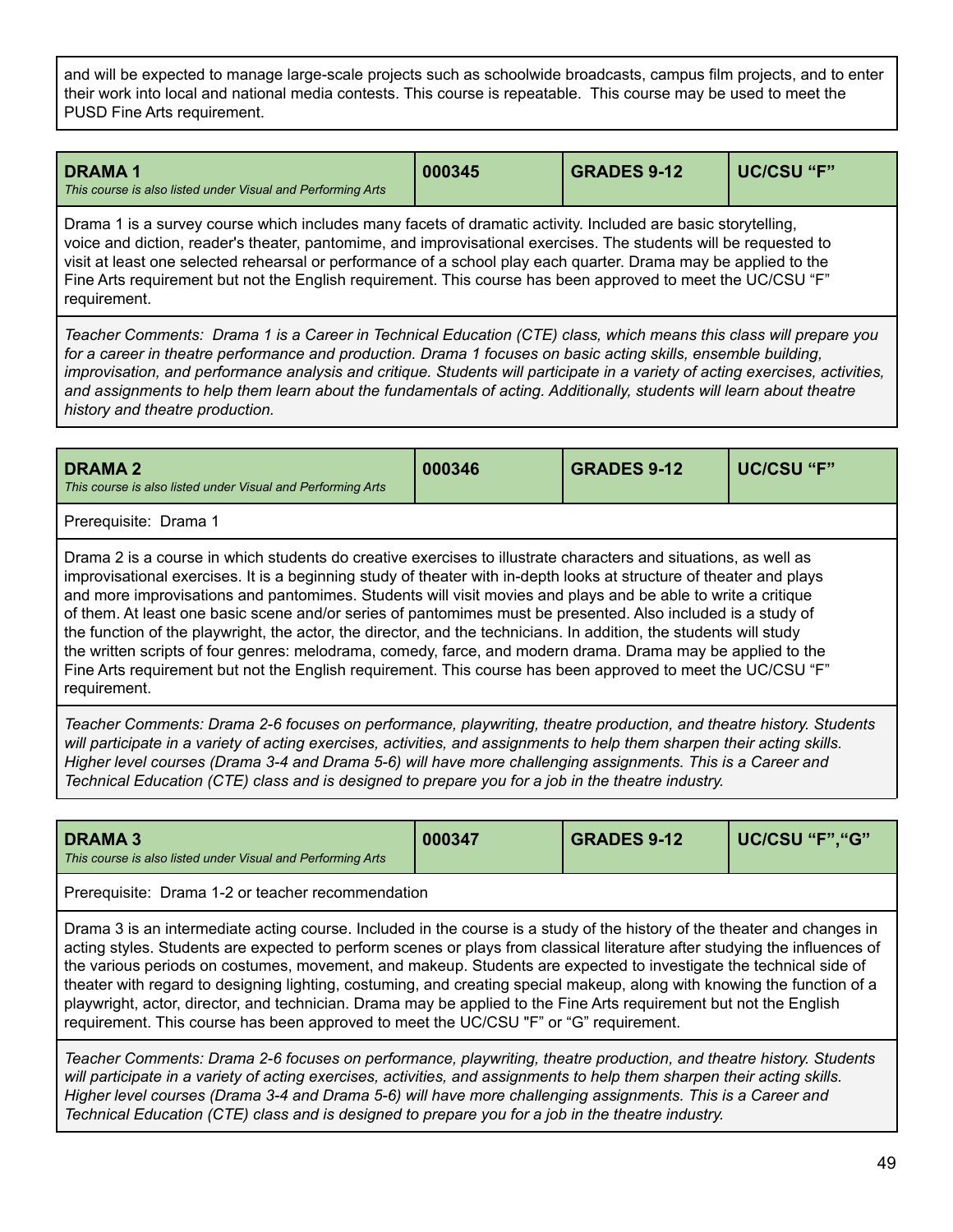and will be expected to manage large-scale projects such as schoolwide broadcasts, campus film projects, and to enter their work into local and national media contests. This course is repeatable. This course may be used to meet the PUSD Fine Arts requirement.

| **DRAMA 1** *This course is also listed under Visual and Performing Arts* | **000345** | **GRADES 9-12** | **UC/CSU "F"** |
|---|---|---|---|

Drama 1 is a survey course which includes many facets of dramatic activity. Included are basic storytelling, voice and diction, reader's theater, pantomime, and improvisational exercises. The students will be requested to visit at least one selected rehearsal or performance of a school play each quarter. Drama may be applied to the Fine Arts requirement but not the English requirement. This course has been approved to meet the UC/CSU "F" requirement.

*Teacher Comments: Drama 1 is a Career in Technical Education (CTE) class, which means this class will prepare you for a career in theatre performance and production. Drama 1 focuses on basic acting skills, ensemble building, improvisation, and performance analysis and critique. Students will participate in a variety of acting exercises, activities, and assignments to help them learn about the fundamentals of acting. Additionally, students will learn about theatre history and theatre production.*

| **DRAMA 2** *This course is also listed under Visual and Performing Arts* | **000346** | **GRADES 9-12** | **UC/CSU "F"** |
|---|---|---|---|

Prerequisite: Drama 1

Drama 2 is a course in which students do creative exercises to illustrate characters and situations, as well as improvisational exercises. It is a beginning study of theater with in-depth looks at structure of theater and plays and more improvisations and pantomimes. Students will visit movies and plays and be able to write a critique of them. At least one basic scene and/or series of pantomimes must be presented. Also included is a study of the function of the playwright, the actor, the director, and the technicians. In addition, the students will study the written scripts of four genres: melodrama, comedy, farce, and modern drama. Drama may be applied to the Fine Arts requirement but not the English requirement. This course has been approved to meet the UC/CSU "F" requirement.

*Teacher Comments: Drama 2-6 focuses on performance, playwriting, theatre production, and theatre history. Students will participate in a variety of acting exercises, activities, and assignments to help them sharpen their acting skills. Higher level courses (Drama 3-4 and Drama 5-6) will have more challenging assignments. This is a Career and Technical Education (CTE) class and is designed to prepare you for a job in the theatre industry.*

| **DRAMA 3** *This course is also listed under Visual and Performing Arts* | **000347** | **GRADES 9-12** | **UC/CSU "F","G"** |
|---|---|---|---|

Prerequisite: Drama 1-2 or teacher recommendation

Drama 3 is an intermediate acting course. Included in the course is a study of the history of the theater and changes in acting styles. Students are expected to perform scenes or plays from classical literature after studying the influences of the various periods on costumes, movement, and makeup. Students are expected to investigate the technical side of theater with regard to designing lighting, costuming, and creating special makeup, along with knowing the function of a playwright, actor, director, and technician. Drama may be applied to the Fine Arts requirement but not the English requirement. This course has been approved to meet the UC/CSU "F" or "G" requirement.

*Teacher Comments: Drama 2-6 focuses on performance, playwriting, theatre production, and theatre history. Students will participate in a variety of acting exercises, activities, and assignments to help them sharpen their acting skills. Higher level courses (Drama 3-4 and Drama 5-6) will have more challenging assignments. This is a Career and Technical Education (CTE) class and is designed to prepare you for a job in the theatre industry.*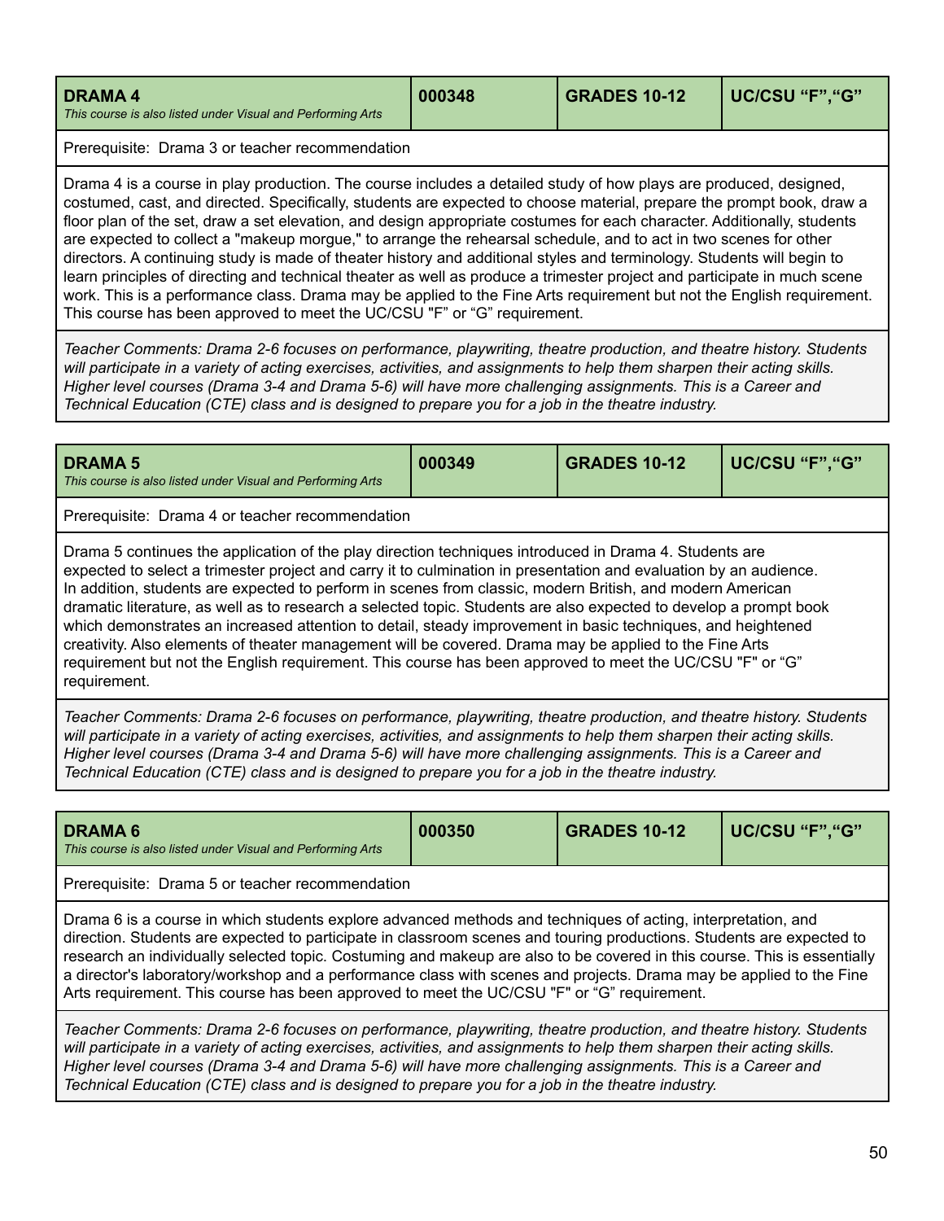| **DRAMA 4**<br>*This course is also listed under Visual and Performing Arts* | **000348** | **GRADES 10-12** | **UC/CSU "F","G"** |
|---|---|---|---|

Prerequisite: Drama 3 or teacher recommendation

Drama 4 is a course in play production. The course includes a detailed study of how plays are produced, designed, costumed, cast, and directed. Specifically, students are expected to choose material, prepare the prompt book, draw a floor plan of the set, draw a set elevation, and design appropriate costumes for each character. Additionally, students are expected to collect a "makeup morgue," to arrange the rehearsal schedule, and to act in two scenes for other directors. A continuing study is made of theater history and additional styles and terminology. Students will begin to learn principles of directing and technical theater as well as produce a trimester project and participate in much scene work. This is a performance class. Drama may be applied to the Fine Arts requirement but not the English requirement. This course has been approved to meet the UC/CSU "F" or "G" requirement.

*Teacher Comments: Drama 2-6 focuses on performance, playwriting, theatre production, and theatre history. Students will participate in a variety of acting exercises, activities, and assignments to help them sharpen their acting skills. Higher level courses (Drama 3-4 and Drama 5-6) will have more challenging assignments. This is a Career and Technical Education (CTE) class and is designed to prepare you for a job in the theatre industry.*

| **DRAMA 5**<br>*This course is also listed under Visual and Performing Arts* | **000349** | **GRADES 10-12** | **UC/CSU "F","G"** |
|---|---|---|---|

Prerequisite: Drama 4 or teacher recommendation

Drama 5 continues the application of the play direction techniques introduced in Drama 4. Students are expected to select a trimester project and carry it to culmination in presentation and evaluation by an audience. In addition, students are expected to perform in scenes from classic, modern British, and modern American dramatic literature, as well as to research a selected topic. Students are also expected to develop a prompt book which demonstrates an increased attention to detail, steady improvement in basic techniques, and heightened creativity. Also elements of theater management will be covered. Drama may be applied to the Fine Arts requirement but not the English requirement. This course has been approved to meet the UC/CSU "F" or "G" requirement.

*Teacher Comments: Drama 2-6 focuses on performance, playwriting, theatre production, and theatre history. Students will participate in a variety of acting exercises, activities, and assignments to help them sharpen their acting skills. Higher level courses (Drama 3-4 and Drama 5-6) will have more challenging assignments. This is a Career and Technical Education (CTE) class and is designed to prepare you for a job in the theatre industry.*

| **DRAMA 6**<br>*This course is also listed under Visual and Performing Arts* | **000350** | **GRADES 10-12** | **UC/CSU "F","G"** |
|---|---|---|---|

Prerequisite: Drama 5 or teacher recommendation

Drama 6 is a course in which students explore advanced methods and techniques of acting, interpretation, and direction. Students are expected to participate in classroom scenes and touring productions. Students are expected to research an individually selected topic. Costuming and makeup are also to be covered in this course. This is essentially a director's laboratory/workshop and a performance class with scenes and projects. Drama may be applied to the Fine Arts requirement. This course has been approved to meet the UC/CSU "F" or "G" requirement.

*Teacher Comments: Drama 2-6 focuses on performance, playwriting, theatre production, and theatre history. Students will participate in a variety of acting exercises, activities, and assignments to help them sharpen their acting skills. Higher level courses (Drama 3-4 and Drama 5-6) will have more challenging assignments. This is a Career and Technical Education (CTE) class and is designed to prepare you for a job in the theatre industry.*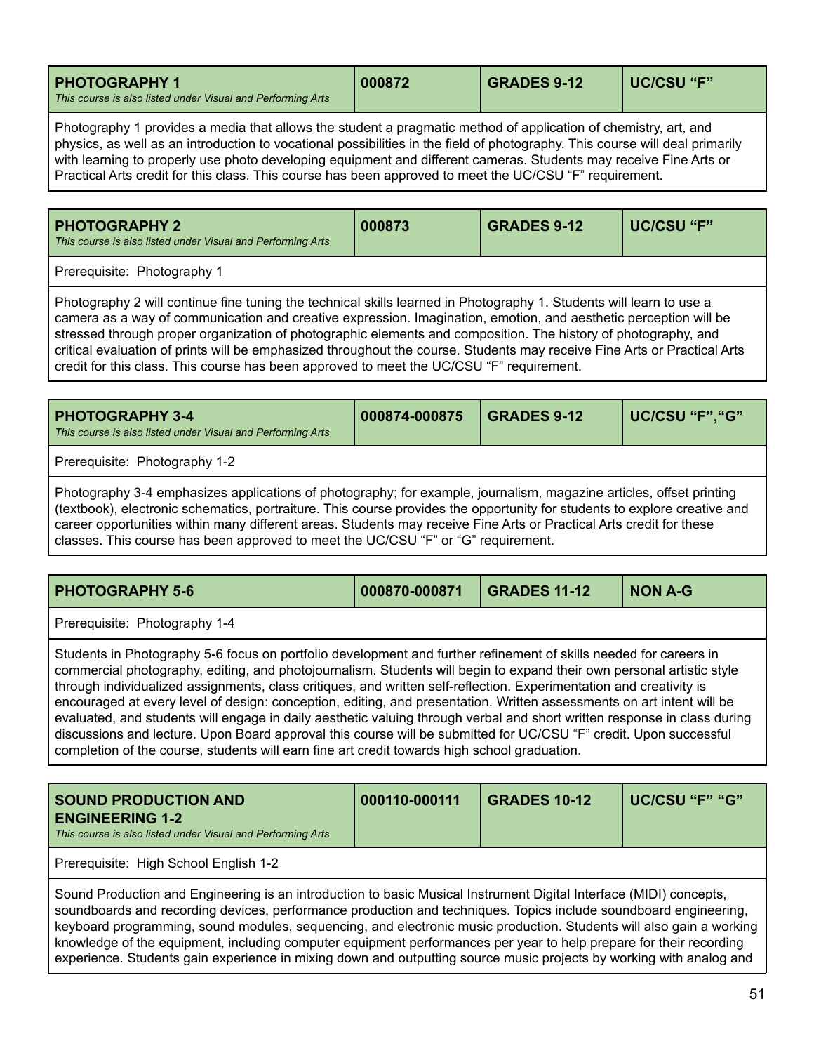| **PHOTOGRAPHY 1** *This course is also listed under Visual and Performing Arts* | **000872** | **GRADES 9-12** | **UC/CSU “F”** |
|---|---|---|---|

Photography 1 provides a media that allows the student a pragmatic method of application of chemistry, art, and physics, as well as an introduction to vocational possibilities in the field of photography. This course will deal primarily with learning to properly use photo developing equipment and different cameras. Students may receive Fine Arts or Practical Arts credit for this class. This course has been approved to meet the UC/CSU “F” requirement.

| **PHOTOGRAPHY 2** *This course is also listed under Visual and Performing Arts* | **000873** | **GRADES 9-12** | **UC/CSU “F”** |
|---|---|---|---|

Prerequisite: Photography 1

Photography 2 will continue fine tuning the technical skills learned in Photography 1. Students will learn to use a camera as a way of communication and creative expression. Imagination, emotion, and aesthetic perception will be stressed through proper organization of photographic elements and composition. The history of photography, and critical evaluation of prints will be emphasized throughout the course. Students may receive Fine Arts or Practical Arts credit for this class. This course has been approved to meet the UC/CSU “F” requirement.

| **PHOTOGRAPHY 3-4** *This course is also listed under Visual and Performing Arts* | **000874-000875** | **GRADES 9-12** | **UC/CSU “F”,“G”** |
|---|---|---|---|

Prerequisite: Photography 1-2

Photography 3-4 emphasizes applications of photography; for example, journalism, magazine articles, offset printing (textbook), electronic schematics, portraiture. This course provides the opportunity for students to explore creative and career opportunities within many different areas. Students may receive Fine Arts or Practical Arts credit for these classes. This course has been approved to meet the UC/CSU “F” or “G” requirement.

| **PHOTOGRAPHY 5-6** | **000870-000871** | **GRADES 11-12** | **NON A-G** |
|---|---|---|---|

Prerequisite: Photography 1-4

Students in Photography 5-6 focus on portfolio development and further refinement of skills needed for careers in commercial photography, editing, and photojournalism. Students will begin to expand their own personal artistic style through individualized assignments, class critiques, and written self-reflection. Experimentation and creativity is encouraged at every level of design: conception, editing, and presentation. Written assessments on art intent will be evaluated, and students will engage in daily aesthetic valuing through verbal and short written response in class during discussions and lecture. Upon Board approval this course will be submitted for UC/CSU “F” credit. Upon successful completion of the course, students will earn fine art credit towards high school graduation.

| **SOUND PRODUCTION AND ENGINEERING 1-2** *This course is also listed under Visual and Performing Arts* | **000110-000111** | **GRADES 10-12** | **UC/CSU “F” “G”** |
|---|---|---|---|

Prerequisite: High School English 1-2

Sound Production and Engineering is an introduction to basic Musical Instrument Digital Interface (MIDI) concepts, soundboards and recording devices, performance production and techniques. Topics include soundboard engineering, keyboard programming, sound modules, sequencing, and electronic music production. Students will also gain a working knowledge of the equipment, including computer equipment performances per year to help prepare for their recording experience. Students gain experience in mixing down and outputting source music projects by working with analog and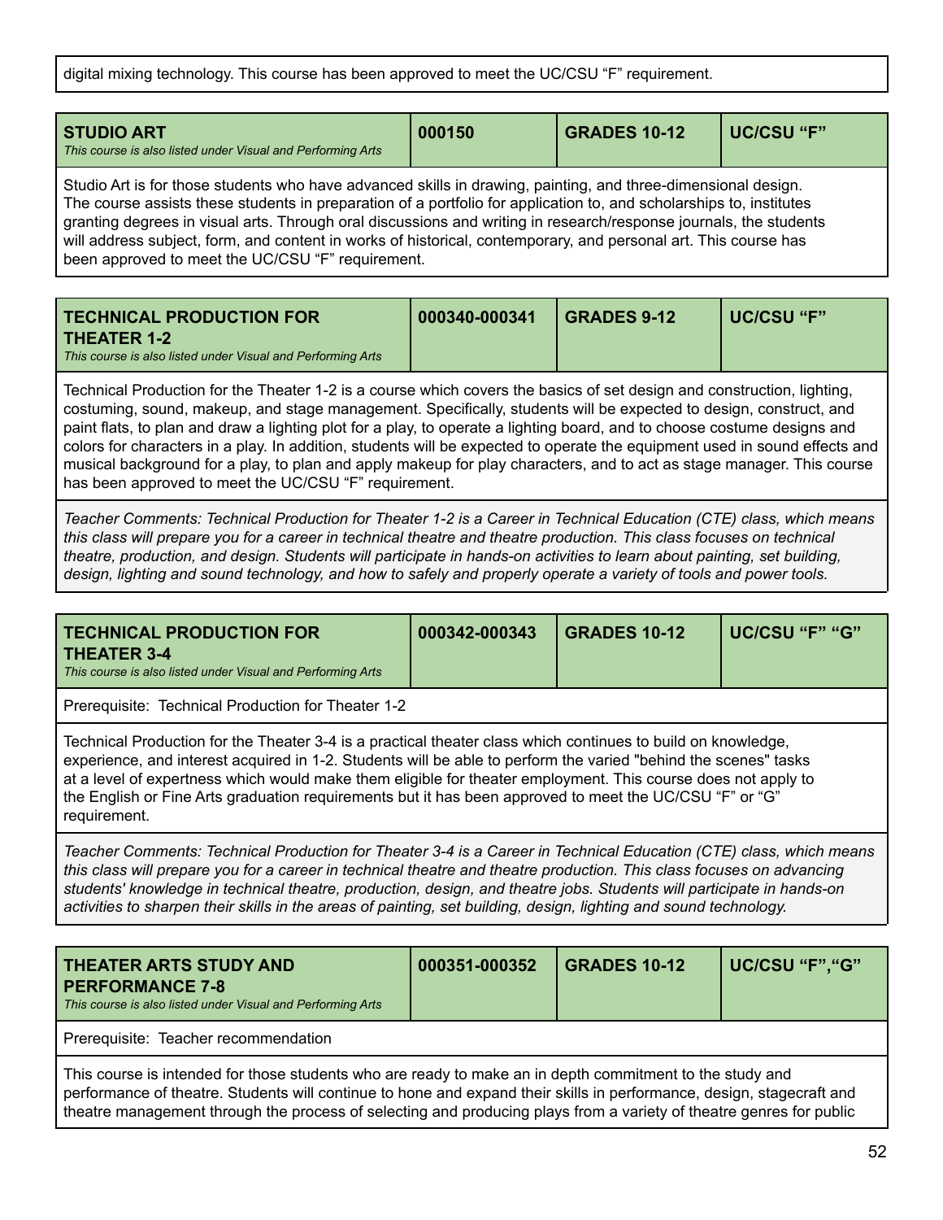digital mixing technology. This course has been approved to meet the UC/CSU “F” requirement.

| **STUDIO ART** *This course is also listed under Visual and Performing Arts* | **000150** | **GRADES 10-12** | **UC/CSU “F”** |
|---|---|---|---|

Studio Art is for those students who have advanced skills in drawing, painting, and three-dimensional design. The course assists these students in preparation of a portfolio for application to, and scholarships to, institutes granting degrees in visual arts. Through oral discussions and writing in research/response journals, the students will address subject, form, and content in works of historical, contemporary, and personal art. This course has been approved to meet the UC/CSU “F” requirement.

| **TECHNICAL PRODUCTION FOR THEATER 1-2** *This course is also listed under Visual and Performing Arts* | **000340-000341** | **GRADES 9-12** | **UC/CSU “F”** |
|---|---|---|---|

Technical Production for the Theater 1-2 is a course which covers the basics of set design and construction, lighting, costuming, sound, makeup, and stage management. Specifically, students will be expected to design, construct, and paint flats, to plan and draw a lighting plot for a play, to operate a lighting board, and to choose costume designs and colors for characters in a play. In addition, students will be expected to operate the equipment used in sound effects and musical background for a play, to plan and apply makeup for play characters, and to act as stage manager. This course has been approved to meet the UC/CSU “F” requirement.

*Teacher Comments: Technical Production for Theater 1-2 is a Career in Technical Education (CTE) class, which means this class will prepare you for a career in technical theatre and theatre production. This class focuses on technical theatre, production, and design. Students will participate in hands-on activities to learn about painting, set building, design, lighting and sound technology, and how to safely and properly operate a variety of tools and power tools.*

| **TECHNICAL PRODUCTION FOR THEATER 3-4** *This course is also listed under Visual and Performing Arts* | **000342-000343** | **GRADES 10-12** | **UC/CSU “F” “G”** |
|---|---|---|---|

Prerequisite: Technical Production for Theater 1-2

Technical Production for the Theater 3-4 is a practical theater class which continues to build on knowledge, experience, and interest acquired in 1-2. Students will be able to perform the varied "behind the scenes" tasks at a level of expertness which would make them eligible for theater employment. This course does not apply to the English or Fine Arts graduation requirements but it has been approved to meet the UC/CSU “F” or “G” requirement.

*Teacher Comments: Technical Production for Theater 3-4 is a Career in Technical Education (CTE) class, which means this class will prepare you for a career in technical theatre and theatre production. This class focuses on advancing students' knowledge in technical theatre, production, design, and theatre jobs. Students will participate in hands-on activities to sharpen their skills in the areas of painting, set building, design, lighting and sound technology.*

| **THEATER ARTS STUDY AND PERFORMANCE 7-8** *This course is also listed under Visual and Performing Arts* | **000351-000352** | **GRADES 10-12** | **UC/CSU “F”,“G”** |
|---|---|---|---|

Prerequisite: Teacher recommendation

This course is intended for those students who are ready to make an in depth commitment to the study and performance of theatre. Students will continue to hone and expand their skills in performance, design, stagecraft and theatre management through the process of selecting and producing plays from a variety of theatre genres for public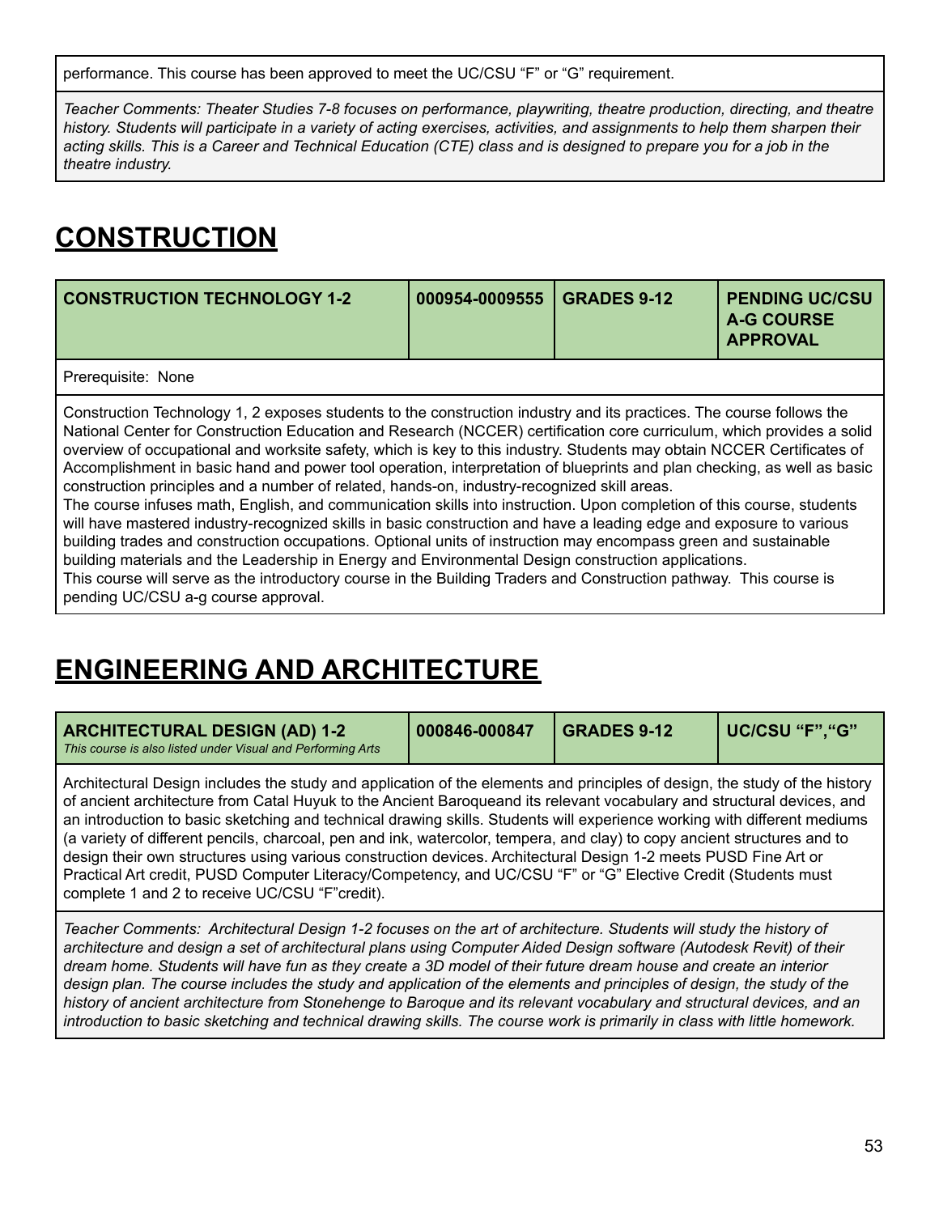performance. This course has been approved to meet the UC/CSU "F" or "G" requirement.

*Teacher Comments: Theater Studies 7-8 focuses on performance, playwriting, theatre production, directing, and theatre history. Students will participate in a variety of acting exercises, activities, and assignments to help them sharpen their acting skills. This is a Career and Technical Education (CTE) class and is designed to prepare you for a job in the theatre industry.*

# CONSTRUCTION

| CONSTRUCTION TECHNOLOGY 1-2 | 000954-0009555 | GRADES 9-12 | PENDING UC/CSU A-G COURSE APPROVAL |
|---|---|---|---|

Prerequisite: None

Construction Technology 1, 2 exposes students to the construction industry and its practices. The course follows the National Center for Construction Education and Research (NCCER) certification core curriculum, which provides a solid overview of occupational and worksite safety, which is key to this industry. Students may obtain NCCER Certificates of Accomplishment in basic hand and power tool operation, interpretation of blueprints and plan checking, as well as basic construction principles and a number of related, hands-on, industry-recognized skill areas.
The course infuses math, English, and communication skills into instruction. Upon completion of this course, students will have mastered industry-recognized skills in basic construction and have a leading edge and exposure to various building trades and construction occupations. Optional units of instruction may encompass green and sustainable building materials and the Leadership in Energy and Environmental Design construction applications.
This course will serve as the introductory course in the Building Traders and Construction pathway. This course is pending UC/CSU a-g course approval.

# ENGINEERING AND ARCHITECTURE

| ARCHITECTURAL DESIGN (AD) 1-2<br>*This course is also listed under Visual and Performing Arts* | 000846-000847 | GRADES 9-12 | UC/CSU "F","G" |
|---|---|---|---|

Architectural Design includes the study and application of the elements and principles of design, the study of the history of ancient architecture from Catal Huyuk to the Ancient Baroqueand its relevant vocabulary and structural devices, and an introduction to basic sketching and technical drawing skills. Students will experience working with different mediums (a variety of different pencils, charcoal, pen and ink, watercolor, tempera, and clay) to copy ancient structures and to design their own structures using various construction devices. Architectural Design 1-2 meets PUSD Fine Art or Practical Art credit, PUSD Computer Literacy/Competency, and UC/CSU "F" or "G" Elective Credit (Students must complete 1 and 2 to receive UC/CSU "F"credit).

*Teacher Comments: Architectural Design 1-2 focuses on the art of architecture. Students will study the history of architecture and design a set of architectural plans using Computer Aided Design software (Autodesk Revit) of their dream home. Students will have fun as they create a 3D model of their future dream house and create an interior design plan. The course includes the study and application of the elements and principles of design, the study of the history of ancient architecture from Stonehenge to Baroque and its relevant vocabulary and structural devices, and an introduction to basic sketching and technical drawing skills. The course work is primarily in class with little homework.*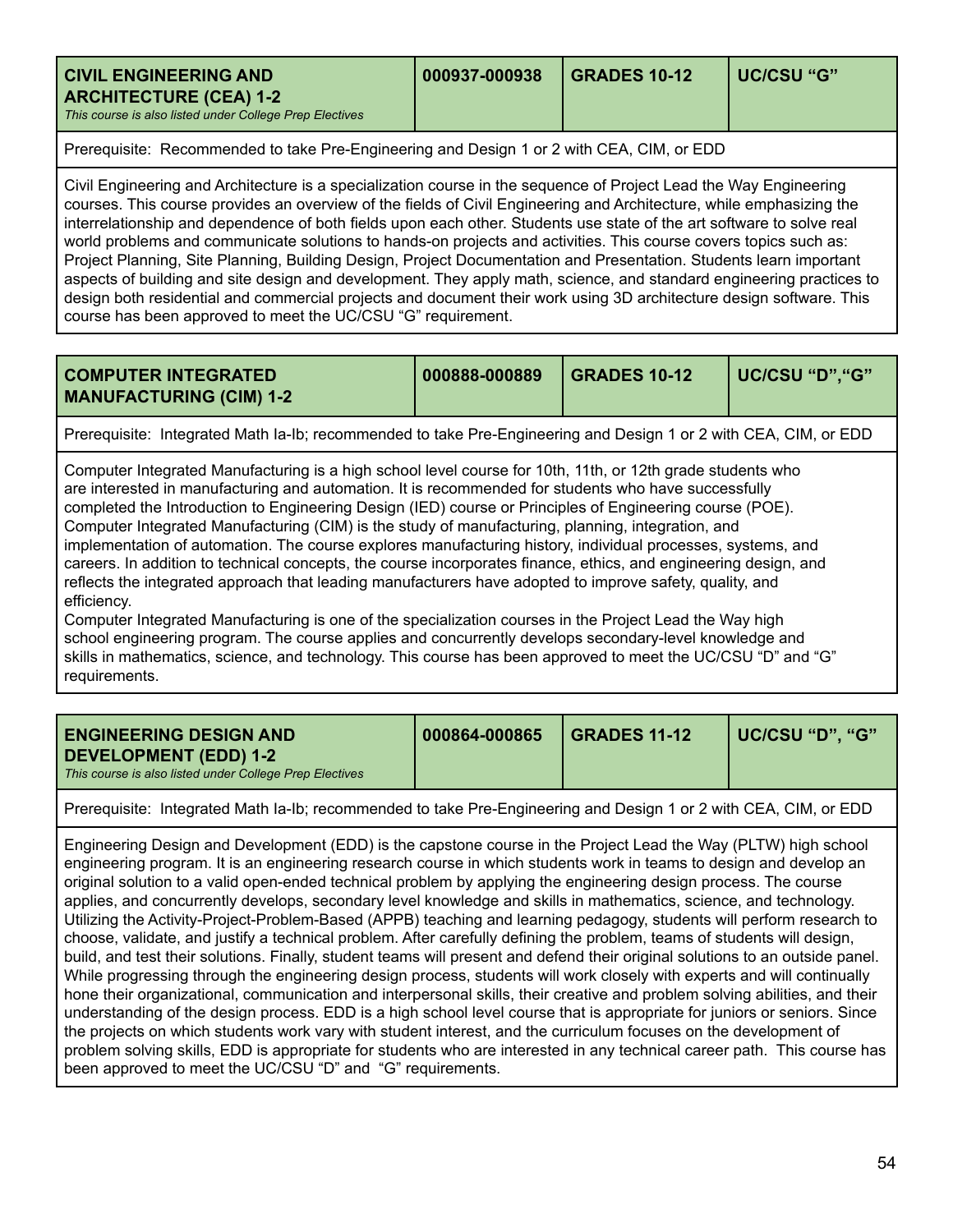| **CIVIL ENGINEERING AND ARCHITECTURE (CEA) 1-2**<br>*This course is also listed under College Prep Electives* | **000937-000938** | **GRADES 10-12** | **UC/CSU "G"** |
|---|---|---|---|

Prerequisite: Recommended to take Pre-Engineering and Design 1 or 2 with CEA, CIM, or EDD

Civil Engineering and Architecture is a specialization course in the sequence of Project Lead the Way Engineering courses. This course provides an overview of the fields of Civil Engineering and Architecture, while emphasizing the interrelationship and dependence of both fields upon each other. Students use state of the art software to solve real world problems and communicate solutions to hands-on projects and activities. This course covers topics such as: Project Planning, Site Planning, Building Design, Project Documentation and Presentation. Students learn important aspects of building and site design and development. They apply math, science, and standard engineering practices to design both residential and commercial projects and document their work using 3D architecture design software. This course has been approved to meet the UC/CSU "G" requirement.

| **COMPUTER INTEGRATED MANUFACTURING (CIM) 1-2** | **000888-000889** | **GRADES 10-12** | **UC/CSU "D","G"** |
|---|---|---|---|

Prerequisite: Integrated Math Ia-Ib; recommended to take Pre-Engineering and Design 1 or 2 with CEA, CIM, or EDD

Computer Integrated Manufacturing is a high school level course for 10th, 11th, or 12th grade students who are interested in manufacturing and automation. It is recommended for students who have successfully completed the Introduction to Engineering Design (IED) course or Principles of Engineering course (POE). Computer Integrated Manufacturing (CIM) is the study of manufacturing, planning, integration, and implementation of automation. The course explores manufacturing history, individual processes, systems, and careers. In addition to technical concepts, the course incorporates finance, ethics, and engineering design, and reflects the integrated approach that leading manufacturers have adopted to improve safety, quality, and efficiency.

Computer Integrated Manufacturing is one of the specialization courses in the Project Lead the Way high school engineering program. The course applies and concurrently develops secondary-level knowledge and skills in mathematics, science, and technology. This course has been approved to meet the UC/CSU "D" and "G" requirements.

| **ENGINEERING DESIGN AND DEVELOPMENT (EDD) 1-2**<br>*This course is also listed under College Prep Electives* | **000864-000865** | **GRADES 11-12** | **UC/CSU "D", "G"** |
|---|---|---|---|

Prerequisite: Integrated Math Ia-Ib; recommended to take Pre-Engineering and Design 1 or 2 with CEA, CIM, or EDD

Engineering Design and Development (EDD) is the capstone course in the Project Lead the Way (PLTW) high school engineering program. It is an engineering research course in which students work in teams to design and develop an original solution to a valid open-ended technical problem by applying the engineering design process. The course applies, and concurrently develops, secondary level knowledge and skills in mathematics, science, and technology. Utilizing the Activity-Project-Problem-Based (APPB) teaching and learning pedagogy, students will perform research to choose, validate, and justify a technical problem. After carefully defining the problem, teams of students will design, build, and test their solutions. Finally, student teams will present and defend their original solutions to an outside panel. While progressing through the engineering design process, students will work closely with experts and will continually hone their organizational, communication and interpersonal skills, their creative and problem solving abilities, and their understanding of the design process. EDD is a high school level course that is appropriate for juniors or seniors. Since the projects on which students work vary with student interest, and the curriculum focuses on the development of problem solving skills, EDD is appropriate for students who are interested in any technical career path. This course has been approved to meet the UC/CSU "D" and "G" requirements.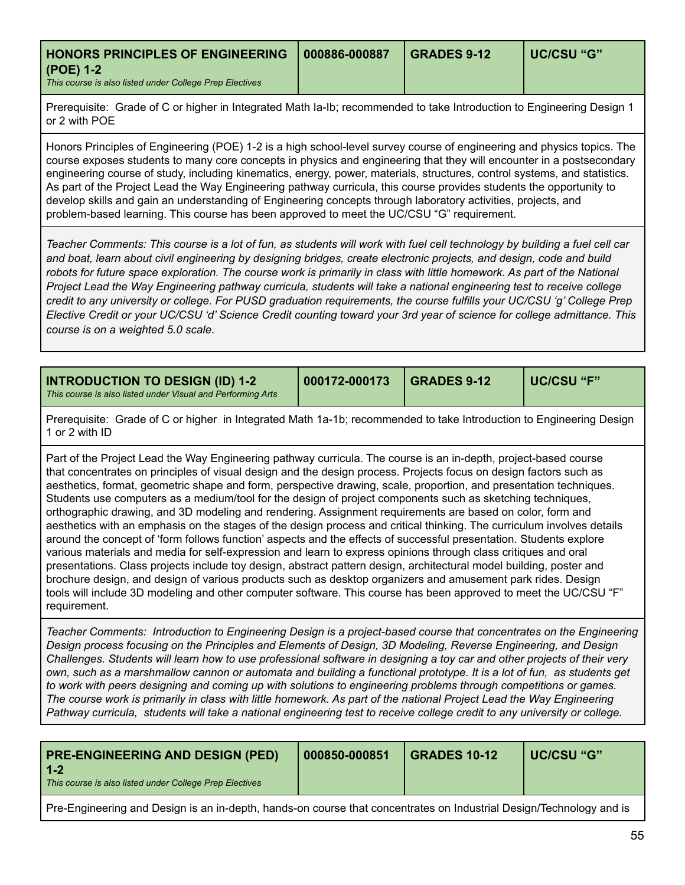| HONORS PRINCIPLES OF ENGINEERING (POE) 1-2<br>*This course is also listed under College Prep Electives* | 000886-000887 | GRADES 9-12 | UC/CSU "G" |
|---|---|---|---|

Prerequisite: Grade of C or higher in Integrated Math Ia-Ib; recommended to take Introduction to Engineering Design 1 or 2 with POE

Honors Principles of Engineering (POE) 1-2 is a high school-level survey course of engineering and physics topics. The course exposes students to many core concepts in physics and engineering that they will encounter in a postsecondary engineering course of study, including kinematics, energy, power, materials, structures, control systems, and statistics. As part of the Project Lead the Way Engineering pathway curricula, this course provides students the opportunity to develop skills and gain an understanding of Engineering concepts through laboratory activities, projects, and problem-based learning. This course has been approved to meet the UC/CSU "G" requirement.

*Teacher Comments: This course is a lot of fun, as students will work with fuel cell technology by building a fuel cell car and boat, learn about civil engineering by designing bridges, create electronic projects, and design, code and build robots for future space exploration. The course work is primarily in class with little homework. As part of the National Project Lead the Way Engineering pathway curricula, students will take a national engineering test to receive college credit to any university or college. For PUSD graduation requirements, the course fulfills your UC/CSU 'g' College Prep Elective Credit or your UC/CSU 'd' Science Credit counting toward your 3rd year of science for college admittance. This course is on a weighted 5.0 scale.*

| INTRODUCTION TO DESIGN (ID) 1-2<br>*This course is also listed under Visual and Performing Arts* | 000172-000173 | GRADES 9-12 | UC/CSU "F" |
|---|---|---|---|

Prerequisite: Grade of C or higher in Integrated Math 1a-1b; recommended to take Introduction to Engineering Design 1 or 2 with ID

Part of the Project Lead the Way Engineering pathway curricula. The course is an in-depth, project-based course that concentrates on principles of visual design and the design process. Projects focus on design factors such as aesthetics, format, geometric shape and form, perspective drawing, scale, proportion, and presentation techniques. Students use computers as a medium/tool for the design of project components such as sketching techniques, orthographic drawing, and 3D modeling and rendering. Assignment requirements are based on color, form and aesthetics with an emphasis on the stages of the design process and critical thinking. The curriculum involves details around the concept of 'form follows function' aspects and the effects of successful presentation. Students explore various materials and media for self-expression and learn to express opinions through class critiques and oral presentations. Class projects include toy design, abstract pattern design, architectural model building, poster and brochure design, and design of various products such as desktop organizers and amusement park rides. Design tools will include 3D modeling and other computer software. This course has been approved to meet the UC/CSU "F" requirement.

*Teacher Comments: Introduction to Engineering Design is a project-based course that concentrates on the Engineering Design process focusing on the Principles and Elements of Design, 3D Modeling, Reverse Engineering, and Design Challenges. Students will learn how to use professional software in designing a toy car and other projects of their very own, such as a marshmallow cannon or automata and building a functional prototype. It is a lot of fun, as students get to work with peers designing and coming up with solutions to engineering problems through competitions or games. The course work is primarily in class with little homework. As part of the national Project Lead the Way Engineering Pathway curricula, students will take a national engineering test to receive college credit to any university or college.*

| PRE-ENGINEERING AND DESIGN (PED) 1-2<br>*This course is also listed under College Prep Electives* | 000850-000851 | GRADES 10-12 | UC/CSU "G" |
|---|---|---|---|

Pre-Engineering and Design is an in-depth, hands-on course that concentrates on Industrial Design/Technology and is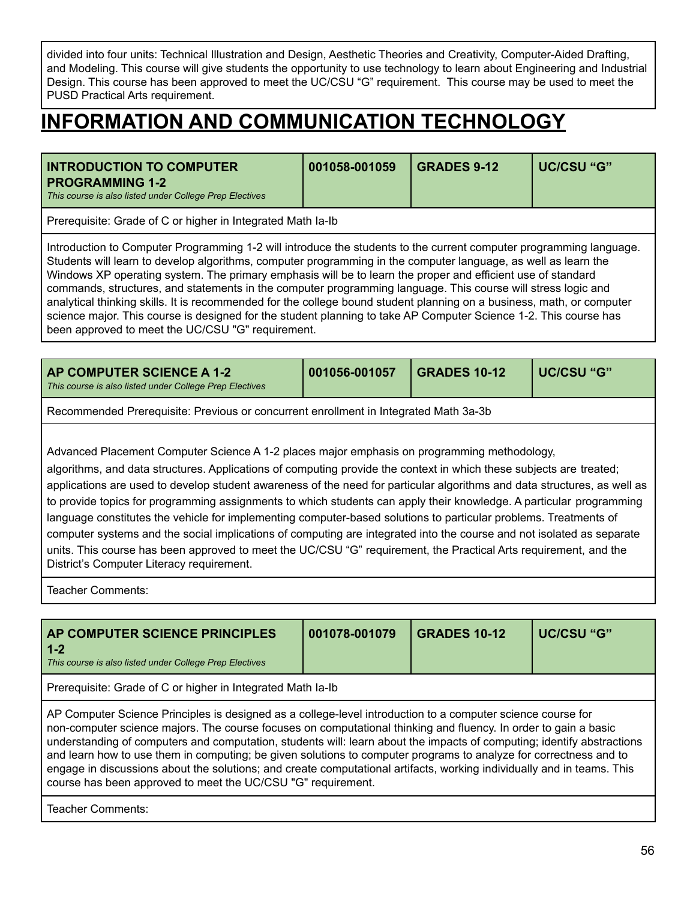divided into four units: Technical Illustration and Design, Aesthetic Theories and Creativity, Computer-Aided Drafting, and Modeling. This course will give students the opportunity to use technology to learn about Engineering and Industrial Design. This course has been approved to meet the UC/CSU "G" requirement. This course may be used to meet the PUSD Practical Arts requirement.

# INFORMATION AND COMMUNICATION TECHNOLOGY

| **INTRODUCTION TO COMPUTER PROGRAMMING 1-2**<br>*This course is also listed under College Prep Electives* | **001058-001059** | **GRADES 9-12** | **UC/CSU "G"** |
|---|---|---|---|
| Prerequisite: Grade of C or higher in Integrated Math Ia-Ib | | | |
| Introduction to Computer Programming 1-2 will introduce the students to the current computer programming language. Students will learn to develop algorithms, computer programming in the computer language, as well as learn the Windows XP operating system. The primary emphasis will be to learn the proper and efficient use of standard commands, structures, and statements in the computer programming language. This course will stress logic and analytical thinking skills. It is recommended for the college bound student planning on a business, math, or computer science major. This course is designed for the student planning to take AP Computer Science 1-2. This course has been approved to meet the UC/CSU "G" requirement. | | | |

| **AP COMPUTER SCIENCE A 1-2**<br>*This course is also listed under College Prep Electives* | **001056-001057** | **GRADES 10-12** | **UC/CSU "G"** |
|---|---|---|---|
| Recommended Prerequisite: Previous or concurrent enrollment in Integrated Math 3a-3b | | | |
| Advanced Placement Computer Science A 1-2 places major emphasis on programming methodology, algorithms, and data structures. Applications of computing provide the context in which these subjects are treated; applications are used to develop student awareness of the need for particular algorithms and data structures, as well as to provide topics for programming assignments to which students can apply their knowledge. A particular programming language constitutes the vehicle for implementing computer-based solutions to particular problems. Treatments of computer systems and the social implications of computing are integrated into the course and not isolated as separate units. This course has been approved to meet the UC/CSU "G" requirement, the Practical Arts requirement, and the District's Computer Literacy requirement. | | | |
| Teacher Comments: | | | |

| **AP COMPUTER SCIENCE PRINCIPLES 1-2**<br>*This course is also listed under College Prep Electives* | **001078-001079** | **GRADES 10-12** | **UC/CSU "G"** |
|---|---|---|---|
| Prerequisite: Grade of C or higher in Integrated Math Ia-Ib | | | |
| AP Computer Science Principles is designed as a college-level introduction to a computer science course for non-computer science majors. The course focuses on computational thinking and fluency. In order to gain a basic understanding of computers and computation, students will: learn about the impacts of computing; identify abstractions and learn how to use them in computing; be given solutions to computer programs to analyze for correctness and to engage in discussions about the solutions; and create computational artifacts, working individually and in teams. This course has been approved to meet the UC/CSU "G" requirement. | | | |
| Teacher Comments: | | | |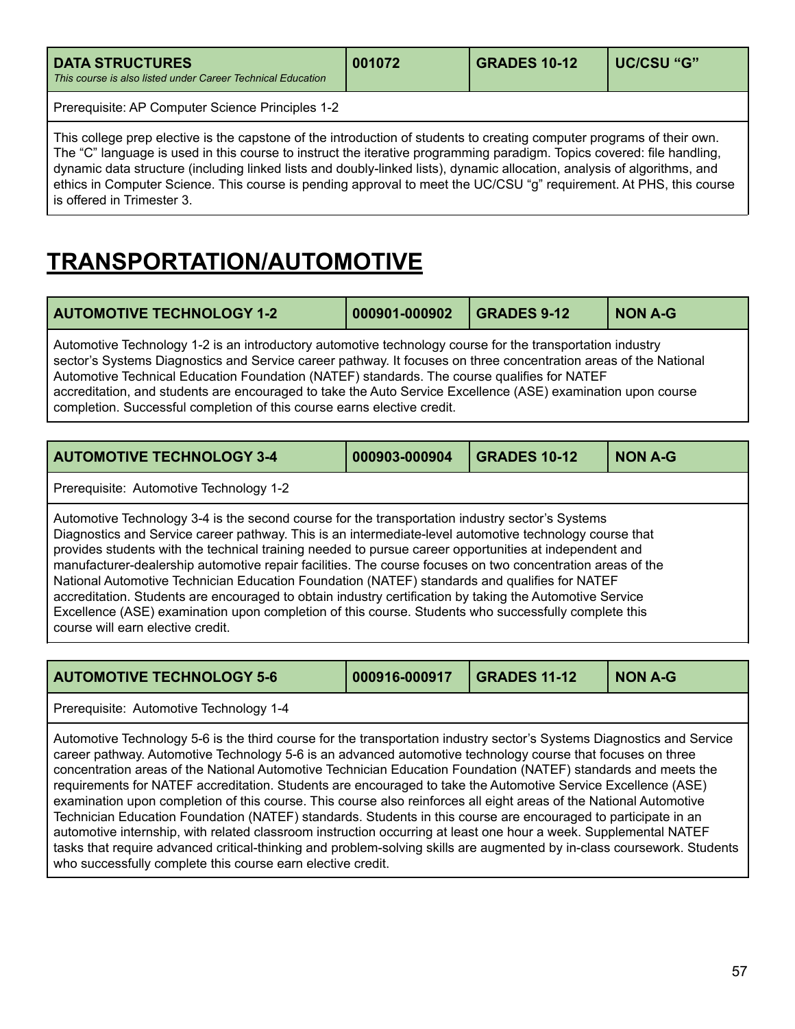| DATA STRUCTURES<br>*This course is also listed under Career Technical Education* | 001072 | GRADES 10-12 | UC/CSU "G" |
|---|---|---|---|

Prerequisite: AP Computer Science Principles 1-2

This college prep elective is the capstone of the introduction of students to creating computer programs of their own. The "C" language is used in this course to instruct the iterative programming paradigm. Topics covered: file handling, dynamic data structure (including linked lists and doubly-linked lists), dynamic allocation, analysis of algorithms, and ethics in Computer Science. This course is pending approval to meet the UC/CSU "g" requirement. At PHS, this course is offered in Trimester 3.

# TRANSPORTATION/AUTOMOTIVE

| AUTOMOTIVE TECHNOLOGY 1-2 | 000901-000902 | GRADES 9-12 | NON A-G |
|---|---|---|---|

Automotive Technology 1-2 is an introductory automotive technology course for the transportation industry sector's Systems Diagnostics and Service career pathway. It focuses on three concentration areas of the National Automotive Technical Education Foundation (NATEF) standards. The course qualifies for NATEF accreditation, and students are encouraged to take the Auto Service Excellence (ASE) examination upon course completion. Successful completion of this course earns elective credit.

| AUTOMOTIVE TECHNOLOGY 3-4 | 000903-000904 | GRADES 10-12 | NON A-G |
|---|---|---|---|

Prerequisite: Automotive Technology 1-2

Automotive Technology 3-4 is the second course for the transportation industry sector's Systems Diagnostics and Service career pathway. This is an intermediate-level automotive technology course that provides students with the technical training needed to pursue career opportunities at independent and manufacturer-dealership automotive repair facilities. The course focuses on two concentration areas of the National Automotive Technician Education Foundation (NATEF) standards and qualifies for NATEF accreditation. Students are encouraged to obtain industry certification by taking the Automotive Service Excellence (ASE) examination upon completion of this course. Students who successfully complete this course will earn elective credit.

| AUTOMOTIVE TECHNOLOGY 5-6 | 000916-000917 | GRADES 11-12 | NON A-G |
|---|---|---|---|

Prerequisite: Automotive Technology 1-4

Automotive Technology 5-6 is the third course for the transportation industry sector's Systems Diagnostics and Service career pathway. Automotive Technology 5-6 is an advanced automotive technology course that focuses on three concentration areas of the National Automotive Technician Education Foundation (NATEF) standards and meets the requirements for NATEF accreditation. Students are encouraged to take the Automotive Service Excellence (ASE) examination upon completion of this course. This course also reinforces all eight areas of the National Automotive Technician Education Foundation (NATEF) standards. Students in this course are encouraged to participate in an automotive internship, with related classroom instruction occurring at least one hour a week. Supplemental NATEF tasks that require advanced critical-thinking and problem-solving skills are augmented by in-class coursework. Students who successfully complete this course earn elective credit.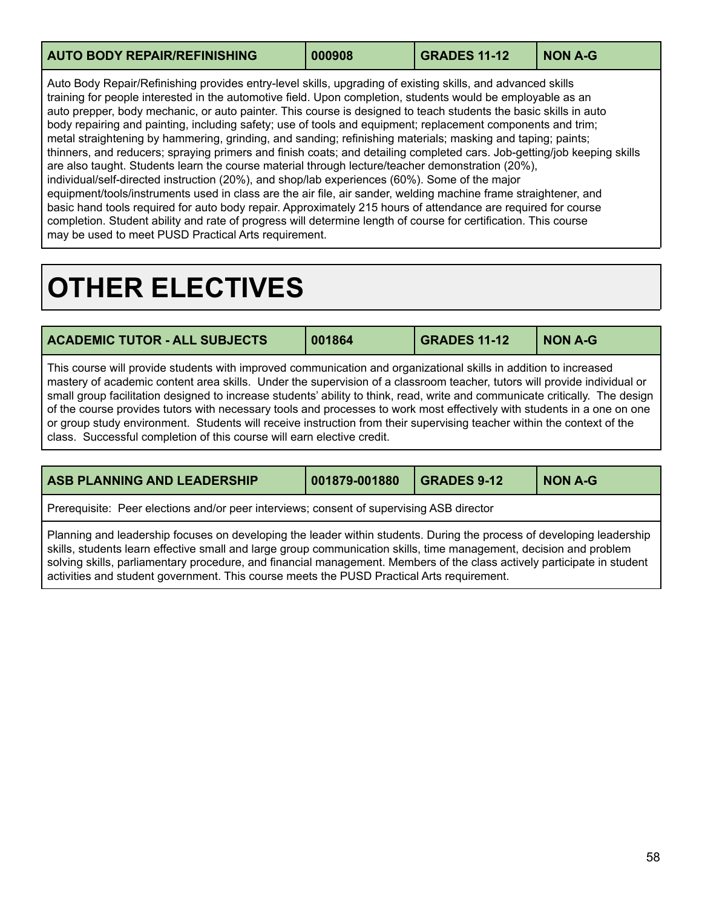| AUTO BODY REPAIR/REFINISHING | 000908 | GRADES 11-12 | NON A-G |
| --- | --- | --- | --- |

Auto Body Repair/Refinishing provides entry-level skills, upgrading of existing skills, and advanced skills training for people interested in the automotive field. Upon completion, students would be employable as an auto prepper, body mechanic, or auto painter. This course is designed to teach students the basic skills in auto body repairing and painting, including safety; use of tools and equipment; replacement components and trim; metal straightening by hammering, grinding, and sanding; refinishing materials; masking and taping; paints; thinners, and reducers; spraying primers and finish coats; and detailing completed cars. Job-getting/job keeping skills are also taught. Students learn the course material through lecture/teacher demonstration (20%), individual/self-directed instruction (20%), and shop/lab experiences (60%). Some of the major equipment/tools/instruments used in class are the air file, air sander, welding machine frame straightener, and basic hand tools required for auto body repair. Approximately 215 hours of attendance are required for course completion. Student ability and rate of progress will determine length of course for certification. This course may be used to meet PUSD Practical Arts requirement.

# OTHER ELECTIVES

| ACADEMIC TUTOR - ALL SUBJECTS | 001864 | GRADES 11-12 | NON A-G |
| --- | --- | --- | --- |

This course will provide students with improved communication and organizational skills in addition to increased mastery of academic content area skills. Under the supervision of a classroom teacher, tutors will provide individual or small group facilitation designed to increase students' ability to think, read, write and communicate critically. The design of the course provides tutors with necessary tools and processes to work most effectively with students in a one on one or group study environment. Students will receive instruction from their supervising teacher within the context of the class. Successful completion of this course will earn elective credit.

| ASB PLANNING AND LEADERSHIP | 001879-001880 | GRADES 9-12 | NON A-G |
| --- | --- | --- | --- |

Prerequisite: Peer elections and/or peer interviews; consent of supervising ASB director

Planning and leadership focuses on developing the leader within students. During the process of developing leadership skills, students learn effective small and large group communication skills, time management, decision and problem solving skills, parliamentary procedure, and financial management. Members of the class actively participate in student activities and student government. This course meets the PUSD Practical Arts requirement.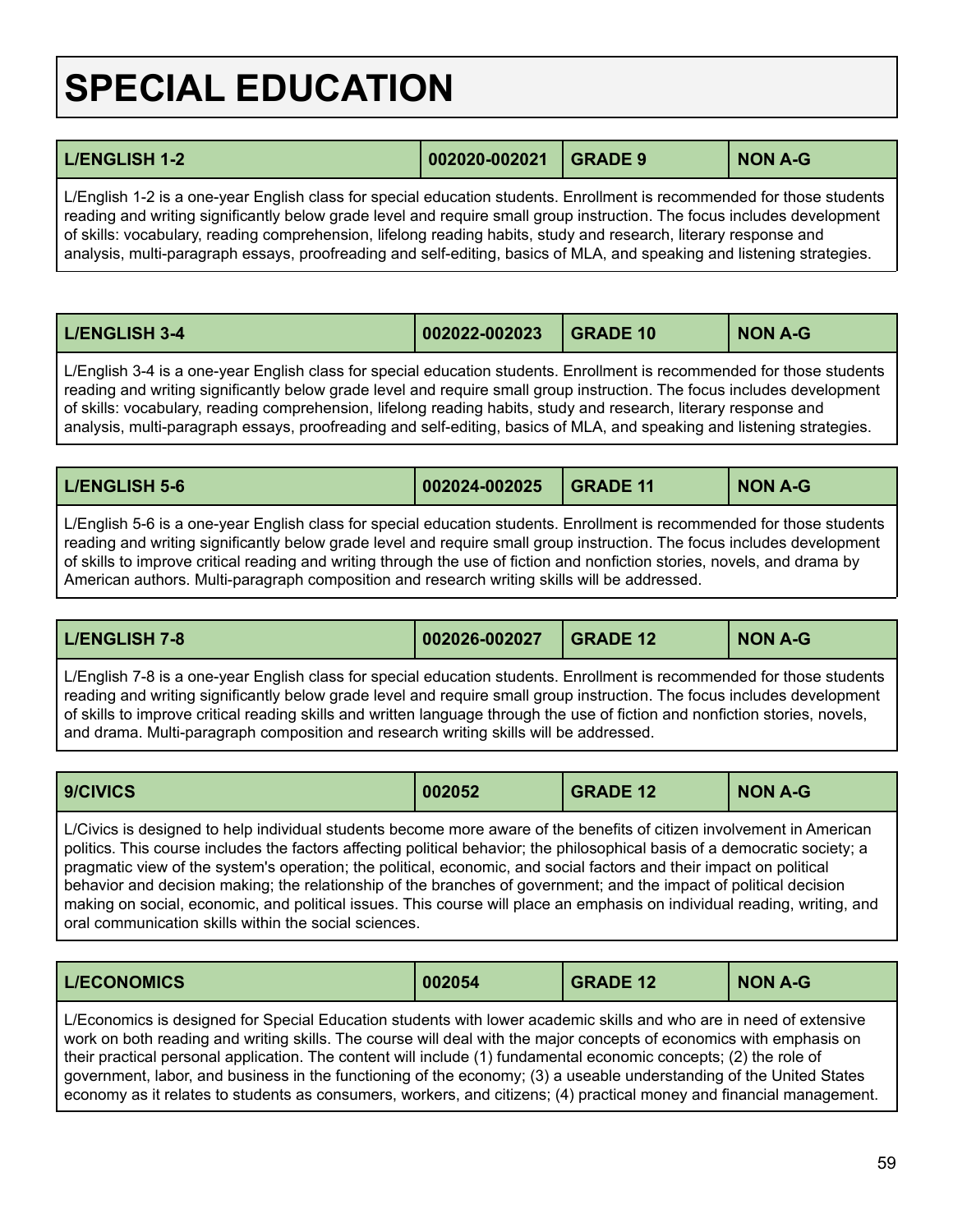# SPECIAL EDUCATION

| L/ENGLISH 1-2 | 002020-002021 | GRADE 9 | NON A-G |
|---|---|---|---|

L/English 1-2 is a one-year English class for special education students. Enrollment is recommended for those students reading and writing significantly below grade level and require small group instruction. The focus includes development of skills: vocabulary, reading comprehension, lifelong reading habits, study and research, literary response and analysis, multi-paragraph essays, proofreading and self-editing, basics of MLA, and speaking and listening strategies.

| L/ENGLISH 3-4 | 002022-002023 | GRADE 10 | NON A-G |
|---|---|---|---|

L/English 3-4 is a one-year English class for special education students. Enrollment is recommended for those students reading and writing significantly below grade level and require small group instruction. The focus includes development of skills: vocabulary, reading comprehension, lifelong reading habits, study and research, literary response and analysis, multi-paragraph essays, proofreading and self-editing, basics of MLA, and speaking and listening strategies.

| L/ENGLISH 5-6 | 002024-002025 | GRADE 11 | NON A-G |
|---|---|---|---|

L/English 5-6 is a one-year English class for special education students. Enrollment is recommended for those students reading and writing significantly below grade level and require small group instruction. The focus includes development of skills to improve critical reading and writing through the use of fiction and nonfiction stories, novels, and drama by American authors. Multi-paragraph composition and research writing skills will be addressed.

| L/ENGLISH 7-8 | 002026-002027 | GRADE 12 | NON A-G |
|---|---|---|---|

L/English 7-8 is a one-year English class for special education students. Enrollment is recommended for those students reading and writing significantly below grade level and require small group instruction. The focus includes development of skills to improve critical reading skills and written language through the use of fiction and nonfiction stories, novels, and drama. Multi-paragraph composition and research writing skills will be addressed.

| 9/CIVICS | 002052 | GRADE 12 | NON A-G |
|---|---|---|---|

L/Civics is designed to help individual students become more aware of the benefits of citizen involvement in American politics. This course includes the factors affecting political behavior; the philosophical basis of a democratic society; a pragmatic view of the system's operation; the political, economic, and social factors and their impact on political behavior and decision making; the relationship of the branches of government; and the impact of political decision making on social, economic, and political issues. This course will place an emphasis on individual reading, writing, and oral communication skills within the social sciences.

| L/ECONOMICS | 002054 | GRADE 12 | NON A-G |
|---|---|---|---|

L/Economics is designed for Special Education students with lower academic skills and who are in need of extensive work on both reading and writing skills. The course will deal with the major concepts of economics with emphasis on their practical personal application. The content will include (1) fundamental economic concepts; (2) the role of government, labor, and business in the functioning of the economy; (3) a useable understanding of the United States economy as it relates to students as consumers, workers, and citizens; (4) practical money and financial management.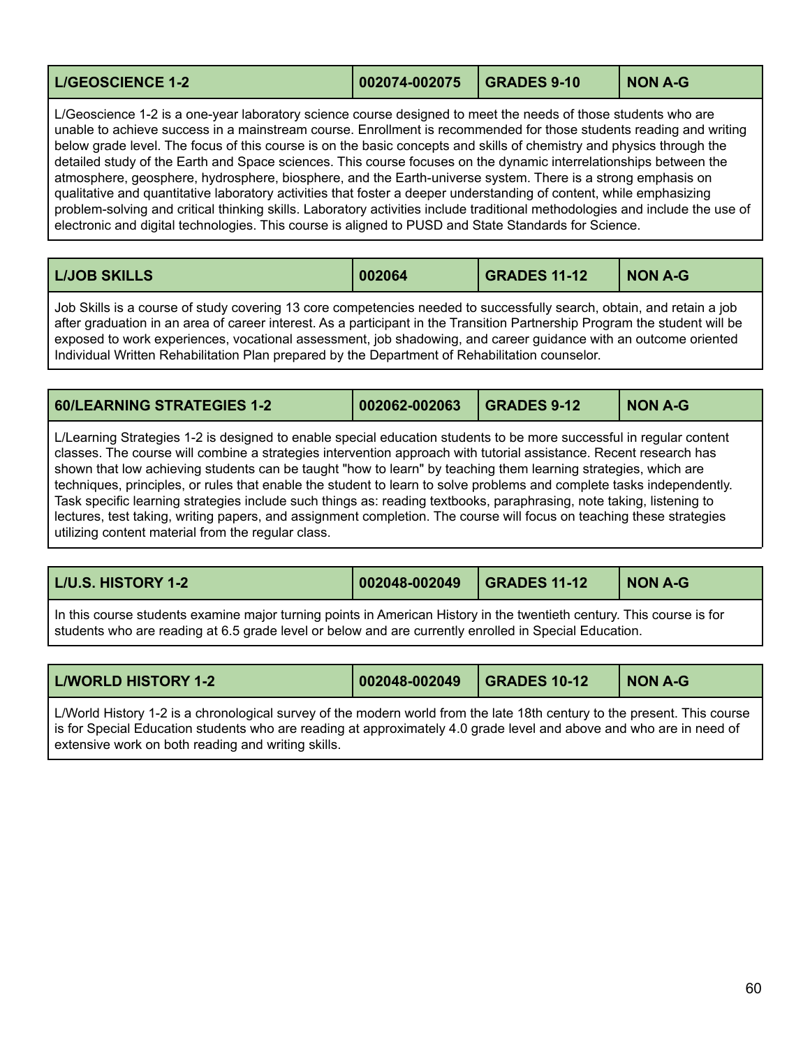| L/GEOSCIENCE 1-2 | 002074-002075 | GRADES 9-10 | NON A-G |
| --- | --- | --- | --- |

L/Geoscience 1-2 is a one-year laboratory science course designed to meet the needs of those students who are unable to achieve success in a mainstream course. Enrollment is recommended for those students reading and writing below grade level. The focus of this course is on the basic concepts and skills of chemistry and physics through the detailed study of the Earth and Space sciences. This course focuses on the dynamic interrelationships between the atmosphere, geosphere, hydrosphere, biosphere, and the Earth-universe system. There is a strong emphasis on qualitative and quantitative laboratory activities that foster a deeper understanding of content, while emphasizing problem-solving and critical thinking skills. Laboratory activities include traditional methodologies and include the use of electronic and digital technologies. This course is aligned to PUSD and State Standards for Science.

| L/JOB SKILLS | 002064 | GRADES 11-12 | NON A-G |
| --- | --- | --- | --- |

Job Skills is a course of study covering 13 core competencies needed to successfully search, obtain, and retain a job after graduation in an area of career interest. As a participant in the Transition Partnership Program the student will be exposed to work experiences, vocational assessment, job shadowing, and career guidance with an outcome oriented Individual Written Rehabilitation Plan prepared by the Department of Rehabilitation counselor.

| 60/LEARNING STRATEGIES 1-2 | 002062-002063 | GRADES 9-12 | NON A-G |
| --- | --- | --- | --- |

L/Learning Strategies 1-2 is designed to enable special education students to be more successful in regular content classes. The course will combine a strategies intervention approach with tutorial assistance. Recent research has shown that low achieving students can be taught "how to learn" by teaching them learning strategies, which are techniques, principles, or rules that enable the student to learn to solve problems and complete tasks independently. Task specific learning strategies include such things as: reading textbooks, paraphrasing, note taking, listening to lectures, test taking, writing papers, and assignment completion. The course will focus on teaching these strategies utilizing content material from the regular class.

| L/U.S. HISTORY 1-2 | 002048-002049 | GRADES 11-12 | NON A-G |
| --- | --- | --- | --- |

In this course students examine major turning points in American History in the twentieth century. This course is for students who are reading at 6.5 grade level or below and are currently enrolled in Special Education.

| L/WORLD HISTORY 1-2 | 002048-002049 | GRADES 10-12 | NON A-G |
| --- | --- | --- | --- |

L/World History 1-2 is a chronological survey of the modern world from the late 18th century to the present. This course is for Special Education students who are reading at approximately 4.0 grade level and above and who are in need of extensive work on both reading and writing skills.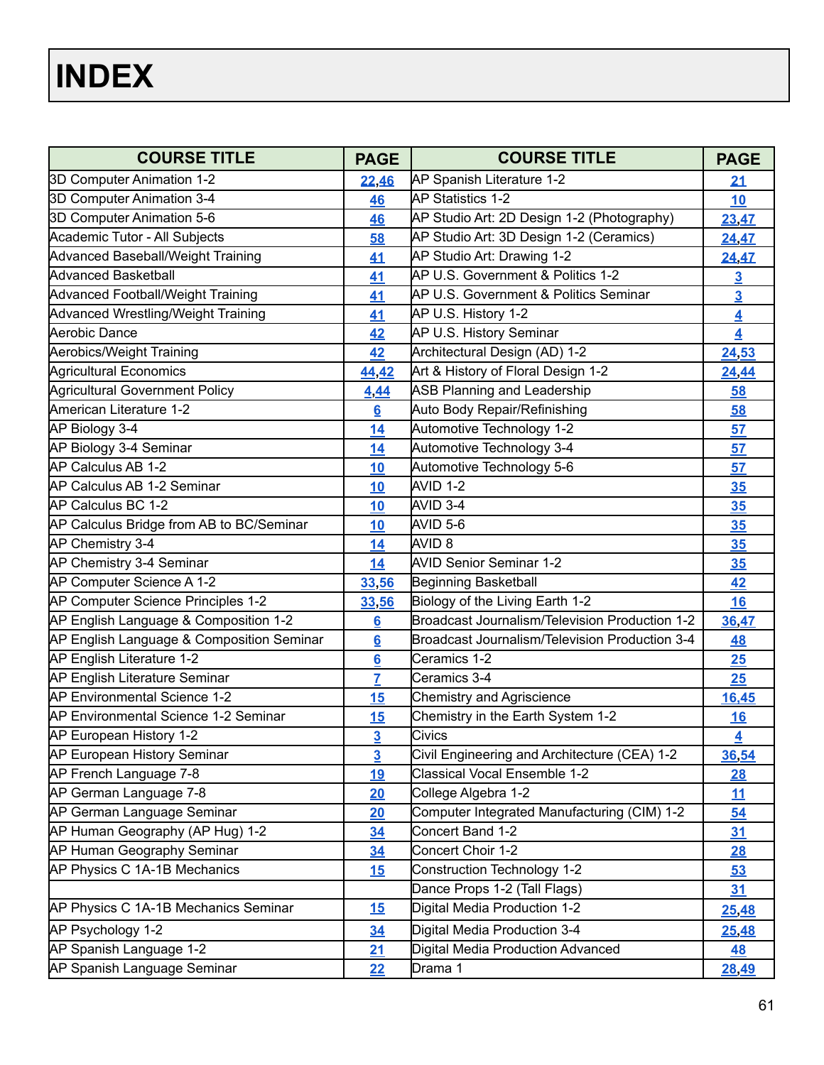# INDEX

| COURSE TITLE | PAGE | COURSE TITLE | PAGE |
|---|---|---|---|
| 3D Computer Animation 1-2 | 22,46 | AP Spanish Literature 1-2 | 21 |
| 3D Computer Animation 3-4 | 46 | AP Statistics 1-2 | 10 |
| 3D Computer Animation 5-6 | 46 | AP Studio Art: 2D Design 1-2 (Photography) | 23,47 |
| Academic Tutor - All Subjects | 58 | AP Studio Art: 3D Design 1-2 (Ceramics) | 24,47 |
| Advanced Baseball/Weight Training | 41 | AP Studio Art: Drawing 1-2 | 24,47 |
| Advanced Basketball | 41 | AP U.S. Government & Politics 1-2 | 3 |
| Advanced Football/Weight Training | 41 | AP U.S. Government & Politics Seminar | 3 |
| Advanced Wrestling/Weight Training | 41 | AP U.S. History 1-2 | 4 |
| Aerobic Dance | 42 | AP U.S. History Seminar | 4 |
| Aerobics/Weight Training | 42 | Architectural Design (AD) 1-2 | 24,53 |
| Agricultural Economics | 44,42 | Art & History of Floral Design 1-2 | 24,44 |
| Agricultural Government Policy | 4,44 | ASB Planning and Leadership | 58 |
| American Literature 1-2 | 6 | Auto Body Repair/Refinishing | 58 |
| AP Biology 3-4 | 14 | Automotive Technology 1-2 | 57 |
| AP Biology 3-4 Seminar | 14 | Automotive Technology 3-4 | 57 |
| AP Calculus AB 1-2 | 10 | Automotive Technology 5-6 | 57 |
| AP Calculus AB 1-2 Seminar | 10 | AVID 1-2 | 35 |
| AP Calculus BC 1-2 | 10 | AVID 3-4 | 35 |
| AP Calculus Bridge from AB to BC/Seminar | 10 | AVID 5-6 | 35 |
| AP Chemistry 3-4 | 14 | AVID 8 | 35 |
| AP Chemistry 3-4 Seminar | 14 | AVID Senior Seminar 1-2 | 35 |
| AP Computer Science A 1-2 | 33,56 | Beginning Basketball | 42 |
| AP Computer Science Principles 1-2 | 33,56 | Biology of the Living Earth 1-2 | 16 |
| AP English Language & Composition 1-2 | 6 | Broadcast Journalism/Television Production 1-2 | 36,47 |
| AP English Language & Composition Seminar | 6 | Broadcast Journalism/Television Production 3-4 | 48 |
| AP English Literature 1-2 | 6 | Ceramics 1-2 | 25 |
| AP English Literature Seminar | 7 | Ceramics 3-4 | 25 |
| AP Environmental Science 1-2 | 15 | Chemistry and Agriscience | 16,45 |
| AP Environmental Science 1-2 Seminar | 15 | Chemistry in the Earth System 1-2 | 16 |
| AP European History 1-2 | 3 | Civics | 4 |
| AP European History Seminar | 3 | Civil Engineering and Architecture (CEA) 1-2 | 36,54 |
| AP French Language 7-8 | 19 | Classical Vocal Ensemble 1-2 | 28 |
| AP German Language 7-8 | 20 | College Algebra 1-2 | 11 |
| AP German Language Seminar | 20 | Computer Integrated Manufacturing (CIM) 1-2 | 54 |
| AP Human Geography (AP Hug) 1-2 | 34 | Concert Band 1-2 | 31 |
| AP Human Geography Seminar | 34 | Concert Choir 1-2 | 28 |
| AP Physics C 1A-1B Mechanics | 15 | Construction Technology 1-2 | 53 |
| | | Dance Props 1-2 (Tall Flags) | 31 |
| AP Physics C 1A-1B Mechanics Seminar | 15 | Digital Media Production 1-2 | 25,48 |
| AP Psychology 1-2 | 34 | Digital Media Production 3-4 | 25,48 |
| AP Spanish Language 1-2 | 21 | Digital Media Production Advanced | 48 |
| AP Spanish Language Seminar | 22 | Drama 1 | 28,49 |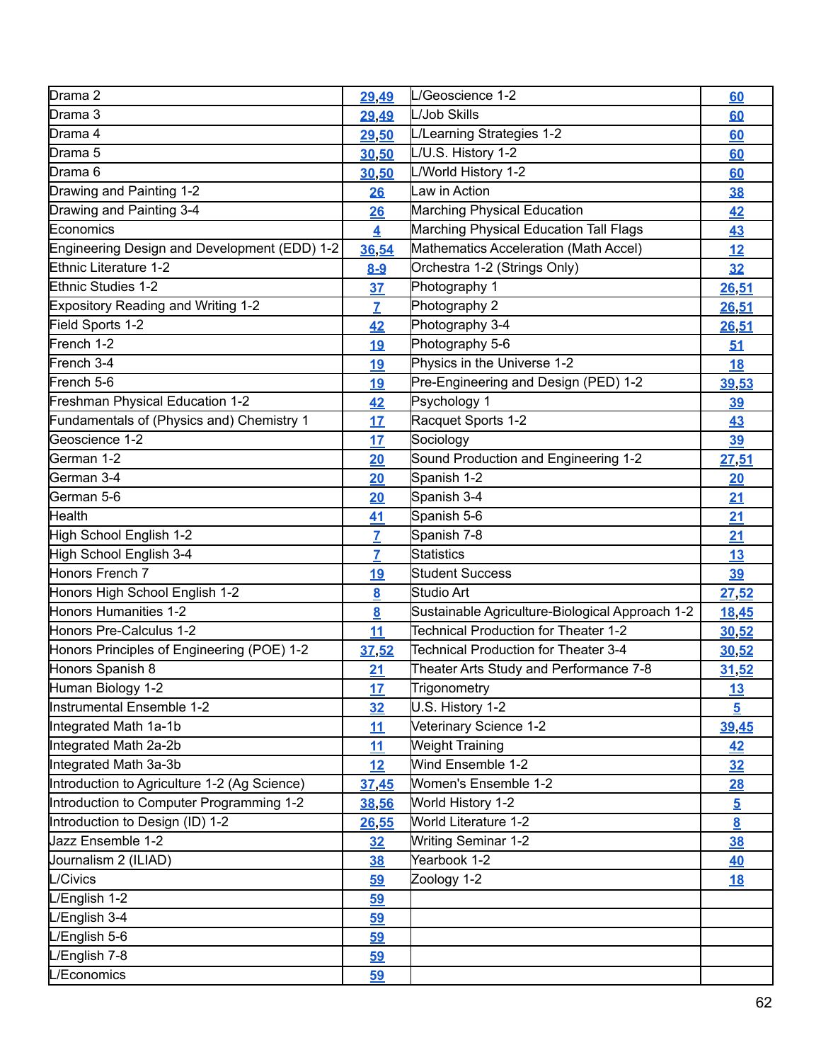| | | | |
|---|---|---|---|
| Drama 2 | 29,49 | L/Geoscience 1-2 | 60 |
| Drama 3 | 29,49 | L/Job Skills | 60 |
| Drama 4 | 29,50 | L/Learning Strategies 1-2 | 60 |
| Drama 5 | 30,50 | L/U.S. History 1-2 | 60 |
| Drama 6 | 30,50 | L/World History 1-2 | 60 |
| Drawing and Painting 1-2 | 26 | Law in Action | 38 |
| Drawing and Painting 3-4 | 26 | Marching Physical Education | 42 |
| Economics | 4 | Marching Physical Education Tall Flags | 43 |
| Engineering Design and Development (EDD) 1-2 | 36,54 | Mathematics Acceleration (Math Accel) | 12 |
| Ethnic Literature 1-2 | 8-9 | Orchestra 1-2 (Strings Only) | 32 |
| Ethnic Studies 1-2 | 37 | Photography 1 | 26,51 |
| Expository Reading and Writing 1-2 | 7 | Photography 2 | 26,51 |
| Field Sports 1-2 | 42 | Photography 3-4 | 26,51 |
| French 1-2 | 19 | Photography 5-6 | 51 |
| French 3-4 | 19 | Physics in the Universe 1-2 | 18 |
| French 5-6 | 19 | Pre-Engineering and Design (PED) 1-2 | 39,53 |
| Freshman Physical Education 1-2 | 42 | Psychology 1 | 39 |
| Fundamentals of (Physics and) Chemistry 1 | 17 | Racquet Sports 1-2 | 43 |
| Geoscience 1-2 | 17 | Sociology | 39 |
| German 1-2 | 20 | Sound Production and Engineering 1-2 | 27,51 |
| German 3-4 | 20 | Spanish 1-2 | 20 |
| German 5-6 | 20 | Spanish 3-4 | 21 |
| Health | 41 | Spanish 5-6 | 21 |
| High School English 1-2 | 7 | Spanish 7-8 | 21 |
| High School English 3-4 | 7 | Statistics | 13 |
| Honors French 7 | 19 | Student Success | 39 |
| Honors High School English 1-2 | 8 | Studio Art | 27,52 |
| Honors Humanities 1-2 | 8 | Sustainable Agriculture-Biological Approach 1-2 | 18,45 |
| Honors Pre-Calculus 1-2 | 11 | Technical Production for Theater 1-2 | 30,52 |
| Honors Principles of Engineering (POE) 1-2 | 37,52 | Technical Production for Theater 3-4 | 30,52 |
| Honors Spanish 8 | 21 | Theater Arts Study and Performance 7-8 | 31,52 |
| Human Biology 1-2 | 17 | Trigonometry | 13 |
| Instrumental Ensemble 1-2 | 32 | U.S. History 1-2 | 5 |
| Integrated Math 1a-1b | 11 | Veterinary Science 1-2 | 39,45 |
| Integrated Math 2a-2b | 11 | Weight Training | 42 |
| Integrated Math 3a-3b | 12 | Wind Ensemble 1-2 | 32 |
| Introduction to Agriculture 1-2 (Ag Science) | 37,45 | Women's Ensemble 1-2 | 28 |
| Introduction to Computer Programming 1-2 | 38,56 | World History 1-2 | 5 |
| Introduction to Design (ID) 1-2 | 26,55 | World Literature 1-2 | 8 |
| Jazz Ensemble 1-2 | 32 | Writing Seminar 1-2 | 38 |
| Journalism 2 (ILIAD) | 38 | Yearbook 1-2 | 40 |
| L/Civics | 59 | Zoology 1-2 | 18 |
| L/English 1-2 | 59 | | |
| L/English 3-4 | 59 | | |
| L/English 5-6 | 59 | | |
| L/English 7-8 | 59 | | |
| L/Economics | 59 | | |